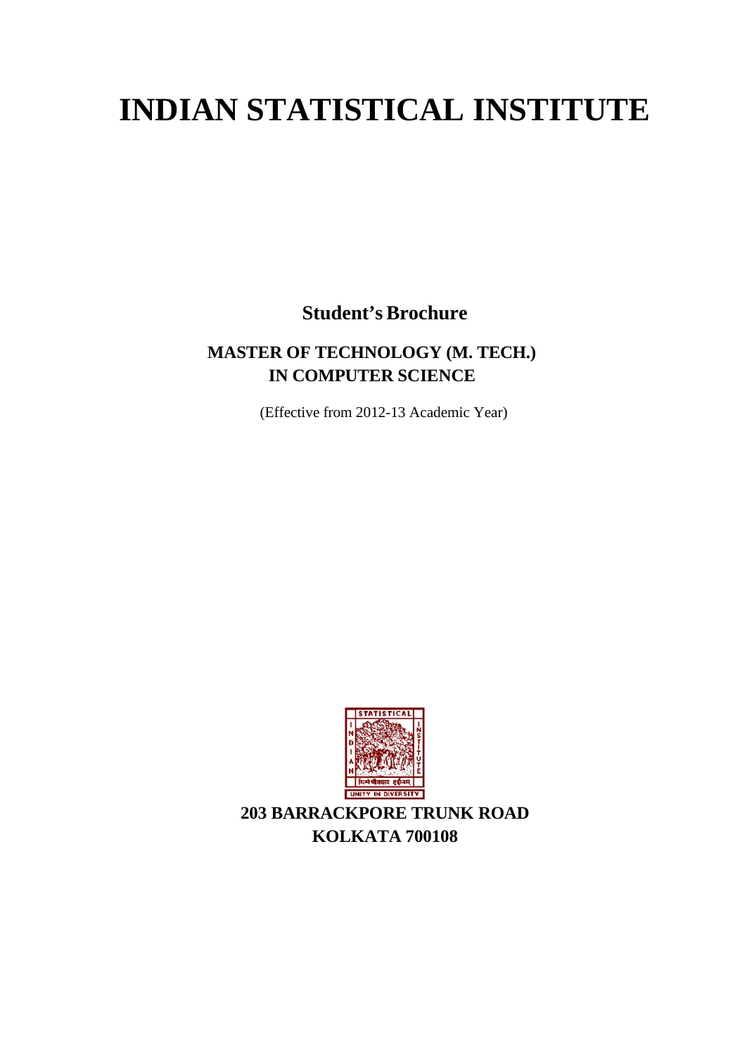# INDIAN STATISTICAL INSTITUTE

**Student's Brochure**

**MASTER OF TECHNOLOGY (M. TECH.)**
**IN COMPUTER SCIENCE**

(Effective from 2012-13 Academic Year)

**203 BARRACKPORE TRUNK ROAD**
**KOLKATA 700108**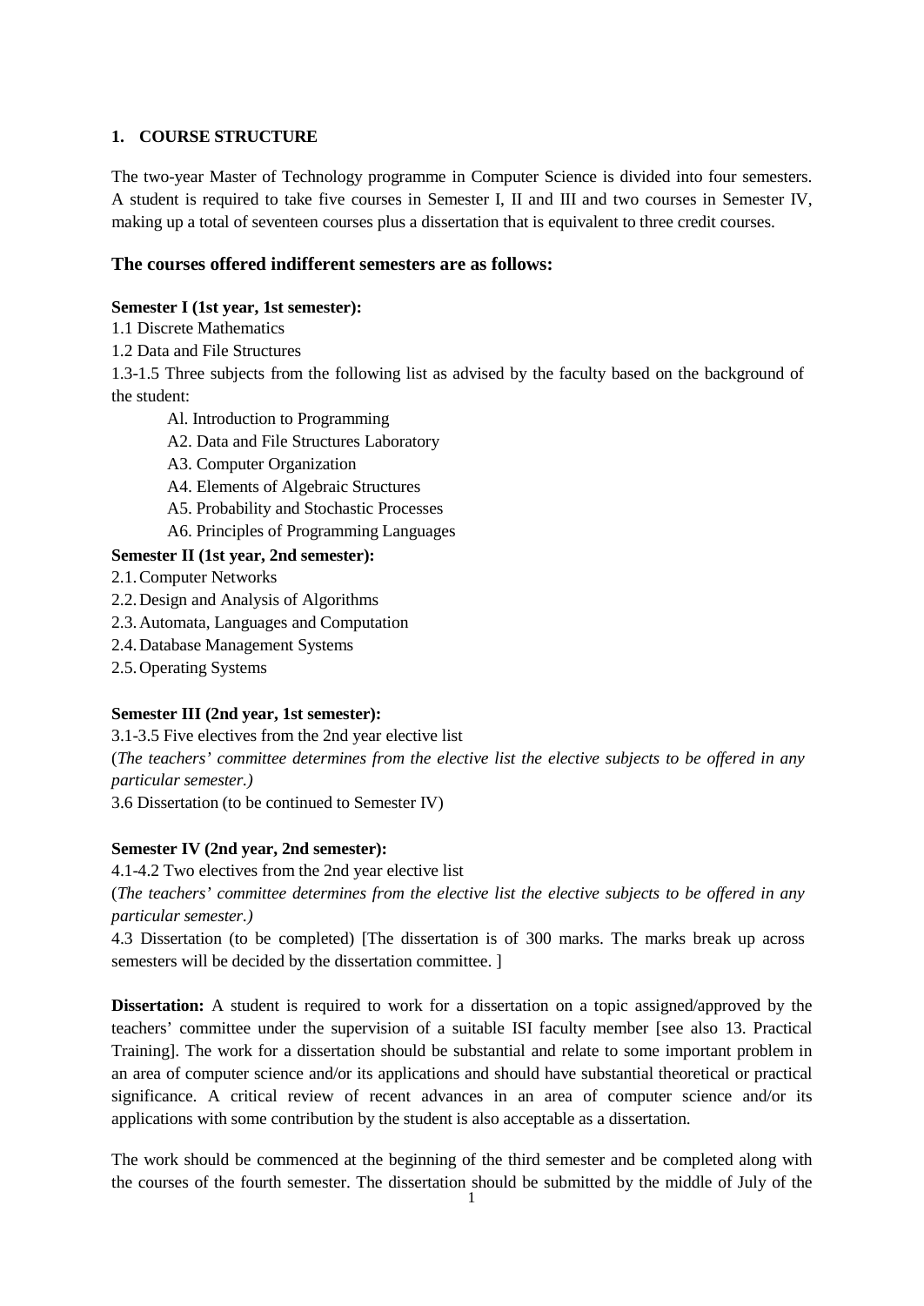## 1. COURSE STRUCTURE

The two-year Master of Technology programme in Computer Science is divided into four semesters. A student is required to take five courses in Semester I, II and III and two courses in Semester IV, making up a total of seventeen courses plus a dissertation that is equivalent to three credit courses.

### The courses offered indifferent semesters are as follows:

**Semester I (1st year, 1st semester):**

1.1 Discrete Mathematics

1.2 Data and File Structures

1.3-1.5 Three subjects from the following list as advised by the faculty based on the background of the student:

- Al. Introduction to Programming
- A2. Data and File Structures Laboratory
- A3. Computer Organization
- A4. Elements of Algebraic Structures
- A5. Probability and Stochastic Processes
- A6. Principles of Programming Languages

**Semester II (1st year, 2nd semester):**

2.1. Computer Networks

2.2. Design and Analysis of Algorithms

2.3. Automata, Languages and Computation

2.4. Database Management Systems

2.5. Operating Systems

**Semester III (2nd year, 1st semester):**

3.1-3.5 Five electives from the 2nd year elective list

(*The teachers' committee determines from the elective list the elective subjects to be offered in any particular semester.)*

3.6 Dissertation (to be continued to Semester IV)

**Semester IV (2nd year, 2nd semester):**

4.1-4.2 Two electives from the 2nd year elective list

(*The teachers' committee determines from the elective list the elective subjects to be offered in any particular semester.)*

4.3 Dissertation (to be completed) [The dissertation is of 300 marks. The marks break up across semesters will be decided by the dissertation committee. ]

**Dissertation:** A student is required to work for a dissertation on a topic assigned/approved by the teachers' committee under the supervision of a suitable ISI faculty member [see also 13. Practical Training]. The work for a dissertation should be substantial and relate to some important problem in an area of computer science and/or its applications and should have substantial theoretical or practical significance. A critical review of recent advances in an area of computer science and/or its applications with some contribution by the student is also acceptable as a dissertation.

The work should be commenced at the beginning of the third semester and be completed along with the courses of the fourth semester. The dissertation should be submitted by the middle of July of the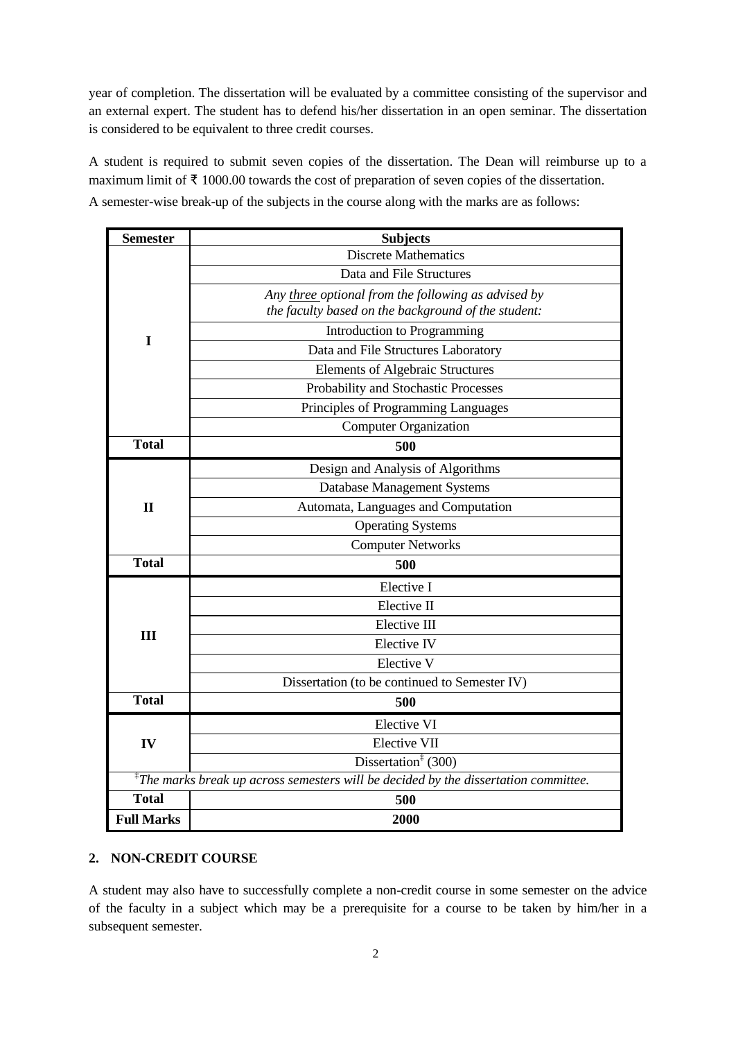year of completion. The dissertation will be evaluated by a committee consisting of the supervisor and an external expert. The student has to defend his/her dissertation in an open seminar. The dissertation is considered to be equivalent to three credit courses.

A student is required to submit seven copies of the dissertation. The Dean will reimburse up to a maximum limit of ₹ 1000.00 towards the cost of preparation of seven copies of the dissertation.

A semester-wise break-up of the subjects in the course along with the marks are as follows:

| Semester | Subjects |
|---|---|
| I | Discrete Mathematics |
| | Data and File Structures |
| | *Any <u>three</u> optional from the following as advised by the faculty based on the background of the student:* |
| | Introduction to Programming |
| | Data and File Structures Laboratory |
| | Elements of Algebraic Structures |
| | Probability and Stochastic Processes |
| | Principles of Programming Languages |
| | Computer Organization |
| **Total** | **500** |
| II | Design and Analysis of Algorithms |
| | Database Management Systems |
| | Automata, Languages and Computation |
| | Operating Systems |
| | Computer Networks |
| **Total** | **500** |
| III | Elective I |
| | Elective II |
| | Elective III |
| | Elective IV |
| | Elective V |
| | Dissertation (to be continued to Semester IV) |
| **Total** | **500** |
| IV | Elective VI |
| | Elective VII |
| | Dissertation[‡] (300) |
| [‡]*The marks break up across semesters will be decided by the dissertation committee.* | |
| **Total** | **500** |
| **Full Marks** | **2000** |

## 2. NON-CREDIT COURSE

A student may also have to successfully complete a non-credit course in some semester on the advice of the faculty in a subject which may be a prerequisite for a course to be taken by him/her in a subsequent semester.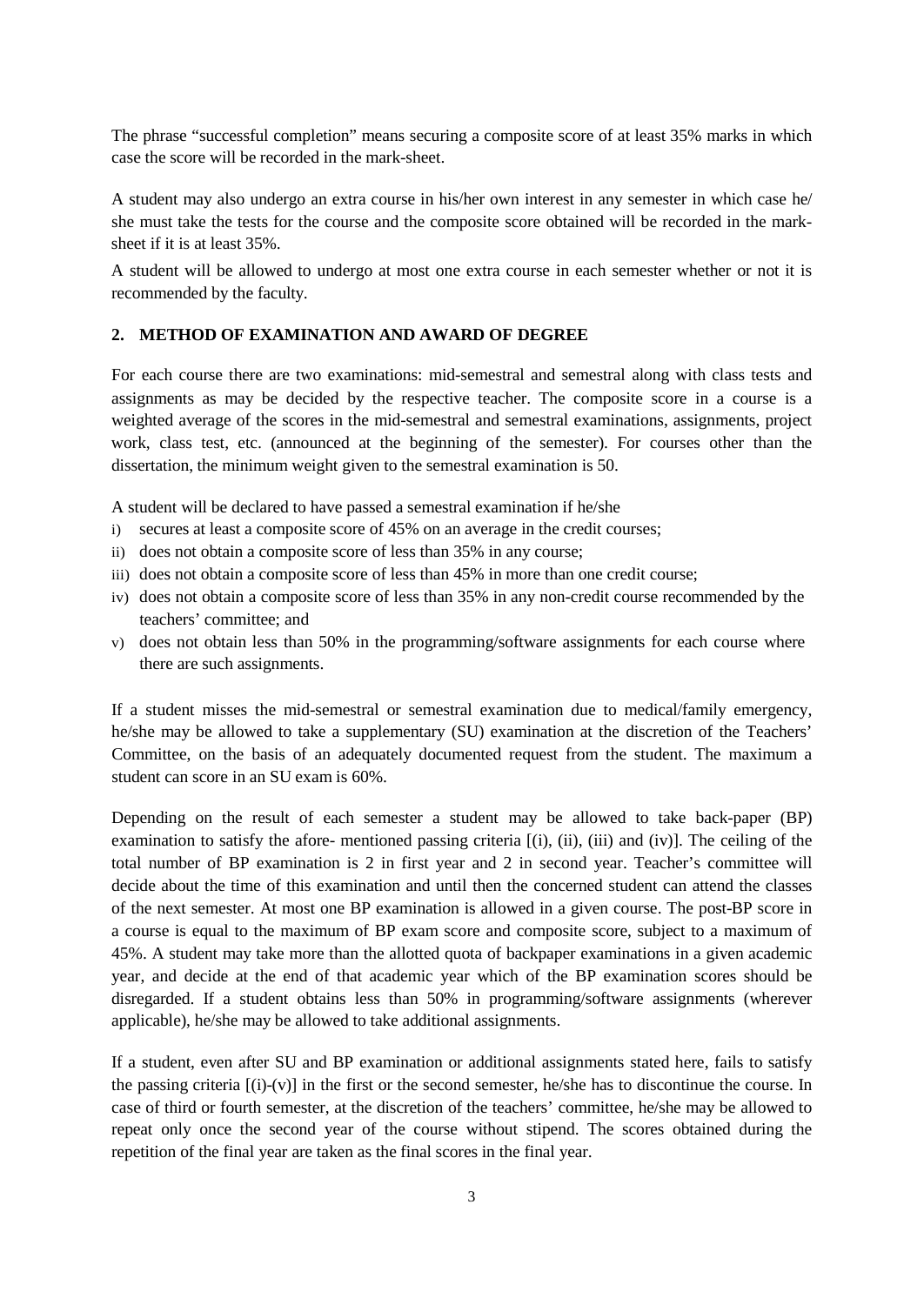The phrase "successful completion" means securing a composite score of at least 35% marks in which case the score will be recorded in the mark-sheet.

A student may also undergo an extra course in his/her own interest in any semester in which case he/ she must take the tests for the course and the composite score obtained will be recorded in the mark-sheet if it is at least 35%.

A student will be allowed to undergo at most one extra course in each semester whether or not it is recommended by the faculty.

## 2. METHOD OF EXAMINATION AND AWARD OF DEGREE

For each course there are two examinations: mid-semestral and semestral along with class tests and assignments as may be decided by the respective teacher. The composite score in a course is a weighted average of the scores in the mid-semestral and semestral examinations, assignments, project work, class test, etc. (announced at the beginning of the semester). For courses other than the dissertation, the minimum weight given to the semestral examination is 50.

A student will be declared to have passed a semestral examination if he/she

i) secures at least a composite score of 45% on an average in the credit courses;
ii) does not obtain a composite score of less than 35% in any course;
iii) does not obtain a composite score of less than 45% in more than one credit course;
iv) does not obtain a composite score of less than 35% in any non-credit course recommended by the teachers' committee; and
v) does not obtain less than 50% in the programming/software assignments for each course where there are such assignments.

If a student misses the mid-semestral or semestral examination due to medical/family emergency, he/she may be allowed to take a supplementary (SU) examination at the discretion of the Teachers' Committee, on the basis of an adequately documented request from the student. The maximum a student can score in an SU exam is 60%.

Depending on the result of each semester a student may be allowed to take back-paper (BP) examination to satisfy the afore- mentioned passing criteria [(i), (ii), (iii) and (iv)]. The ceiling of the total number of BP examination is 2 in first year and 2 in second year. Teacher's committee will decide about the time of this examination and until then the concerned student can attend the classes of the next semester. At most one BP examination is allowed in a given course. The post-BP score in a course is equal to the maximum of BP exam score and composite score, subject to a maximum of 45%. A student may take more than the allotted quota of backpaper examinations in a given academic year, and decide at the end of that academic year which of the BP examination scores should be disregarded. If a student obtains less than 50% in programming/software assignments (wherever applicable), he/she may be allowed to take additional assignments.

If a student, even after SU and BP examination or additional assignments stated here, fails to satisfy the passing criteria [(i)-(v)] in the first or the second semester, he/she has to discontinue the course. In case of third or fourth semester, at the discretion of the teachers' committee, he/she may be allowed to repeat only once the second year of the course without stipend. The scores obtained during the repetition of the final year are taken as the final scores in the final year.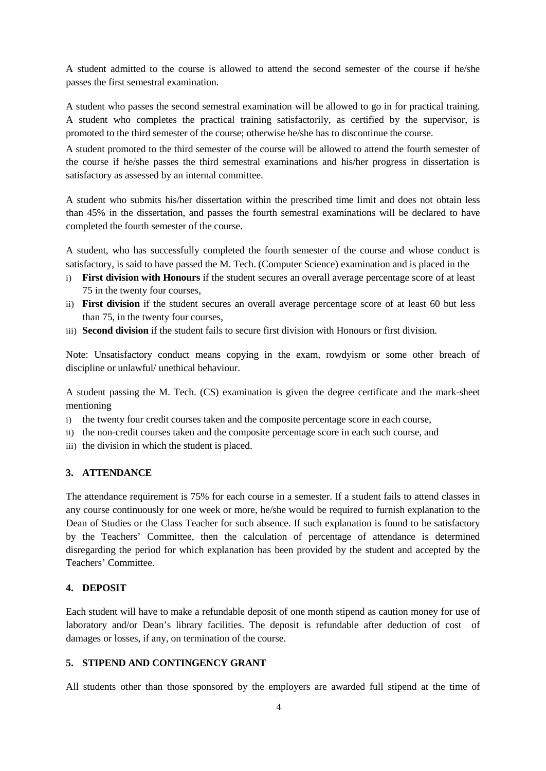A student admitted to the course is allowed to attend the second semester of the course if he/she passes the first semestral examination.

A student who passes the second semestral examination will be allowed to go in for practical training. A student who completes the practical training satisfactorily, as certified by the supervisor, is promoted to the third semester of the course; otherwise he/she has to discontinue the course.

A student promoted to the third semester of the course will be allowed to attend the fourth semester of the course if he/she passes the third semestral examinations and his/her progress in dissertation is satisfactory as assessed by an internal committee.

A student who submits his/her dissertation within the prescribed time limit and does not obtain less than 45% in the dissertation, and passes the fourth semestral examinations will be declared to have completed the fourth semester of the course.

A student, who has successfully completed the fourth semester of the course and whose conduct is satisfactory, is said to have passed the M. Tech. (Computer Science) examination and is placed in the

i) **First division with Honours** if the student secures an overall average percentage score of at least 75 in the twenty four courses,
ii) **First division** if the student secures an overall average percentage score of at least 60 but less than 75, in the twenty four courses,
iii) **Second division** if the student fails to secure first division with Honours or first division.

Note: Unsatisfactory conduct means copying in the exam, rowdyism or some other breach of discipline or unlawful/ unethical behaviour.

A student passing the M. Tech. (CS) examination is given the degree certificate and the mark-sheet mentioning

i) the twenty four credit courses taken and the composite percentage score in each course,
ii) the non-credit courses taken and the composite percentage score in each such course, and
iii) the division in which the student is placed.

## 3. ATTENDANCE

The attendance requirement is 75% for each course in a semester. If a student fails to attend classes in any course continuously for one week or more, he/she would be required to furnish explanation to the Dean of Studies or the Class Teacher for such absence. If such explanation is found to be satisfactory by the Teachers' Committee, then the calculation of percentage of attendance is determined disregarding the period for which explanation has been provided by the student and accepted by the Teachers' Committee.

## 4. DEPOSIT

Each student will have to make a refundable deposit of one month stipend as caution money for use of laboratory and/or Dean's library facilities. The deposit is refundable after deduction of cost of damages or losses, if any, on termination of the course.

## 5. STIPEND AND CONTINGENCY GRANT

All students other than those sponsored by the employers are awarded full stipend at the time of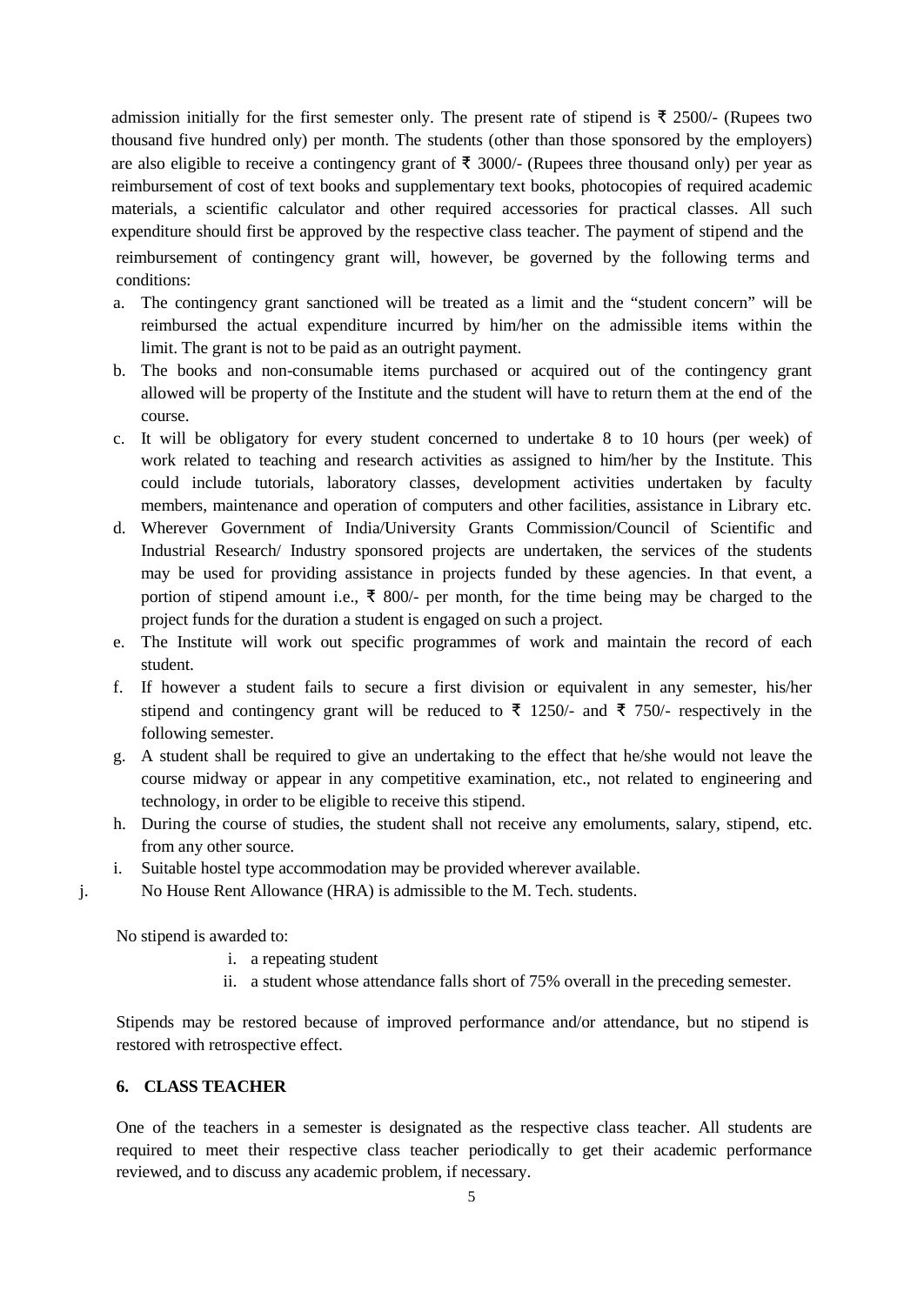admission initially for the first semester only. The present rate of stipend is ₹ 2500/- (Rupees two thousand five hundred only) per month. The students (other than those sponsored by the employers) are also eligible to receive a contingency grant of ₹ 3000/- (Rupees three thousand only) per year as reimbursement of cost of text books and supplementary text books, photocopies of required academic materials, a scientific calculator and other required accessories for practical classes. All such expenditure should first be approved by the respective class teacher. The payment of stipend and the reimbursement of contingency grant will, however, be governed by the following terms and conditions:

a. The contingency grant sanctioned will be treated as a limit and the "student concern" will be reimbursed the actual expenditure incurred by him/her on the admissible items within the limit. The grant is not to be paid as an outright payment.
b. The books and non-consumable items purchased or acquired out of the contingency grant allowed will be property of the Institute and the student will have to return them at the end of the course.
c. It will be obligatory for every student concerned to undertake 8 to 10 hours (per week) of work related to teaching and research activities as assigned to him/her by the Institute. This could include tutorials, laboratory classes, development activities undertaken by faculty members, maintenance and operation of computers and other facilities, assistance in Library etc.
d. Wherever Government of India/University Grants Commission/Council of Scientific and Industrial Research/ Industry sponsored projects are undertaken, the services of the students may be used for providing assistance in projects funded by these agencies. In that event, a portion of stipend amount i.e., ₹ 800/- per month, for the time being may be charged to the project funds for the duration a student is engaged on such a project.
e. The Institute will work out specific programmes of work and maintain the record of each student.
f. If however a student fails to secure a first division or equivalent in any semester, his/her stipend and contingency grant will be reduced to ₹ 1250/- and ₹ 750/- respectively in the following semester.
g. A student shall be required to give an undertaking to the effect that he/she would not leave the course midway or appear in any competitive examination, etc., not related to engineering and technology, in order to be eligible to receive this stipend.
h. During the course of studies, the student shall not receive any emoluments, salary, stipend, etc. from any other source.
i. Suitable hostel type accommodation may be provided wherever available.
j. No House Rent Allowance (HRA) is admissible to the M. Tech. students.

No stipend is awarded to:

i. a repeating student
ii. a student whose attendance falls short of 75% overall in the preceding semester.

Stipends may be restored because of improved performance and/or attendance, but no stipend is restored with retrospective effect.

## 6. CLASS TEACHER

One of the teachers in a semester is designated as the respective class teacher. All students are required to meet their respective class teacher periodically to get their academic performance reviewed, and to discuss any academic problem, if necessary.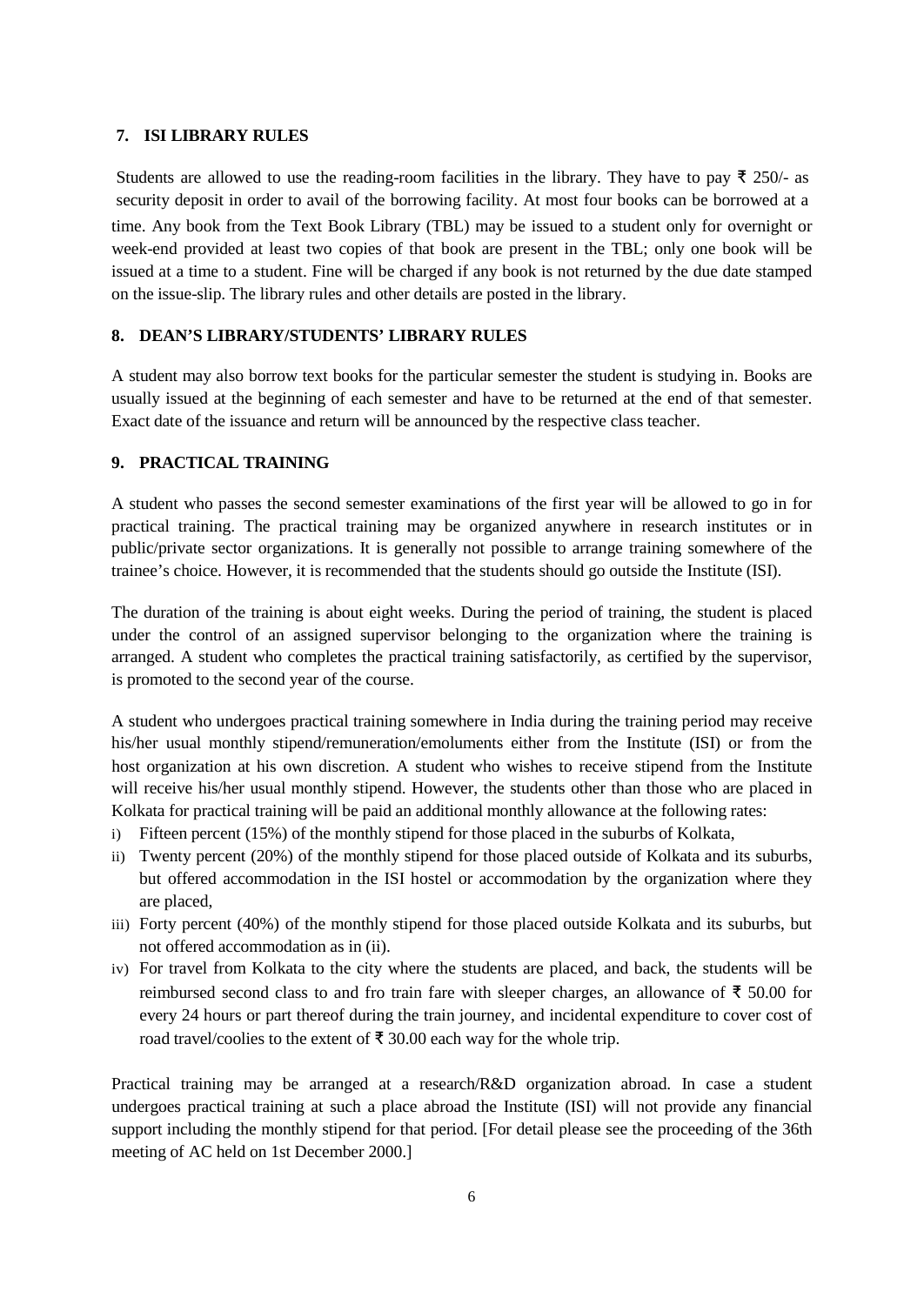## 7. ISI LIBRARY RULES

Students are allowed to use the reading-room facilities in the library. They have to pay ₹ 250/- as security deposit in order to avail of the borrowing facility. At most four books can be borrowed at a time. Any book from the Text Book Library (TBL) may be issued to a student only for overnight or week-end provided at least two copies of that book are present in the TBL; only one book will be issued at a time to a student. Fine will be charged if any book is not returned by the due date stamped on the issue-slip. The library rules and other details are posted in the library.

## 8. DEAN'S LIBRARY/STUDENTS' LIBRARY RULES

A student may also borrow text books for the particular semester the student is studying in. Books are usually issued at the beginning of each semester and have to be returned at the end of that semester. Exact date of the issuance and return will be announced by the respective class teacher.

## 9. PRACTICAL TRAINING

A student who passes the second semester examinations of the first year will be allowed to go in for practical training. The practical training may be organized anywhere in research institutes or in public/private sector organizations. It is generally not possible to arrange training somewhere of the trainee's choice. However, it is recommended that the students should go outside the Institute (ISI).

The duration of the training is about eight weeks. During the period of training, the student is placed under the control of an assigned supervisor belonging to the organization where the training is arranged. A student who completes the practical training satisfactorily, as certified by the supervisor, is promoted to the second year of the course.

A student who undergoes practical training somewhere in India during the training period may receive his/her usual monthly stipend/remuneration/emoluments either from the Institute (ISI) or from the host organization at his own discretion. A student who wishes to receive stipend from the Institute will receive his/her usual monthly stipend. However, the students other than those who are placed in Kolkata for practical training will be paid an additional monthly allowance at the following rates:

i) Fifteen percent (15%) of the monthly stipend for those placed in the suburbs of Kolkata,
ii) Twenty percent (20%) of the monthly stipend for those placed outside of Kolkata and its suburbs, but offered accommodation in the ISI hostel or accommodation by the organization where they are placed,
iii) Forty percent (40%) of the monthly stipend for those placed outside Kolkata and its suburbs, but not offered accommodation as in (ii).
iv) For travel from Kolkata to the city where the students are placed, and back, the students will be reimbursed second class to and fro train fare with sleeper charges, an allowance of ₹ 50.00 for every 24 hours or part thereof during the train journey, and incidental expenditure to cover cost of road travel/coolies to the extent of ₹ 30.00 each way for the whole trip.

Practical training may be arranged at a research/R&D organization abroad. In case a student undergoes practical training at such a place abroad the Institute (ISI) will not provide any financial support including the monthly stipend for that period. [For detail please see the proceeding of the 36th meeting of AC held on 1st December 2000.]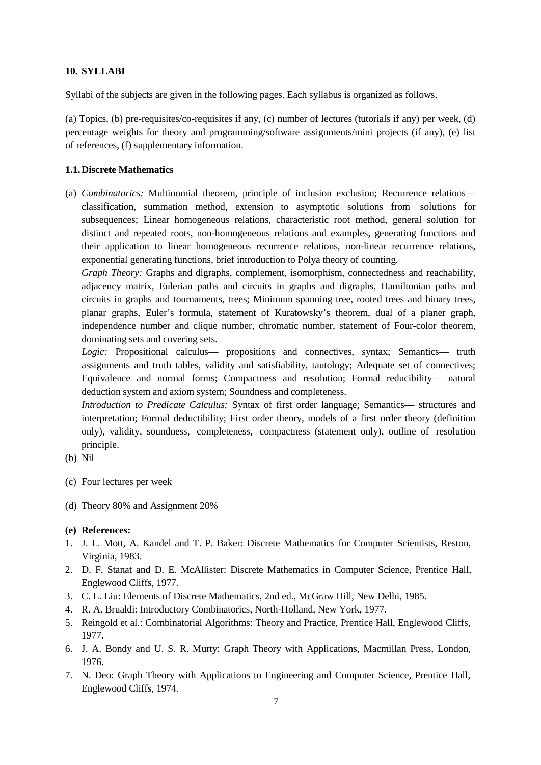## 10. SYLLABI

Syllabi of the subjects are given in the following pages. Each syllabus is organized as follows.

(a) Topics, (b) pre-requisites/co-requisites if any, (c) number of lectures (tutorials if any) per week, (d) percentage weights for theory and programming/software assignments/mini projects (if any), (e) list of references, (f) supplementary information.

### 1.1. Discrete Mathematics

(a) *Combinatorics:* Multinomial theorem, principle of inclusion exclusion; Recurrence relations— classification, summation method, extension to asymptotic solutions from solutions for subsequences; Linear homogeneous relations, characteristic root method, general solution for distinct and repeated roots, non-homogeneous relations and examples, generating functions and their application to linear homogeneous recurrence relations, non-linear recurrence relations, exponential generating functions, brief introduction to Polya theory of counting.

*Graph Theory:* Graphs and digraphs, complement, isomorphism, connectedness and reachability, adjacency matrix, Eulerian paths and circuits in graphs and digraphs, Hamiltonian paths and circuits in graphs and tournaments, trees; Minimum spanning tree, rooted trees and binary trees, planar graphs, Euler's formula, statement of Kuratowsky's theorem, dual of a planer graph, independence number and clique number, chromatic number, statement of Four-color theorem, dominating sets and covering sets.

*Logic:* Propositional calculus— propositions and connectives, syntax; Semantics— truth assignments and truth tables, validity and satisfiability, tautology; Adequate set of connectives; Equivalence and normal forms; Compactness and resolution; Formal reducibility— natural deduction system and axiom system; Soundness and completeness.

*Introduction to Predicate Calculus:* Syntax of first order language; Semantics— structures and interpretation; Formal deductibility; First order theory, models of a first order theory (definition only), validity, soundness, completeness, compactness (statement only), outline of resolution principle.

(b) Nil

(c) Four lectures per week

(d) Theory 80% and Assignment 20%

**(e) References:**

1. J. L. Mott, A. Kandel and T. P. Baker: Discrete Mathematics for Computer Scientists, Reston, Virginia, 1983.
2. D. F. Stanat and D. E. McAllister: Discrete Mathematics in Computer Science, Prentice Hall, Englewood Cliffs, 1977.
3. C. L. Liu: Elements of Discrete Mathematics, 2nd ed., McGraw Hill, New Delhi, 1985.
4. R. A. Brualdi: Introductory Combinatorics, North-Holland, New York, 1977.
5. Reingold et al.: Combinatorial Algorithms: Theory and Practice, Prentice Hall, Englewood Cliffs, 1977.
6. J. A. Bondy and U. S. R. Murty: Graph Theory with Applications, Macmillan Press, London, 1976.
7. N. Deo: Graph Theory with Applications to Engineering and Computer Science, Prentice Hall, Englewood Cliffs, 1974.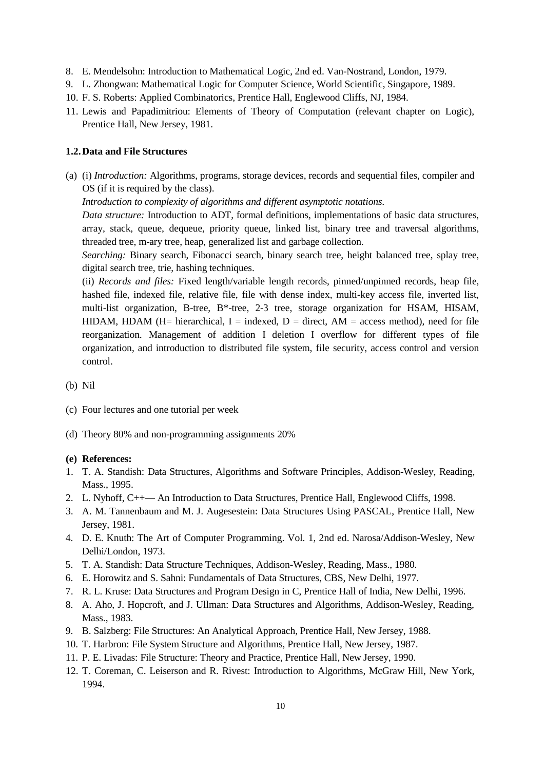8. E. Mendelsohn: Introduction to Mathematical Logic, 2nd ed. Van-Nostrand, London, 1979.
9. L. Zhongwan: Mathematical Logic for Computer Science, World Scientific, Singapore, 1989.
10. F. S. Roberts: Applied Combinatorics, Prentice Hall, Englewood Cliffs, NJ, 1984.
11. Lewis and Papadimitriou: Elements of Theory of Computation (relevant chapter on Logic), Prentice Hall, New Jersey, 1981.

### 1.2. Data and File Structures

(a) (i) *Introduction:* Algorithms, programs, storage devices, records and sequential files, compiler and OS (if it is required by the class).

*Introduction to complexity of algorithms and different asymptotic notations.*

*Data structure:* Introduction to ADT, formal definitions, implementations of basic data structures, array, stack, queue, dequeue, priority queue, linked list, binary tree and traversal algorithms, threaded tree, m-ary tree, heap, generalized list and garbage collection.

*Searching:* Binary search, Fibonacci search, binary search tree, height balanced tree, splay tree, digital search tree, trie, hashing techniques.

(ii) *Records and files:* Fixed length/variable length records, pinned/unpinned records, heap file, hashed file, indexed file, relative file, file with dense index, multi-key access file, inverted list, multi-list organization, B-tree, B*-tree, 2-3 tree, storage organization for HSAM, HISAM, HIDAM, HDAM (H= hierarchical, I = indexed, D = direct, AM = access method), need for file reorganization. Management of addition I deletion I overflow for different types of file organization, and introduction to distributed file system, file security, access control and version control.

(b) Nil

(c) Four lectures and one tutorial per week

(d) Theory 80% and non-programming assignments 20%

**(e) References:**

1. T. A. Standish: Data Structures, Algorithms and Software Principles, Addison-Wesley, Reading, Mass., 1995.
2. L. Nyhoff, C++— An Introduction to Data Structures, Prentice Hall, Englewood Cliffs, 1998.
3. A. M. Tannenbaum and M. J. Augesestein: Data Structures Using PASCAL, Prentice Hall, New Jersey, 1981.
4. D. E. Knuth: The Art of Computer Programming. Vol. 1, 2nd ed. Narosa/Addison-Wesley, New Delhi/London, 1973.
5. T. A. Standish: Data Structure Techniques, Addison-Wesley, Reading, Mass., 1980.
6. E. Horowitz and S. Sahni: Fundamentals of Data Structures, CBS, New Delhi, 1977.
7. R. L. Kruse: Data Structures and Program Design in C, Prentice Hall of India, New Delhi, 1996.
8. A. Aho, J. Hopcroft, and J. Ullman: Data Structures and Algorithms, Addison-Wesley, Reading, Mass., 1983.
9. B. Salzberg: File Structures: An Analytical Approach, Prentice Hall, New Jersey, 1988.
10. T. Harbron: File System Structure and Algorithms, Prentice Hall, New Jersey, 1987.
11. P. E. Livadas: File Structure: Theory and Practice, Prentice Hall, New Jersey, 1990.
12. T. Coreman, C. Leiserson and R. Rivest: Introduction to Algorithms, McGraw Hill, New York, 1994.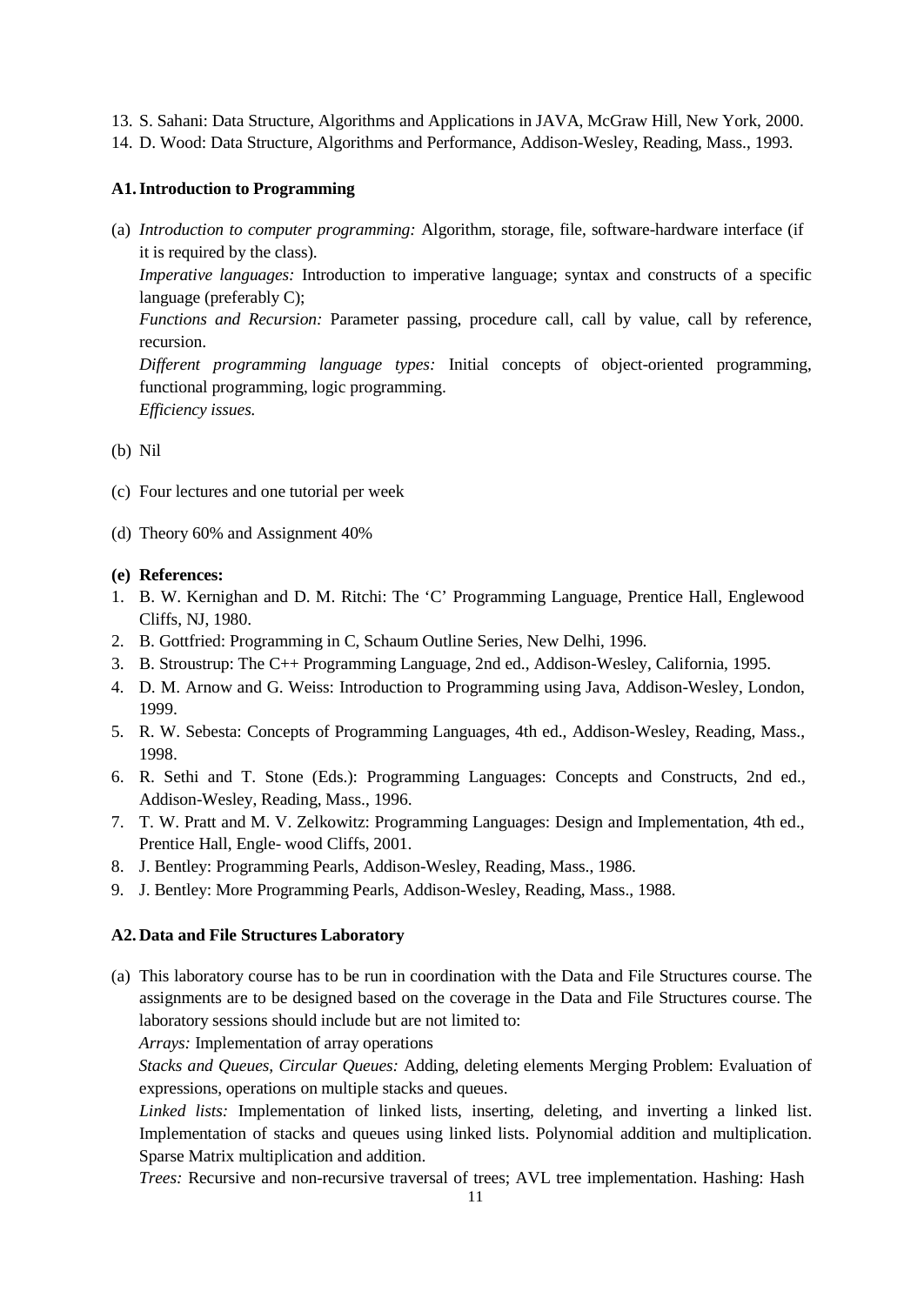13. S. Sahani: Data Structure, Algorithms and Applications in JAVA, McGraw Hill, New York, 2000.
14. D. Wood: Data Structure, Algorithms and Performance, Addison-Wesley, Reading, Mass., 1993.

### A1. Introduction to Programming

(a) *Introduction to computer programming:* Algorithm, storage, file, software-hardware interface (if it is required by the class).
*Imperative languages:* Introduction to imperative language; syntax and constructs of a specific language (preferably C);
*Functions and Recursion:* Parameter passing, procedure call, call by value, call by reference, recursion.
*Different programming language types:* Initial concepts of object-oriented programming, functional programming, logic programming.
*Efficiency issues.*

(b) Nil

(c) Four lectures and one tutorial per week

(d) Theory 60% and Assignment 40%

**(e) References:**

1. B. W. Kernighan and D. M. Ritchi: The 'C' Programming Language, Prentice Hall, Englewood Cliffs, NJ, 1980.
2. B. Gottfried: Programming in C, Schaum Outline Series, New Delhi, 1996.
3. B. Stroustrup: The C++ Programming Language, 2nd ed., Addison-Wesley, California, 1995.
4. D. M. Arnow and G. Weiss: Introduction to Programming using Java, Addison-Wesley, London, 1999.
5. R. W. Sebesta: Concepts of Programming Languages, 4th ed., Addison-Wesley, Reading, Mass., 1998.
6. R. Sethi and T. Stone (Eds.): Programming Languages: Concepts and Constructs, 2nd ed., Addison-Wesley, Reading, Mass., 1996.
7. T. W. Pratt and M. V. Zelkowitz: Programming Languages: Design and Implementation, 4th ed., Prentice Hall, Engle- wood Cliffs, 2001.
8. J. Bentley: Programming Pearls, Addison-Wesley, Reading, Mass., 1986.
9. J. Bentley: More Programming Pearls, Addison-Wesley, Reading, Mass., 1988.

### A2. Data and File Structures Laboratory

(a) This laboratory course has to be run in coordination with the Data and File Structures course. The assignments are to be designed based on the coverage in the Data and File Structures course. The laboratory sessions should include but are not limited to:
*Arrays:* Implementation of array operations
*Stacks and Queues, Circular Queues:* Adding, deleting elements Merging Problem: Evaluation of expressions, operations on multiple stacks and queues.
*Linked lists:* Implementation of linked lists, inserting, deleting, and inverting a linked list. Implementation of stacks and queues using linked lists. Polynomial addition and multiplication. Sparse Matrix multiplication and addition.
*Trees:* Recursive and non-recursive traversal of trees; AVL tree implementation. Hashing: Hash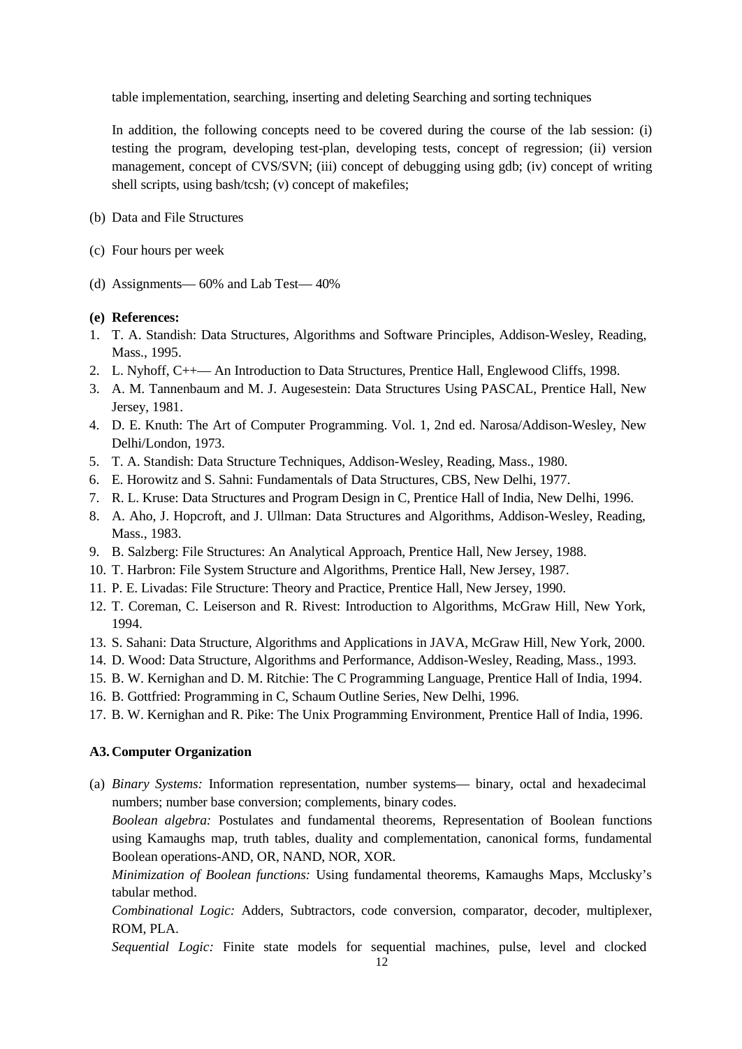table implementation, searching, inserting and deleting Searching and sorting techniques

In addition, the following concepts need to be covered during the course of the lab session: (i) testing the program, developing test-plan, developing tests, concept of regression; (ii) version management, concept of CVS/SVN; (iii) concept of debugging using gdb; (iv) concept of writing shell scripts, using bash/tcsh; (v) concept of makefiles;

(b) Data and File Structures

(c) Four hours per week

(d) Assignments— 60% and Lab Test— 40%

**(e) References:**

1. T. A. Standish: Data Structures, Algorithms and Software Principles, Addison-Wesley, Reading, Mass., 1995.
2. L. Nyhoff, C++— An Introduction to Data Structures, Prentice Hall, Englewood Cliffs, 1998.
3. A. M. Tannenbaum and M. J. Augesestein: Data Structures Using PASCAL, Prentice Hall, New Jersey, 1981.
4. D. E. Knuth: The Art of Computer Programming. Vol. 1, 2nd ed. Narosa/Addison-Wesley, New Delhi/London, 1973.
5. T. A. Standish: Data Structure Techniques, Addison-Wesley, Reading, Mass., 1980.
6. E. Horowitz and S. Sahni: Fundamentals of Data Structures, CBS, New Delhi, 1977.
7. R. L. Kruse: Data Structures and Program Design in C, Prentice Hall of India, New Delhi, 1996.
8. A. Aho, J. Hopcroft, and J. Ullman: Data Structures and Algorithms, Addison-Wesley, Reading, Mass., 1983.
9. B. Salzberg: File Structures: An Analytical Approach, Prentice Hall, New Jersey, 1988.
10. T. Harbron: File System Structure and Algorithms, Prentice Hall, New Jersey, 1987.
11. P. E. Livadas: File Structure: Theory and Practice, Prentice Hall, New Jersey, 1990.
12. T. Coreman, C. Leiserson and R. Rivest: Introduction to Algorithms, McGraw Hill, New York, 1994.
13. S. Sahani: Data Structure, Algorithms and Applications in JAVA, McGraw Hill, New York, 2000.
14. D. Wood: Data Structure, Algorithms and Performance, Addison-Wesley, Reading, Mass., 1993.
15. B. W. Kernighan and D. M. Ritchie: The C Programming Language, Prentice Hall of India, 1994.
16. B. Gottfried: Programming in C, Schaum Outline Series, New Delhi, 1996.
17. B. W. Kernighan and R. Pike: The Unix Programming Environment, Prentice Hall of India, 1996.

### A3. Computer Organization

(a) *Binary Systems:* Information representation, number systems— binary, octal and hexadecimal numbers; number base conversion; complements, binary codes.

*Boolean algebra:* Postulates and fundamental theorems, Representation of Boolean functions using Kamaughs map, truth tables, duality and complementation, canonical forms, fundamental Boolean operations-AND, OR, NAND, NOR, XOR.

*Minimization of Boolean functions:* Using fundamental theorems, Kamaughs Maps, Mcclusky's tabular method.

*Combinational Logic:* Adders, Subtractors, code conversion, comparator, decoder, multiplexer, ROM, PLA.

*Sequential Logic:* Finite state models for sequential machines, pulse, level and clocked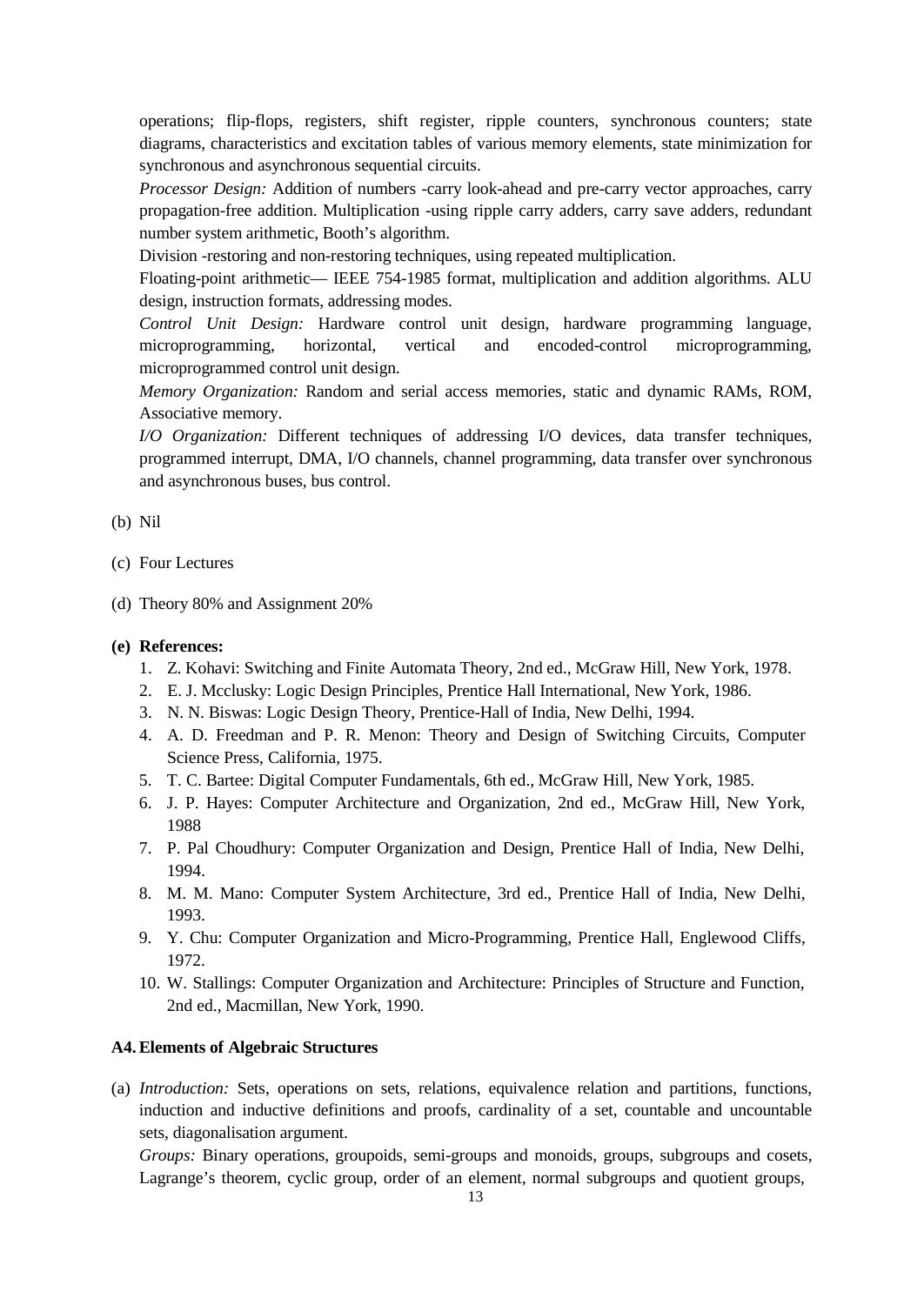operations; flip-flops, registers, shift register, ripple counters, synchronous counters; state diagrams, characteristics and excitation tables of various memory elements, state minimization for synchronous and asynchronous sequential circuits.

*Processor Design:* Addition of numbers -carry look-ahead and pre-carry vector approaches, carry propagation-free addition. Multiplication -using ripple carry adders, carry save adders, redundant number system arithmetic, Booth's algorithm.

Division -restoring and non-restoring techniques, using repeated multiplication.

Floating-point arithmetic— IEEE 754-1985 format, multiplication and addition algorithms. ALU design, instruction formats, addressing modes.

*Control Unit Design:* Hardware control unit design, hardware programming language, microprogramming, horizontal, vertical and encoded-control microprogramming, microprogrammed control unit design.

*Memory Organization:* Random and serial access memories, static and dynamic RAMs, ROM, Associative memory.

*I/O Organization:* Different techniques of addressing I/O devices, data transfer techniques, programmed interrupt, DMA, I/O channels, channel programming, data transfer over synchronous and asynchronous buses, bus control.

(b) Nil

(c) Four Lectures

(d) Theory 80% and Assignment 20%

**(e) References:**

1. Z. Kohavi: Switching and Finite Automata Theory, 2nd ed., McGraw Hill, New York, 1978.
2. E. J. Mcclusky: Logic Design Principles, Prentice Hall International, New York, 1986.
3. N. N. Biswas: Logic Design Theory, Prentice-Hall of India, New Delhi, 1994.
4. A. D. Freedman and P. R. Menon: Theory and Design of Switching Circuits, Computer Science Press, California, 1975.
5. T. C. Bartee: Digital Computer Fundamentals, 6th ed., McGraw Hill, New York, 1985.
6. J. P. Hayes: Computer Architecture and Organization, 2nd ed., McGraw Hill, New York, 1988
7. P. Pal Choudhury: Computer Organization and Design, Prentice Hall of India, New Delhi, 1994.
8. M. M. Mano: Computer System Architecture, 3rd ed., Prentice Hall of India, New Delhi, 1993.
9. Y. Chu: Computer Organization and Micro-Programming, Prentice Hall, Englewood Cliffs, 1972.
10. W. Stallings: Computer Organization and Architecture: Principles of Structure and Function, 2nd ed., Macmillan, New York, 1990.

### A4. Elements of Algebraic Structures

(a) *Introduction:* Sets, operations on sets, relations, equivalence relation and partitions, functions, induction and inductive definitions and proofs, cardinality of a set, countable and uncountable sets, diagonalisation argument.

*Groups:* Binary operations, groupoids, semi-groups and monoids, groups, subgroups and cosets, Lagrange's theorem, cyclic group, order of an element, normal subgroups and quotient groups,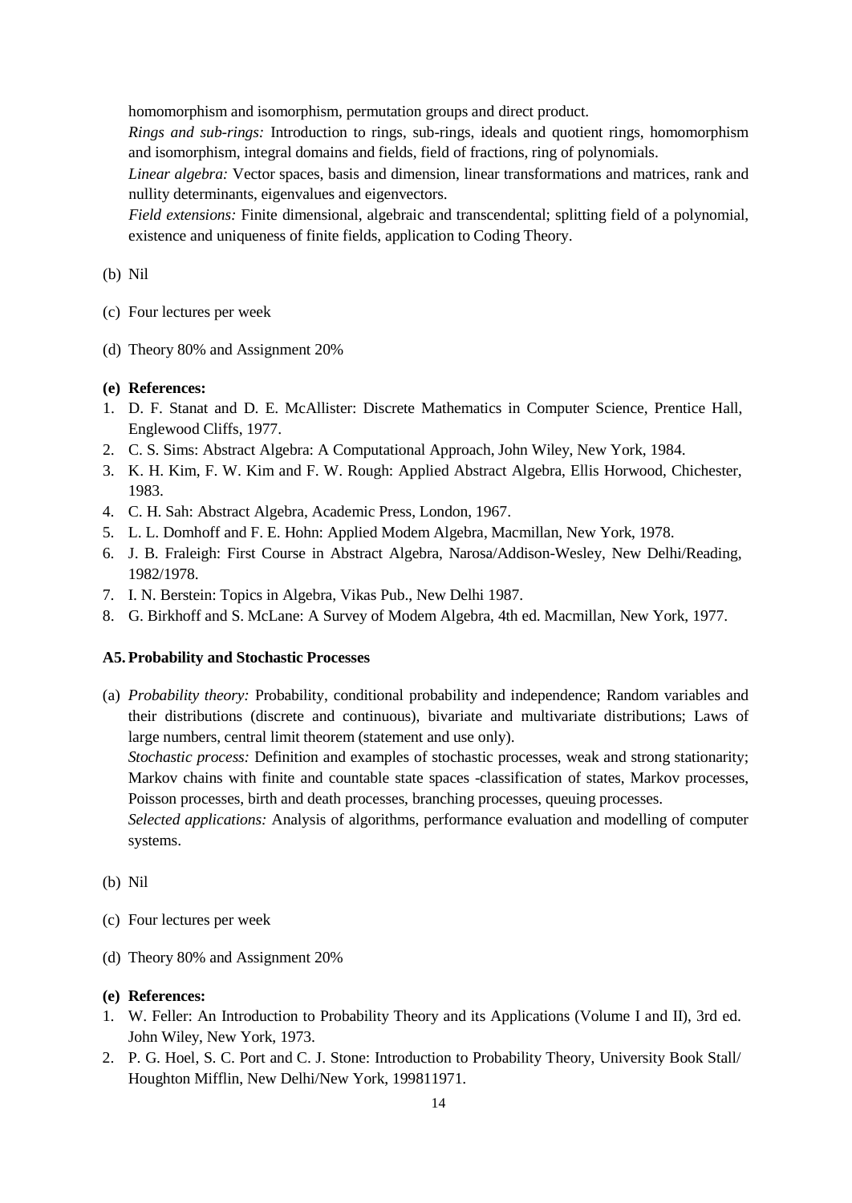homomorphism and isomorphism, permutation groups and direct product.

*Rings and sub-rings:* Introduction to rings, sub-rings, ideals and quotient rings, homomorphism and isomorphism, integral domains and fields, field of fractions, ring of polynomials.

*Linear algebra:* Vector spaces, basis and dimension, linear transformations and matrices, rank and nullity determinants, eigenvalues and eigenvectors.

*Field extensions:* Finite dimensional, algebraic and transcendental; splitting field of a polynomial, existence and uniqueness of finite fields, application to Coding Theory.

(b) Nil

(c) Four lectures per week

(d) Theory 80% and Assignment 20%

**(e) References:**

1. D. F. Stanat and D. E. McAllister: Discrete Mathematics in Computer Science, Prentice Hall, Englewood Cliffs, 1977.
2. C. S. Sims: Abstract Algebra: A Computational Approach, John Wiley, New York, 1984.
3. K. H. Kim, F. W. Kim and F. W. Rough: Applied Abstract Algebra, Ellis Horwood, Chichester, 1983.
4. C. H. Sah: Abstract Algebra, Academic Press, London, 1967.
5. L. L. Domhoff and F. E. Hohn: Applied Modem Algebra, Macmillan, New York, 1978.
6. J. B. Fraleigh: First Course in Abstract Algebra, Narosa/Addison-Wesley, New Delhi/Reading, 1982/1978.
7. I. N. Berstein: Topics in Algebra, Vikas Pub., New Delhi 1987.
8. G. Birkhoff and S. McLane: A Survey of Modem Algebra, 4th ed. Macmillan, New York, 1977.

### A5. Probability and Stochastic Processes

(a) *Probability theory:* Probability, conditional probability and independence; Random variables and their distributions (discrete and continuous), bivariate and multivariate distributions; Laws of large numbers, central limit theorem (statement and use only).

*Stochastic process:* Definition and examples of stochastic processes, weak and strong stationarity; Markov chains with finite and countable state spaces -classification of states, Markov processes, Poisson processes, birth and death processes, branching processes, queuing processes.

*Selected applications:* Analysis of algorithms, performance evaluation and modelling of computer systems.

(b) Nil

(c) Four lectures per week

(d) Theory 80% and Assignment 20%

**(e) References:**

1. W. Feller: An Introduction to Probability Theory and its Applications (Volume I and II), 3rd ed. John Wiley, New York, 1973.
2. P. G. Hoel, S. C. Port and C. J. Stone: Introduction to Probability Theory, University Book Stall/ Houghton Mifflin, New Delhi/New York, 199811971.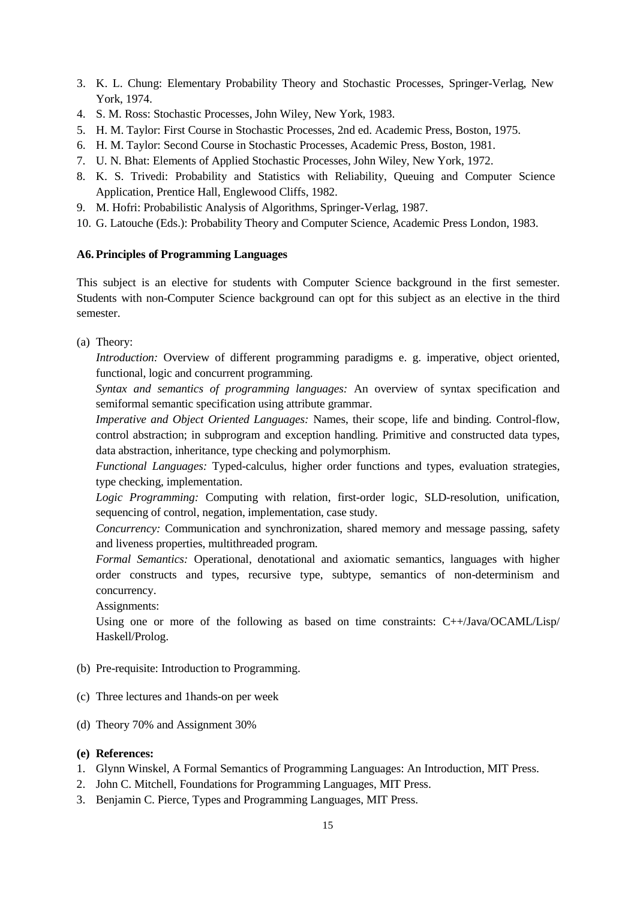3. K. L. Chung: Elementary Probability Theory and Stochastic Processes, Springer-Verlag, New York, 1974.
4. S. M. Ross: Stochastic Processes, John Wiley, New York, 1983.
5. H. M. Taylor: First Course in Stochastic Processes, 2nd ed. Academic Press, Boston, 1975.
6. H. M. Taylor: Second Course in Stochastic Processes, Academic Press, Boston, 1981.
7. U. N. Bhat: Elements of Applied Stochastic Processes, John Wiley, New York, 1972.
8. K. S. Trivedi: Probability and Statistics with Reliability, Queuing and Computer Science Application, Prentice Hall, Englewood Cliffs, 1982.
9. M. Hofri: Probabilistic Analysis of Algorithms, Springer-Verlag, 1987.
10. G. Latouche (Eds.): Probability Theory and Computer Science, Academic Press London, 1983.

### A6. Principles of Programming Languages

This subject is an elective for students with Computer Science background in the first semester. Students with non-Computer Science background can opt for this subject as an elective in the third semester.

(a) Theory:

*Introduction:* Overview of different programming paradigms e. g. imperative, object oriented, functional, logic and concurrent programming.

*Syntax and semantics of programming languages:* An overview of syntax specification and semiformal semantic specification using attribute grammar.

*Imperative and Object Oriented Languages:* Names, their scope, life and binding. Control-flow, control abstraction; in subprogram and exception handling. Primitive and constructed data types, data abstraction, inheritance, type checking and polymorphism.

*Functional Languages:* Typed-calculus, higher order functions and types, evaluation strategies, type checking, implementation.

*Logic Programming:* Computing with relation, first-order logic, SLD-resolution, unification, sequencing of control, negation, implementation, case study.

*Concurrency:* Communication and synchronization, shared memory and message passing, safety and liveness properties, multithreaded program.

*Formal Semantics:* Operational, denotational and axiomatic semantics, languages with higher order constructs and types, recursive type, subtype, semantics of non-determinism and concurrency.

Assignments:

Using one or more of the following as based on time constraints: C++/Java/OCAML/Lisp/ Haskell/Prolog.

(b) Pre-requisite: Introduction to Programming.

(c) Three lectures and 1hands-on per week

(d) Theory 70% and Assignment 30%

**(e) References:**

1. Glynn Winskel, A Formal Semantics of Programming Languages: An Introduction, MIT Press.
2. John C. Mitchell, Foundations for Programming Languages, MIT Press.
3. Benjamin C. Pierce, Types and Programming Languages, MIT Press.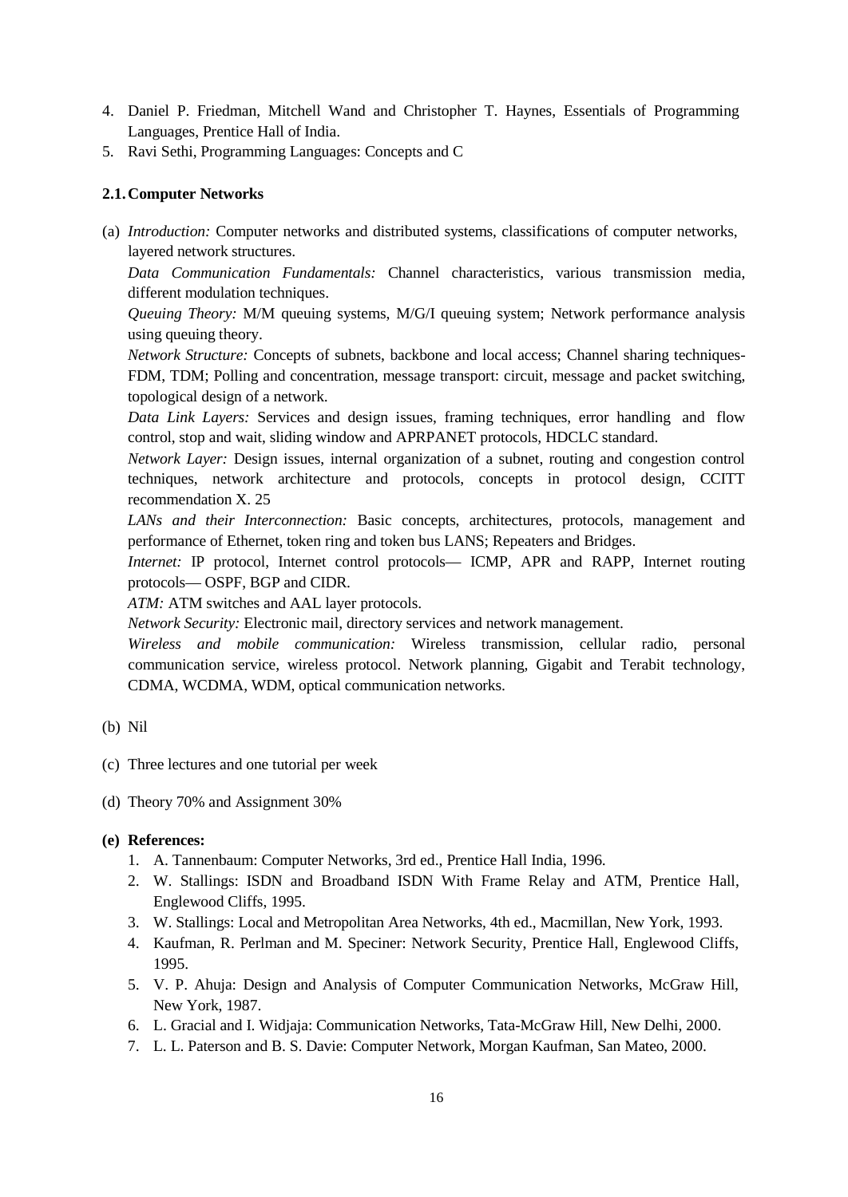4. Daniel P. Friedman, Mitchell Wand and Christopher T. Haynes, Essentials of Programming Languages, Prentice Hall of India.
5. Ravi Sethi, Programming Languages: Concepts and C

### 2.1. Computer Networks

(a) *Introduction:* Computer networks and distributed systems, classifications of computer networks, layered network structures.

*Data Communication Fundamentals:* Channel characteristics, various transmission media, different modulation techniques.

*Queuing Theory:* M/M queuing systems, M/G/I queuing system; Network performance analysis using queuing theory.

*Network Structure:* Concepts of subnets, backbone and local access; Channel sharing techniques-FDM, TDM; Polling and concentration, message transport: circuit, message and packet switching, topological design of a network.

*Data Link Layers:* Services and design issues, framing techniques, error handling and flow control, stop and wait, sliding window and APRPANET protocols, HDCLC standard.

*Network Layer:* Design issues, internal organization of a subnet, routing and congestion control techniques, network architecture and protocols, concepts in protocol design, CCITT recommendation X. 25

*LANs and their Interconnection:* Basic concepts, architectures, protocols, management and performance of Ethernet, token ring and token bus LANS; Repeaters and Bridges.

*Internet:* IP protocol, Internet control protocols— ICMP, APR and RAPP, Internet routing protocols— OSPF, BGP and CIDR.

*ATM:* ATM switches and AAL layer protocols.

*Network Security:* Electronic mail, directory services and network management.

*Wireless and mobile communication:* Wireless transmission, cellular radio, personal communication service, wireless protocol. Network planning, Gigabit and Terabit technology, CDMA, WCDMA, WDM, optical communication networks.

(b) Nil

(c) Three lectures and one tutorial per week

(d) Theory 70% and Assignment 30%

**(e) References:**

1. A. Tannenbaum: Computer Networks, 3rd ed., Prentice Hall India, 1996.
2. W. Stallings: ISDN and Broadband ISDN With Frame Relay and ATM, Prentice Hall, Englewood Cliffs, 1995.
3. W. Stallings: Local and Metropolitan Area Networks, 4th ed., Macmillan, New York, 1993.
4. Kaufman, R. Perlman and M. Speciner: Network Security, Prentice Hall, Englewood Cliffs, 1995.
5. V. P. Ahuja: Design and Analysis of Computer Communication Networks, McGraw Hill, New York, 1987.
6. L. Gracial and I. Widjaja: Communication Networks, Tata-McGraw Hill, New Delhi, 2000.
7. L. L. Paterson and B. S. Davie: Computer Network, Morgan Kaufman, San Mateo, 2000.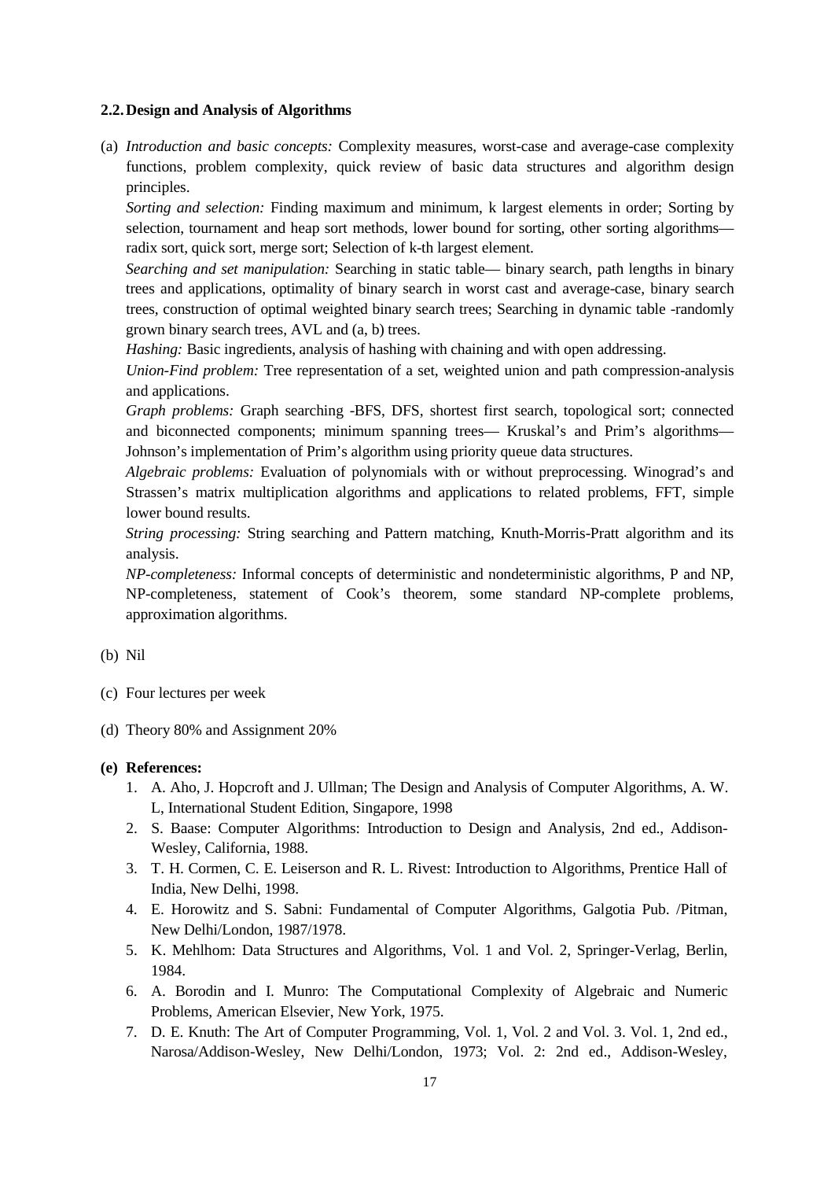### 2.2. Design and Analysis of Algorithms

(a) *Introduction and basic concepts:* Complexity measures, worst-case and average-case complexity functions, problem complexity, quick review of basic data structures and algorithm design principles.

*Sorting and selection:* Finding maximum and minimum, k largest elements in order; Sorting by selection, tournament and heap sort methods, lower bound for sorting, other sorting algorithms—radix sort, quick sort, merge sort; Selection of k-th largest element.

*Searching and set manipulation:* Searching in static table— binary search, path lengths in binary trees and applications, optimality of binary search in worst cast and average-case, binary search trees, construction of optimal weighted binary search trees; Searching in dynamic table -randomly grown binary search trees, AVL and (a, b) trees.

*Hashing:* Basic ingredients, analysis of hashing with chaining and with open addressing.

*Union-Find problem:* Tree representation of a set, weighted union and path compression-analysis and applications.

*Graph problems:* Graph searching -BFS, DFS, shortest first search, topological sort; connected and biconnected components; minimum spanning trees— Kruskal's and Prim's algorithms— Johnson's implementation of Prim's algorithm using priority queue data structures.

*Algebraic problems:* Evaluation of polynomials with or without preprocessing. Winograd's and Strassen's matrix multiplication algorithms and applications to related problems, FFT, simple lower bound results.

*String processing:* String searching and Pattern matching, Knuth-Morris-Pratt algorithm and its analysis.

*NP-completeness:* Informal concepts of deterministic and nondeterministic algorithms, P and NP, NP-completeness, statement of Cook's theorem, some standard NP-complete problems, approximation algorithms.

(b) Nil

(c) Four lectures per week

(d) Theory 80% and Assignment 20%

**(e) References:**

1. A. Aho, J. Hopcroft and J. Ullman; The Design and Analysis of Computer Algorithms, A. W. L, International Student Edition, Singapore, 1998
2. S. Baase: Computer Algorithms: Introduction to Design and Analysis, 2nd ed., Addison-Wesley, California, 1988.
3. T. H. Cormen, C. E. Leiserson and R. L. Rivest: Introduction to Algorithms, Prentice Hall of India, New Delhi, 1998.
4. E. Horowitz and S. Sabni: Fundamental of Computer Algorithms, Galgotia Pub. /Pitman, New Delhi/London, 1987/1978.
5. K. Mehlhom: Data Structures and Algorithms, Vol. 1 and Vol. 2, Springer-Verlag, Berlin, 1984.
6. A. Borodin and I. Munro: The Computational Complexity of Algebraic and Numeric Problems, American Elsevier, New York, 1975.
7. D. E. Knuth: The Art of Computer Programming, Vol. 1, Vol. 2 and Vol. 3. Vol. 1, 2nd ed., Narosa/Addison-Wesley, New Delhi/London, 1973; Vol. 2: 2nd ed., Addison-Wesley,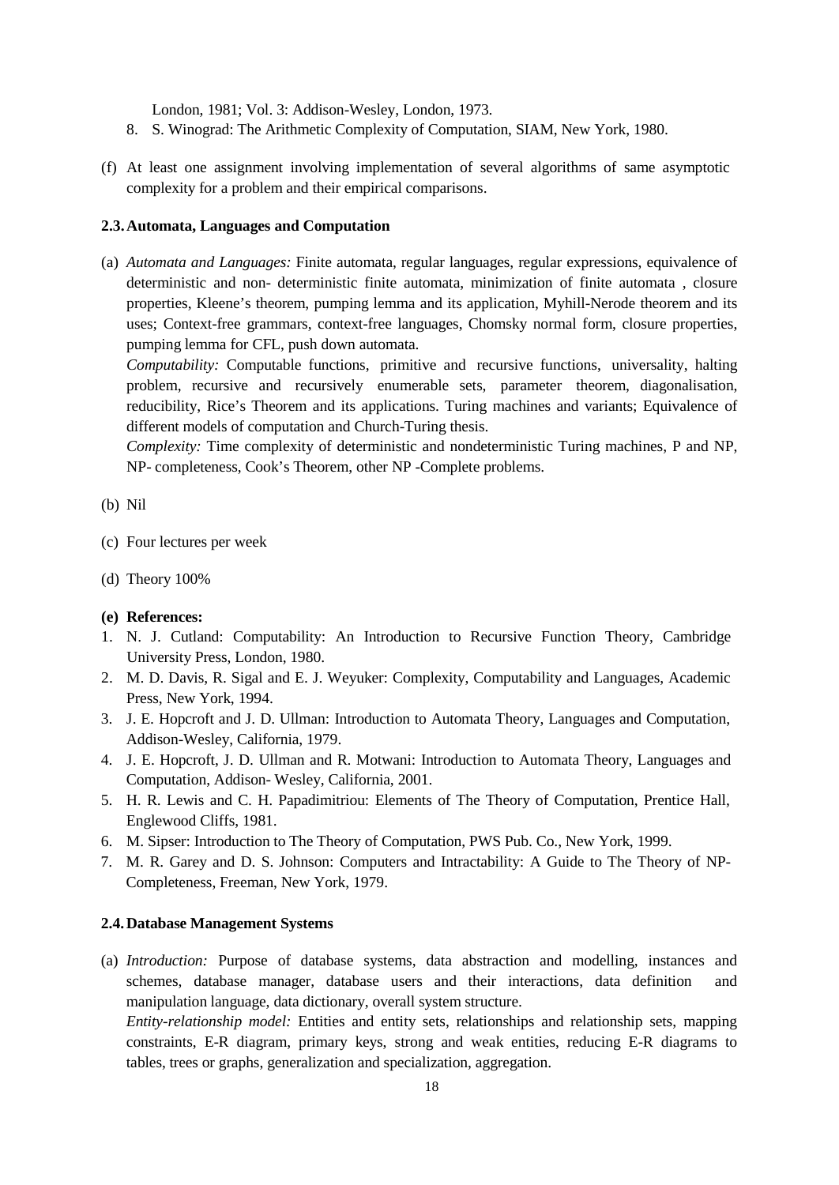London, 1981; Vol. 3: Addison-Wesley, London, 1973.

8. S. Winograd: The Arithmetic Complexity of Computation, SIAM, New York, 1980.

(f) At least one assignment involving implementation of several algorithms of same asymptotic complexity for a problem and their empirical comparisons.

### 2.3. Automata, Languages and Computation

(a) *Automata and Languages:* Finite automata, regular languages, regular expressions, equivalence of deterministic and non- deterministic finite automata, minimization of finite automata , closure properties, Kleene's theorem, pumping lemma and its application, Myhill-Nerode theorem and its uses; Context-free grammars, context-free languages, Chomsky normal form, closure properties, pumping lemma for CFL, push down automata.

*Computability:* Computable functions, primitive and recursive functions, universality, halting problem, recursive and recursively enumerable sets, parameter theorem, diagonalisation, reducibility, Rice's Theorem and its applications. Turing machines and variants; Equivalence of different models of computation and Church-Turing thesis.

*Complexity:* Time complexity of deterministic and nondeterministic Turing machines, P and NP, NP- completeness, Cook's Theorem, other NP -Complete problems.

(b) Nil

(c) Four lectures per week

(d) Theory 100%

**(e) References:**

1. N. J. Cutland: Computability: An Introduction to Recursive Function Theory, Cambridge University Press, London, 1980.
2. M. D. Davis, R. Sigal and E. J. Weyuker: Complexity, Computability and Languages, Academic Press, New York, 1994.
3. J. E. Hopcroft and J. D. Ullman: Introduction to Automata Theory, Languages and Computation, Addison-Wesley, California, 1979.
4. J. E. Hopcroft, J. D. Ullman and R. Motwani: Introduction to Automata Theory, Languages and Computation, Addison- Wesley, California, 2001.
5. H. R. Lewis and C. H. Papadimitriou: Elements of The Theory of Computation, Prentice Hall, Englewood Cliffs, 1981.
6. M. Sipser: Introduction to The Theory of Computation, PWS Pub. Co., New York, 1999.
7. M. R. Garey and D. S. Johnson: Computers and Intractability: A Guide to The Theory of NP-Completeness, Freeman, New York, 1979.

### 2.4. Database Management Systems

(a) *Introduction:* Purpose of database systems, data abstraction and modelling, instances and schemes, database manager, database users and their interactions, data definition and manipulation language, data dictionary, overall system structure.

*Entity-relationship model:* Entities and entity sets, relationships and relationship sets, mapping constraints, E-R diagram, primary keys, strong and weak entities, reducing E-R diagrams to tables, trees or graphs, generalization and specialization, aggregation.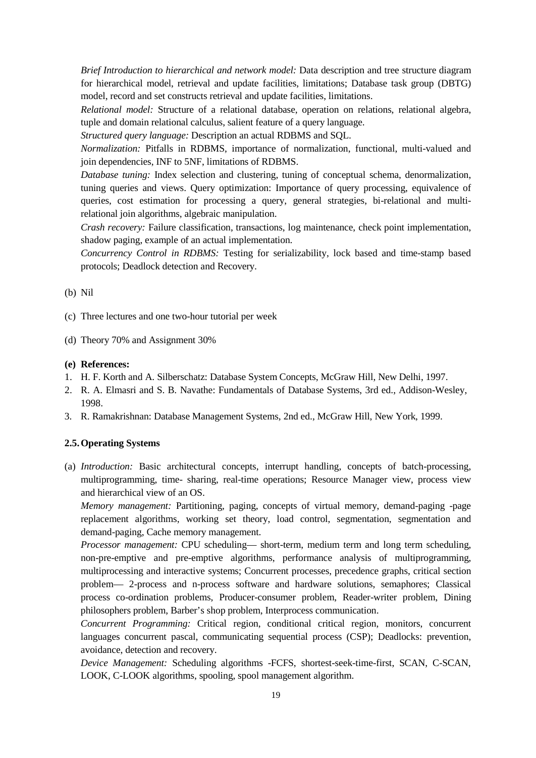*Brief Introduction to hierarchical and network model:* Data description and tree structure diagram for hierarchical model, retrieval and update facilities, limitations; Database task group (DBTG) model, record and set constructs retrieval and update facilities, limitations.

*Relational model:* Structure of a relational database, operation on relations, relational algebra, tuple and domain relational calculus, salient feature of a query language.

*Structured query language:* Description an actual RDBMS and SQL.

*Normalization:* Pitfalls in RDBMS, importance of normalization, functional, multi-valued and join dependencies, INF to 5NF, limitations of RDBMS.

*Database tuning:* Index selection and clustering, tuning of conceptual schema, denormalization, tuning queries and views. Query optimization: Importance of query processing, equivalence of queries, cost estimation for processing a query, general strategies, bi-relational and multi-relational join algorithms, algebraic manipulation.

*Crash recovery:* Failure classification, transactions, log maintenance, check point implementation, shadow paging, example of an actual implementation.

*Concurrency Control in RDBMS:* Testing for serializability, lock based and time-stamp based protocols; Deadlock detection and Recovery.

(b) Nil

(c) Three lectures and one two-hour tutorial per week

(d) Theory 70% and Assignment 30%

**(e) References:**

1. H. F. Korth and A. Silberschatz: Database System Concepts, McGraw Hill, New Delhi, 1997.
2. R. A. Elmasri and S. B. Navathe: Fundamentals of Database Systems, 3rd ed., Addison-Wesley, 1998.
3. R. Ramakrishnan: Database Management Systems, 2nd ed., McGraw Hill, New York, 1999.

### 2.5. Operating Systems

(a) *Introduction:* Basic architectural concepts, interrupt handling, concepts of batch-processing, multiprogramming, time- sharing, real-time operations; Resource Manager view, process view and hierarchical view of an OS.

*Memory management:* Partitioning, paging, concepts of virtual memory, demand-paging -page replacement algorithms, working set theory, load control, segmentation, segmentation and demand-paging, Cache memory management.

*Processor management:* CPU scheduling— short-term, medium term and long term scheduling, non-pre-emptive and pre-emptive algorithms, performance analysis of multiprogramming, multiprocessing and interactive systems; Concurrent processes, precedence graphs, critical section problem— 2-process and n-process software and hardware solutions, semaphores; Classical process co-ordination problems, Producer-consumer problem, Reader-writer problem, Dining philosophers problem, Barber's shop problem, Interprocess communication.

*Concurrent Programming:* Critical region, conditional critical region, monitors, concurrent languages concurrent pascal, communicating sequential process (CSP); Deadlocks: prevention, avoidance, detection and recovery.

*Device Management:* Scheduling algorithms -FCFS, shortest-seek-time-first, SCAN, C-SCAN, LOOK, C-LOOK algorithms, spooling, spool management algorithm.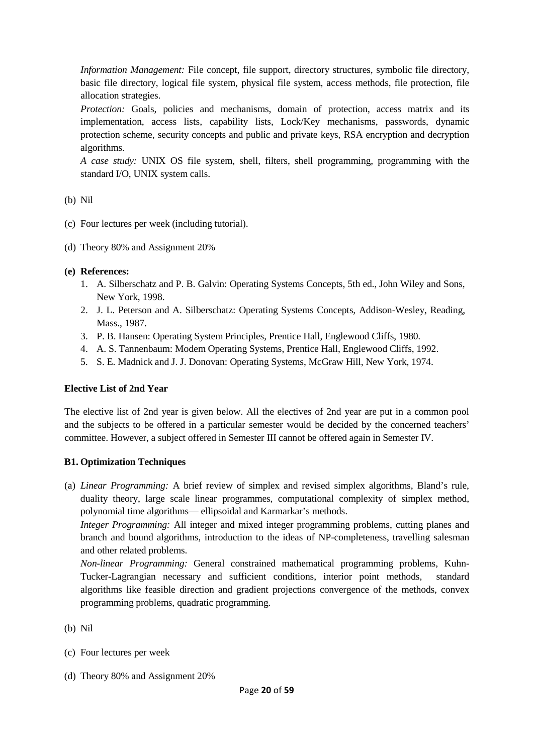*Information Management:* File concept, file support, directory structures, symbolic file directory, basic file directory, logical file system, physical file system, access methods, file protection, file allocation strategies.

*Protection:* Goals, policies and mechanisms, domain of protection, access matrix and its implementation, access lists, capability lists, Lock/Key mechanisms, passwords, dynamic protection scheme, security concepts and public and private keys, RSA encryption and decryption algorithms.

*A case study:* UNIX OS file system, shell, filters, shell programming, programming with the standard I/O, UNIX system calls.

(b) Nil

(c) Four lectures per week (including tutorial).

(d) Theory 80% and Assignment 20%

**(e) References:**

1. A. Silberschatz and P. B. Galvin: Operating Systems Concepts, 5th ed., John Wiley and Sons, New York, 1998.
2. J. L. Peterson and A. Silberschatz: Operating Systems Concepts, Addison-Wesley, Reading, Mass., 1987.
3. P. B. Hansen: Operating System Principles, Prentice Hall, Englewood Cliffs, 1980.
4. A. S. Tannenbaum: Modem Operating Systems, Prentice Hall, Englewood Cliffs, 1992.
5. S. E. Madnick and J. J. Donovan: Operating Systems, McGraw Hill, New York, 1974.

### Elective List of 2nd Year

The elective list of 2nd year is given below. All the electives of 2nd year are put in a common pool and the subjects to be offered in a particular semester would be decided by the concerned teachers' committee. However, a subject offered in Semester III cannot be offered again in Semester IV.

### B1. Optimization Techniques

(a) *Linear Programming:* A brief review of simplex and revised simplex algorithms, Bland's rule, duality theory, large scale linear programmes, computational complexity of simplex method, polynomial time algorithms— ellipsoidal and Karmarkar's methods.

*Integer Programming:* All integer and mixed integer programming problems, cutting planes and branch and bound algorithms, introduction to the ideas of NP-completeness, travelling salesman and other related problems.

*Non-linear Programming:* General constrained mathematical programming problems, Kuhn-Tucker-Lagrangian necessary and sufficient conditions, interior point methods, standard algorithms like feasible direction and gradient projections convergence of the methods, convex programming problems, quadratic programming.

(b) Nil

(c) Four lectures per week

(d) Theory 80% and Assignment 20%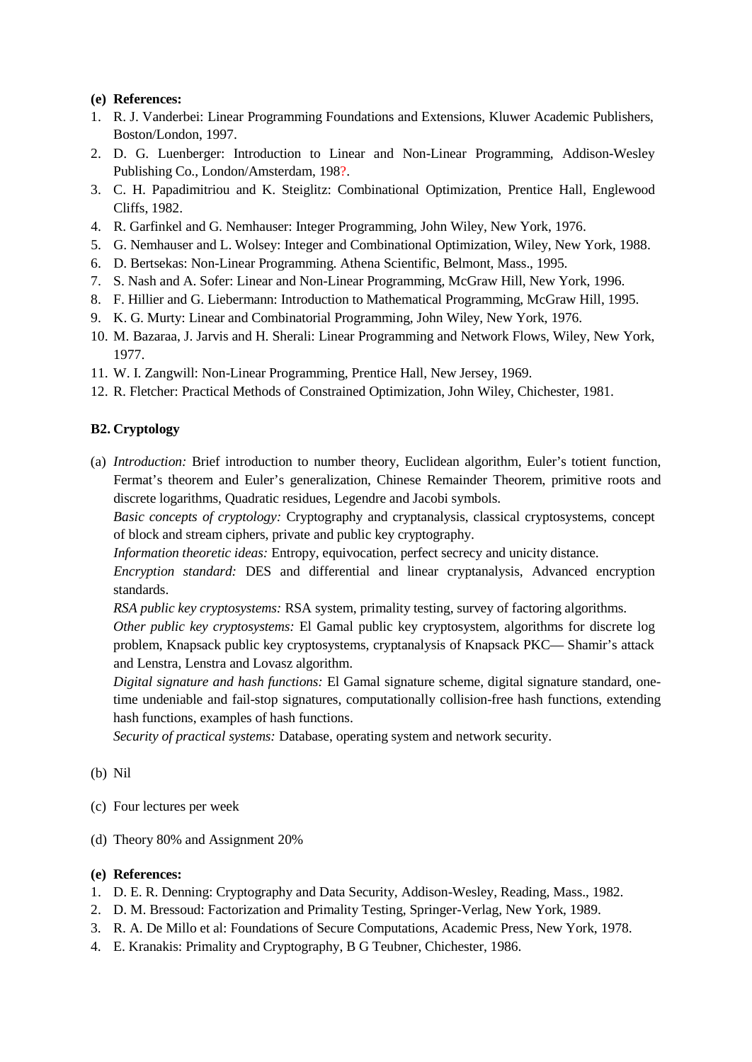**(e) References:**

1. R. J. Vanderbei: Linear Programming Foundations and Extensions, Kluwer Academic Publishers, Boston/London, 1997.
2. D. G. Luenberger: Introduction to Linear and Non-Linear Programming, Addison-Wesley Publishing Co., London/Amsterdam, 198?.
3. C. H. Papadimitriou and K. Steiglitz: Combinational Optimization, Prentice Hall, Englewood Cliffs, 1982.
4. R. Garfinkel and G. Nemhauser: Integer Programming, John Wiley, New York, 1976.
5. G. Nemhauser and L. Wolsey: Integer and Combinational Optimization, Wiley, New York, 1988.
6. D. Bertsekas: Non-Linear Programming. Athena Scientific, Belmont, Mass., 1995.
7. S. Nash and A. Sofer: Linear and Non-Linear Programming, McGraw Hill, New York, 1996.
8. F. Hillier and G. Liebermann: Introduction to Mathematical Programming, McGraw Hill, 1995.
9. K. G. Murty: Linear and Combinatorial Programming, John Wiley, New York, 1976.
10. M. Bazaraa, J. Jarvis and H. Sherali: Linear Programming and Network Flows, Wiley, New York, 1977.
11. W. I. Zangwill: Non-Linear Programming, Prentice Hall, New Jersey, 1969.
12. R. Fletcher: Practical Methods of Constrained Optimization, John Wiley, Chichester, 1981.

**B2. Cryptology**

(a) *Introduction:* Brief introduction to number theory, Euclidean algorithm, Euler's totient function, Fermat's theorem and Euler's generalization, Chinese Remainder Theorem, primitive roots and discrete logarithms, Quadratic residues, Legendre and Jacobi symbols.

*Basic concepts of cryptology:* Cryptography and cryptanalysis, classical cryptosystems, concept of block and stream ciphers, private and public key cryptography.

*Information theoretic ideas:* Entropy, equivocation, perfect secrecy and unicity distance.

*Encryption standard:* DES and differential and linear cryptanalysis, Advanced encryption standards.

*RSA public key cryptosystems:* RSA system, primality testing, survey of factoring algorithms.

*Other public key cryptosystems:* El Gamal public key cryptosystem, algorithms for discrete log problem, Knapsack public key cryptosystems, cryptanalysis of Knapsack PKC— Shamir's attack and Lenstra, Lenstra and Lovasz algorithm.

*Digital signature and hash functions:* El Gamal signature scheme, digital signature standard, one-time undeniable and fail-stop signatures, computationally collision-free hash functions, extending hash functions, examples of hash functions.

*Security of practical systems:* Database, operating system and network security.

(b) Nil

(c) Four lectures per week

(d) Theory 80% and Assignment 20%

**(e) References:**

1. D. E. R. Denning: Cryptography and Data Security, Addison-Wesley, Reading, Mass., 1982.
2. D. M. Bressoud: Factorization and Primality Testing, Springer-Verlag, New York, 1989.
3. R. A. De Millo et al: Foundations of Secure Computations, Academic Press, New York, 1978.
4. E. Kranakis: Primality and Cryptography, B G Teubner, Chichester, 1986.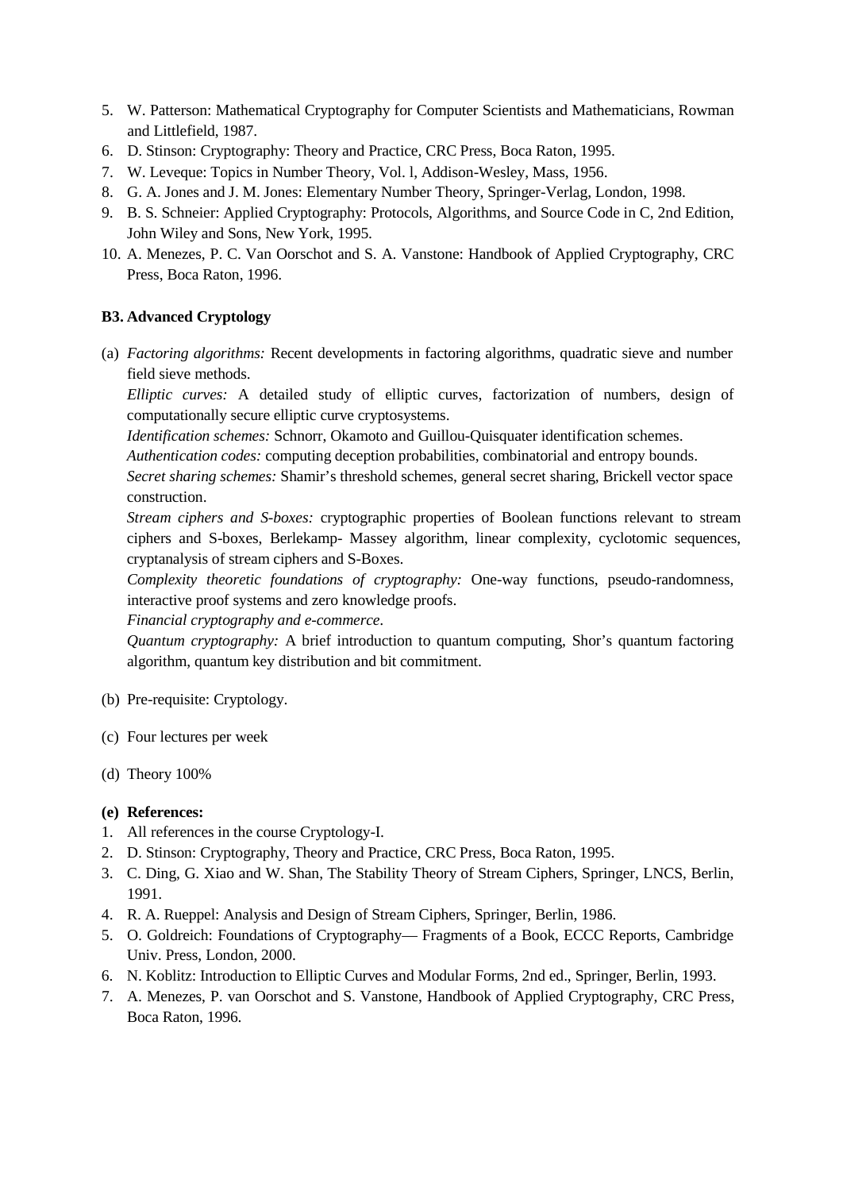5. W. Patterson: Mathematical Cryptography for Computer Scientists and Mathematicians, Rowman and Littlefield, 1987.
6. D. Stinson: Cryptography: Theory and Practice, CRC Press, Boca Raton, 1995.
7. W. Leveque: Topics in Number Theory, Vol. l, Addison-Wesley, Mass, 1956.
8. G. A. Jones and J. M. Jones: Elementary Number Theory, Springer-Verlag, London, 1998.
9. B. S. Schneier: Applied Cryptography: Protocols, Algorithms, and Source Code in C, 2nd Edition, John Wiley and Sons, New York, 1995.
10. A. Menezes, P. C. Van Oorschot and S. A. Vanstone: Handbook of Applied Cryptography, CRC Press, Boca Raton, 1996.

**B3. Advanced Cryptology**

(a) *Factoring algorithms:* Recent developments in factoring algorithms, quadratic sieve and number field sieve methods.

*Elliptic curves:* A detailed study of elliptic curves, factorization of numbers, design of computationally secure elliptic curve cryptosystems.

*Identification schemes:* Schnorr, Okamoto and Guillou-Quisquater identification schemes.

*Authentication codes:* computing deception probabilities, combinatorial and entropy bounds.

*Secret sharing schemes:* Shamir's threshold schemes, general secret sharing, Brickell vector space construction.

*Stream ciphers and S-boxes:* cryptographic properties of Boolean functions relevant to stream ciphers and S-boxes, Berlekamp- Massey algorithm, linear complexity, cyclotomic sequences, cryptanalysis of stream ciphers and S-Boxes.

*Complexity theoretic foundations of cryptography:* One-way functions, pseudo-randomness, interactive proof systems and zero knowledge proofs.

*Financial cryptography and e-commerce.*

*Quantum cryptography:* A brief introduction to quantum computing, Shor's quantum factoring algorithm, quantum key distribution and bit commitment.

(b) Pre-requisite: Cryptology.

(c) Four lectures per week

(d) Theory 100%

**(e) References:**

1. All references in the course Cryptology-I.
2. D. Stinson: Cryptography, Theory and Practice, CRC Press, Boca Raton, 1995.
3. C. Ding, G. Xiao and W. Shan, The Stability Theory of Stream Ciphers, Springer, LNCS, Berlin, 1991.
4. R. A. Rueppel: Analysis and Design of Stream Ciphers, Springer, Berlin, 1986.
5. O. Goldreich: Foundations of Cryptography— Fragments of a Book, ECCC Reports, Cambridge Univ. Press, London, 2000.
6. N. Koblitz: Introduction to Elliptic Curves and Modular Forms, 2nd ed., Springer, Berlin, 1993.
7. A. Menezes, P. van Oorschot and S. Vanstone, Handbook of Applied Cryptography, CRC Press, Boca Raton, 1996.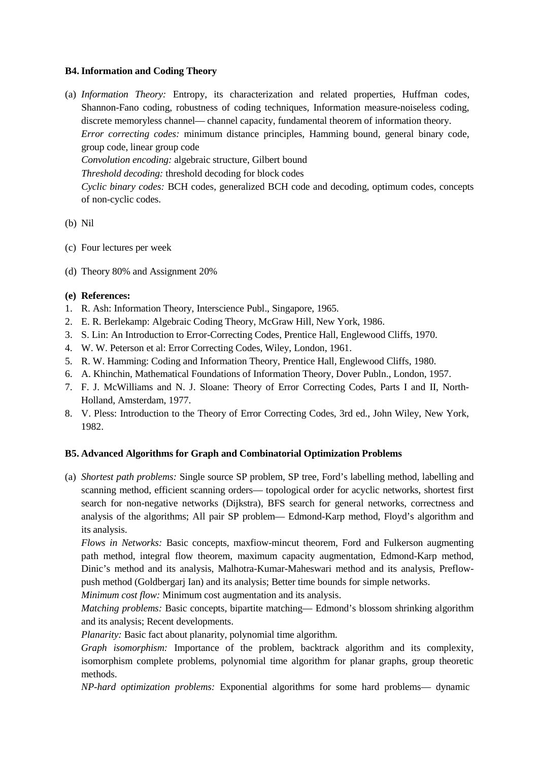### B4. Information and Coding Theory

(a) *Information Theory:* Entropy, its characterization and related properties, Huffman codes, Shannon-Fano coding, robustness of coding techniques, Information measure-noiseless coding, discrete memoryless channel— channel capacity, fundamental theorem of information theory.
*Error correcting codes:* minimum distance principles, Hamming bound, general binary code, group code, linear group code
*Convolution encoding:* algebraic structure, Gilbert bound
*Threshold decoding:* threshold decoding for block codes
*Cyclic binary codes:* BCH codes, generalized BCH code and decoding, optimum codes, concepts of non-cyclic codes.

(b) Nil

(c) Four lectures per week

(d) Theory 80% and Assignment 20%

**(e) References:**

1. R. Ash: Information Theory, Interscience Publ., Singapore, 1965.
2. E. R. Berlekamp: Algebraic Coding Theory, McGraw Hill, New York, 1986.
3. S. Lin: An Introduction to Error-Correcting Codes, Prentice Hall, Englewood Cliffs, 1970.
4. W. W. Peterson et al: Error Correcting Codes, Wiley, London, 1961.
5. R. W. Hamming: Coding and Information Theory, Prentice Hall, Englewood Cliffs, 1980.
6. A. Khinchin, Mathematical Foundations of Information Theory, Dover Publn., London, 1957.
7. F. J. McWilliams and N. J. Sloane: Theory of Error Correcting Codes, Parts I and II, North-Holland, Amsterdam, 1977.
8. V. Pless: Introduction to the Theory of Error Correcting Codes, 3rd ed., John Wiley, New York, 1982.

### B5. Advanced Algorithms for Graph and Combinatorial Optimization Problems

(a) *Shortest path problems:* Single source SP problem, SP tree, Ford's labelling method, labelling and scanning method, efficient scanning orders— topological order for acyclic networks, shortest first search for non-negative networks (Dijkstra), BFS search for general networks, correctness and analysis of the algorithms; All pair SP problem— Edmond-Karp method, Floyd's algorithm and its analysis.
*Flows in Networks:* Basic concepts, maxflow-mincut theorem, Ford and Fulkerson augmenting path method, integral flow theorem, maximum capacity augmentation, Edmond-Karp method, Dinic's method and its analysis, Malhotra-Kumar-Maheswari method and its analysis, Preflow-push method (Goldbergarj Ian) and its analysis; Better time bounds for simple networks.
*Minimum cost flow:* Minimum cost augmentation and its analysis.
*Matching problems:* Basic concepts, bipartite matching— Edmond's blossom shrinking algorithm and its analysis; Recent developments.
*Planarity:* Basic fact about planarity, polynomial time algorithm.
*Graph isomorphism:* Importance of the problem, backtrack algorithm and its complexity, isomorphism complete problems, polynomial time algorithm for planar graphs, group theoretic methods.
*NP-hard optimization problems:* Exponential algorithms for some hard problems— dynamic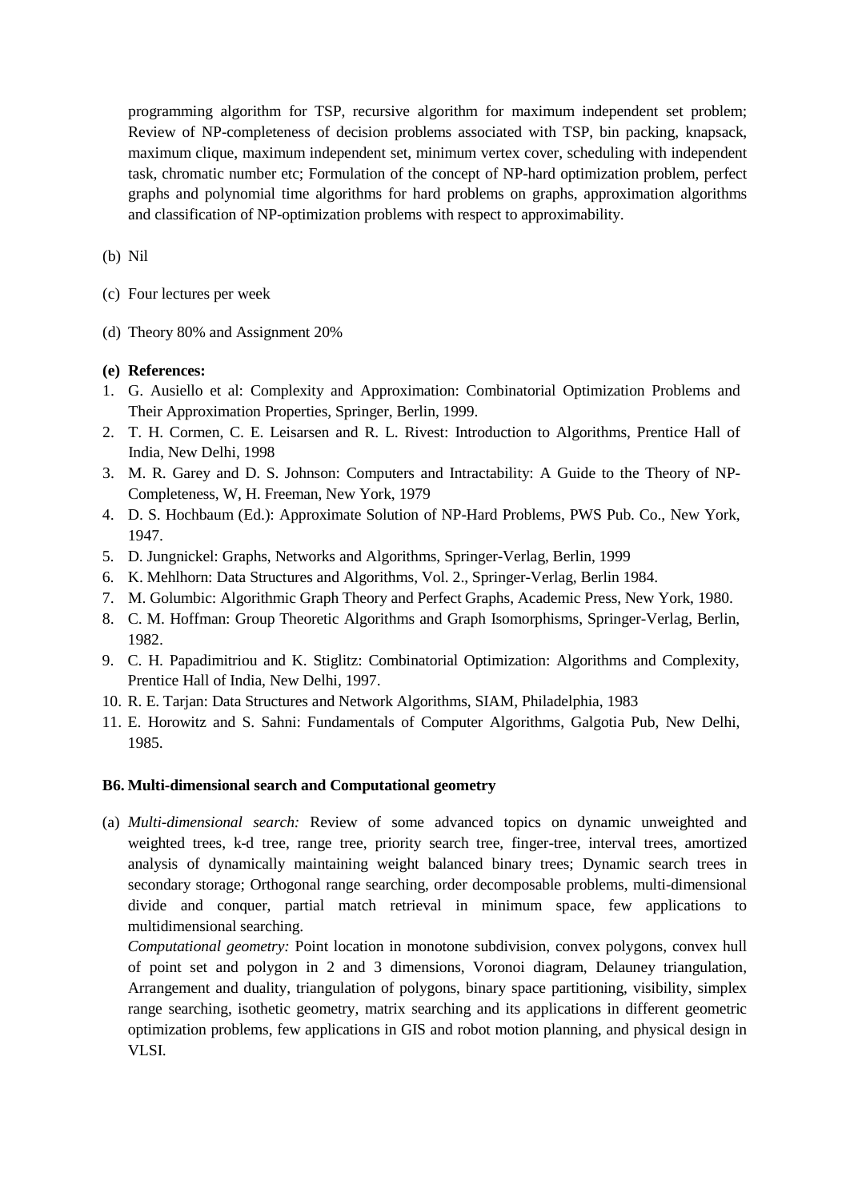programming algorithm for TSP, recursive algorithm for maximum independent set problem; Review of NP-completeness of decision problems associated with TSP, bin packing, knapsack, maximum clique, maximum independent set, minimum vertex cover, scheduling with independent task, chromatic number etc; Formulation of the concept of NP-hard optimization problem, perfect graphs and polynomial time algorithms for hard problems on graphs, approximation algorithms and classification of NP-optimization problems with respect to approximability.

(b) Nil

(c) Four lectures per week

(d) Theory 80% and Assignment 20%

**(e) References:**

1. G. Ausiello et al: Complexity and Approximation: Combinatorial Optimization Problems and Their Approximation Properties, Springer, Berlin, 1999.
2. T. H. Cormen, C. E. Leisarsen and R. L. Rivest: Introduction to Algorithms, Prentice Hall of India, New Delhi, 1998
3. M. R. Garey and D. S. Johnson: Computers and Intractability: A Guide to the Theory of NP-Completeness, W, H. Freeman, New York, 1979
4. D. S. Hochbaum (Ed.): Approximate Solution of NP-Hard Problems, PWS Pub. Co., New York, 1947.
5. D. Jungnickel: Graphs, Networks and Algorithms, Springer-Verlag, Berlin, 1999
6. K. Mehlhorn: Data Structures and Algorithms, Vol. 2., Springer-Verlag, Berlin 1984.
7. M. Golumbic: Algorithmic Graph Theory and Perfect Graphs, Academic Press, New York, 1980.
8. C. M. Hoffman: Group Theoretic Algorithms and Graph Isomorphisms, Springer-Verlag, Berlin, 1982.
9. C. H. Papadimitriou and K. Stiglitz: Combinatorial Optimization: Algorithms and Complexity, Prentice Hall of India, New Delhi, 1997.
10. R. E. Tarjan: Data Structures and Network Algorithms, SIAM, Philadelphia, 1983
11. E. Horowitz and S. Sahni: Fundamentals of Computer Algorithms, Galgotia Pub, New Delhi, 1985.

### B6. Multi-dimensional search and Computational geometry

(a) *Multi-dimensional search:* Review of some advanced topics on dynamic unweighted and weighted trees, k-d tree, range tree, priority search tree, finger-tree, interval trees, amortized analysis of dynamically maintaining weight balanced binary trees; Dynamic search trees in secondary storage; Orthogonal range searching, order decomposable problems, multi-dimensional divide and conquer, partial match retrieval in minimum space, few applications to multidimensional searching.

*Computational geometry:* Point location in monotone subdivision, convex polygons, convex hull of point set and polygon in 2 and 3 dimensions, Voronoi diagram, Delauney triangulation, Arrangement and duality, triangulation of polygons, binary space partitioning, visibility, simplex range searching, isothetic geometry, matrix searching and its applications in different geometric optimization problems, few applications in GIS and robot motion planning, and physical design in VLSI.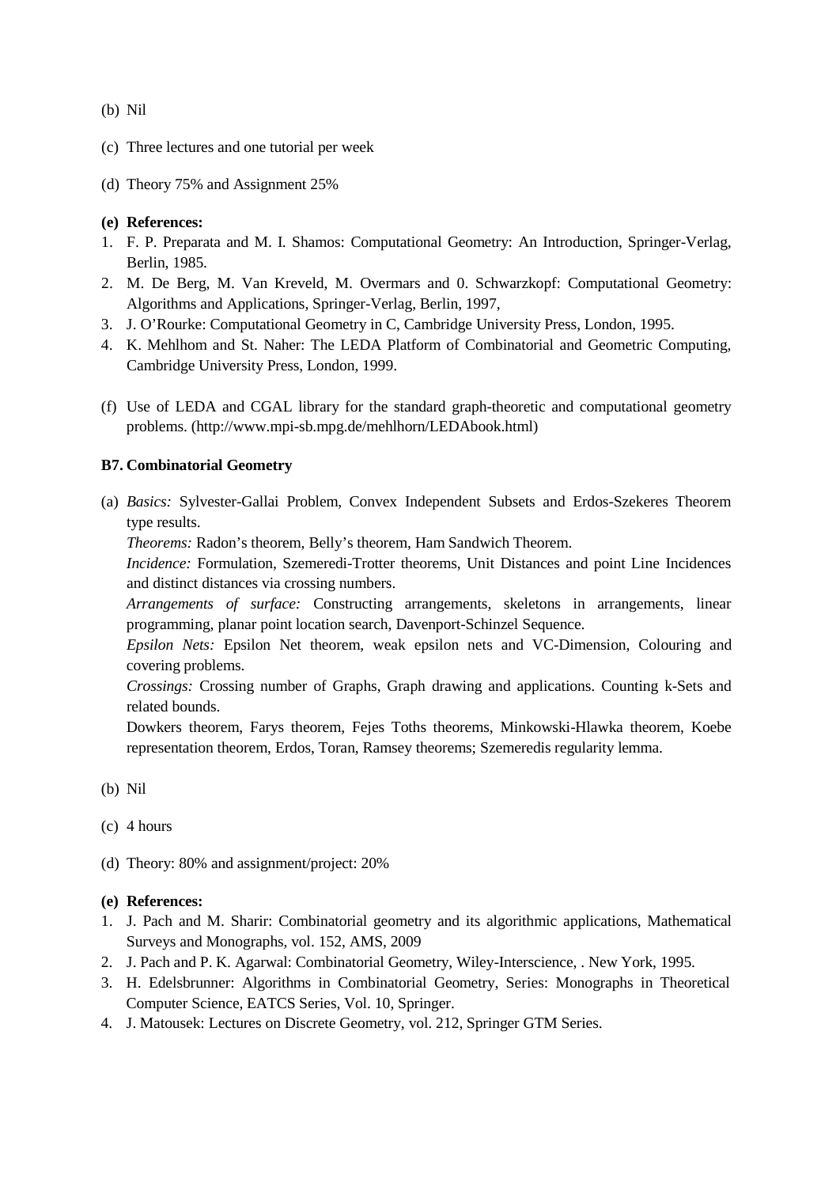(b) Nil

(c) Three lectures and one tutorial per week

(d) Theory 75% and Assignment 25%

**(e) References:**

1. F. P. Preparata and M. I. Shamos: Computational Geometry: An Introduction, Springer-Verlag, Berlin, 1985.
2. M. De Berg, M. Van Kreveld, M. Overmars and 0. Schwarzkopf: Computational Geometry: Algorithms and Applications, Springer-Verlag, Berlin, 1997,
3. J. O'Rourke: Computational Geometry in C, Cambridge University Press, London, 1995.
4. K. Mehlhom and St. Naher: The LEDA Platform of Combinatorial and Geometric Computing, Cambridge University Press, London, 1999.

(f) Use of LEDA and CGAL library for the standard graph-theoretic and computational geometry problems. (http://www.mpi-sb.mpg.de/mehlhorn/LEDAbook.html)

**B7. Combinatorial Geometry**

(a) *Basics:* Sylvester-Gallai Problem, Convex Independent Subsets and Erdos-Szekeres Theorem type results.
*Theorems:* Radon's theorem, Belly's theorem, Ham Sandwich Theorem.
*Incidence:* Formulation, Szemeredi-Trotter theorems, Unit Distances and point Line Incidences and distinct distances via crossing numbers.
*Arrangements of surface:* Constructing arrangements, skeletons in arrangements, linear programming, planar point location search, Davenport-Schinzel Sequence.
*Epsilon Nets:* Epsilon Net theorem, weak epsilon nets and VC-Dimension, Colouring and covering problems.
*Crossings:* Crossing number of Graphs, Graph drawing and applications. Counting k-Sets and related bounds.
Dowkers theorem, Farys theorem, Fejes Toths theorems, Minkowski-Hlawka theorem, Koebe representation theorem, Erdos, Toran, Ramsey theorems; Szemeredis regularity lemma.

(b) Nil

(c) 4 hours

(d) Theory: 80% and assignment/project: 20%

**(e) References:**

1. J. Pach and M. Sharir: Combinatorial geometry and its algorithmic applications, Mathematical Surveys and Monographs, vol. 152, AMS, 2009
2. J. Pach and P. K. Agarwal: Combinatorial Geometry, Wiley-Interscience, . New York, 1995.
3. H. Edelsbrunner: Algorithms in Combinatorial Geometry, Series: Monographs in Theoretical Computer Science, EATCS Series, Vol. 10, Springer.
4. J. Matousek: Lectures on Discrete Geometry, vol. 212, Springer GTM Series.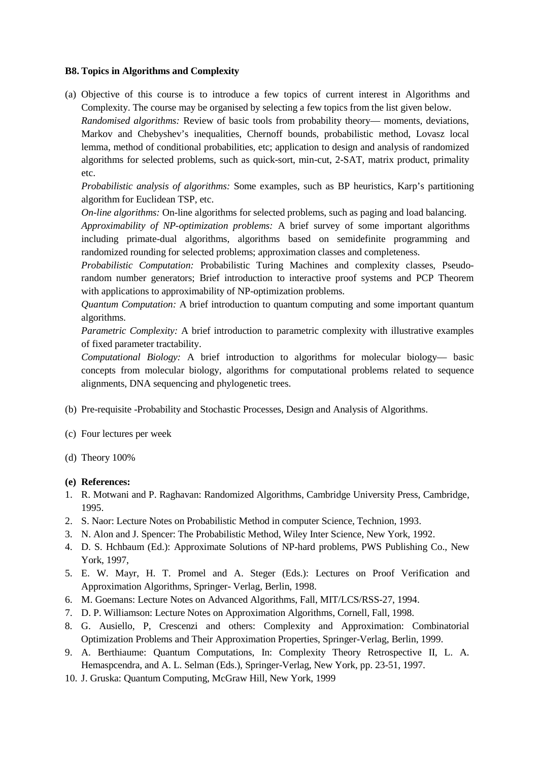**B8. Topics in Algorithms and Complexity**

(a) Objective of this course is to introduce a few topics of current interest in Algorithms and Complexity. The course may be organised by selecting a few topics from the list given below.
*Randomised algorithms:* Review of basic tools from probability theory— moments, deviations, Markov and Chebyshev's inequalities, Chernoff bounds, probabilistic method, Lovasz local lemma, method of conditional probabilities, etc; application to design and analysis of randomized algorithms for selected problems, such as quick-sort, min-cut, 2-SAT, matrix product, primality etc.
*Probabilistic analysis of algorithms:* Some examples, such as BP heuristics, Karp's partitioning algorithm for Euclidean TSP, etc.
*On-line algorithms:* On-line algorithms for selected problems, such as paging and load balancing.
*Approximability of NP-optimization problems:* A brief survey of some important algorithms including primate-dual algorithms, algorithms based on semidefinite programming and randomized rounding for selected problems; approximation classes and completeness.
*Probabilistic Computation:* Probabilistic Turing Machines and complexity classes, Pseudo-random number generators; Brief introduction to interactive proof systems and PCP Theorem with applications to approximability of NP-optimization problems.
*Quantum Computation:* A brief introduction to quantum computing and some important quantum algorithms.
*Parametric Complexity:* A brief introduction to parametric complexity with illustrative examples of fixed parameter tractability.
*Computational Biology:* A brief introduction to algorithms for molecular biology— basic concepts from molecular biology, algorithms for computational problems related to sequence alignments, DNA sequencing and phylogenetic trees.

(b) Pre-requisite -Probability and Stochastic Processes, Design and Analysis of Algorithms.

(c) Four lectures per week

(d) Theory 100%

**(e) References:**

1. R. Motwani and P. Raghavan: Randomized Algorithms, Cambridge University Press, Cambridge, 1995.
2. S. Naor: Lecture Notes on Probabilistic Method in computer Science, Technion, 1993.
3. N. Alon and J. Spencer: The Probabilistic Method, Wiley Inter Science, New York, 1992.
4. D. S. Hchbaum (Ed.): Approximate Solutions of NP-hard problems, PWS Publishing Co., New York, 1997,
5. E. W. Mayr, H. T. Promel and A. Steger (Eds.): Lectures on Proof Verification and Approximation Algorithms, Springer- Verlag, Berlin, 1998.
6. M. Goemans: Lecture Notes on Advanced Algorithms, Fall, MIT/LCS/RSS-27, 1994.
7. D. P. Williamson: Lecture Notes on Approximation Algorithms, Cornell, Fall, 1998.
8. G. Ausiello, P, Crescenzi and others: Complexity and Approximation: Combinatorial Optimization Problems and Their Approximation Properties, Springer-Verlag, Berlin, 1999.
9. A. Berthiaume: Quantum Computations, In: Complexity Theory Retrospective II, L. A. Hemaspcendra, and A. L. Selman (Eds.), Springer-Verlag, New York, pp. 23-51, 1997.
10. J. Gruska: Quantum Computing, McGraw Hill, New York, 1999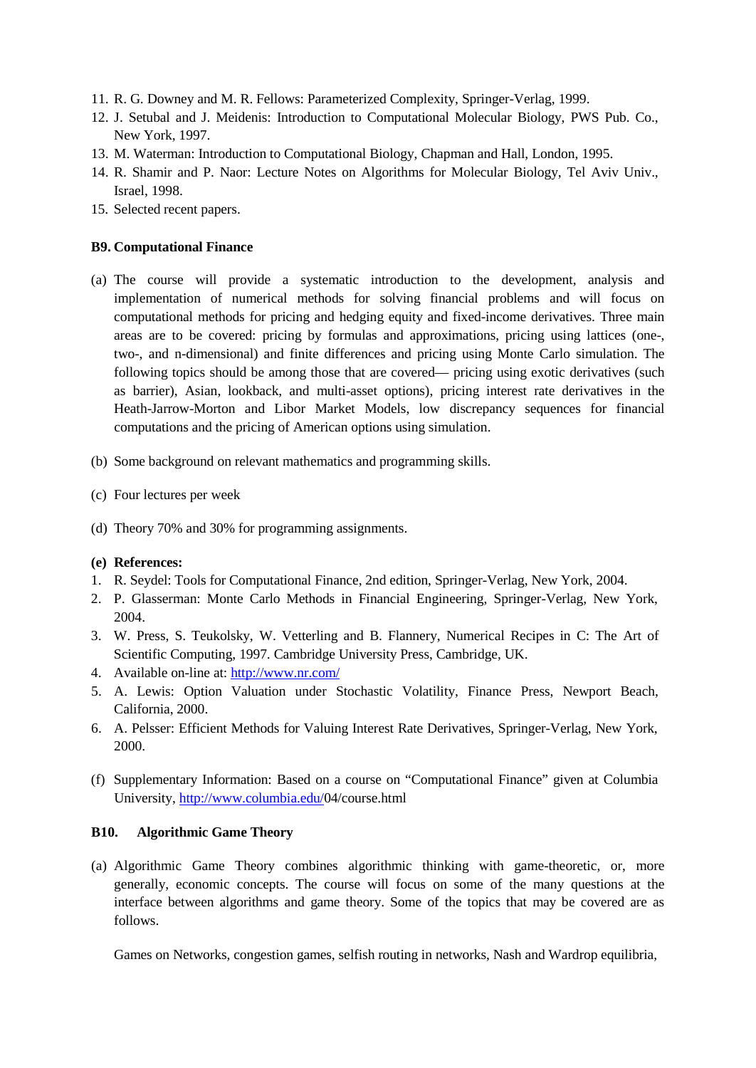11. R. G. Downey and M. R. Fellows: Parameterized Complexity, Springer-Verlag, 1999.
12. J. Setubal and J. Meidenis: Introduction to Computational Molecular Biology, PWS Pub. Co., New York, 1997.
13. M. Waterman: Introduction to Computational Biology, Chapman and Hall, London, 1995.
14. R. Shamir and P. Naor: Lecture Notes on Algorithms for Molecular Biology, Tel Aviv Univ., Israel, 1998.
15. Selected recent papers.

**B9. Computational Finance**

(a) The course will provide a systematic introduction to the development, analysis and implementation of numerical methods for solving financial problems and will focus on computational methods for pricing and hedging equity and fixed-income derivatives. Three main areas are to be covered: pricing by formulas and approximations, pricing using lattices (one-, two-, and n-dimensional) and finite differences and pricing using Monte Carlo simulation. The following topics should be among those that are covered— pricing using exotic derivatives (such as barrier), Asian, lookback, and multi-asset options), pricing interest rate derivatives in the Heath-Jarrow-Morton and Libor Market Models, low discrepancy sequences for financial computations and the pricing of American options using simulation.

(b) Some background on relevant mathematics and programming skills.

(c) Four lectures per week

(d) Theory 70% and 30% for programming assignments.

**(e) References:**

1. R. Seydel: Tools for Computational Finance, 2nd edition, Springer-Verlag, New York, 2004.
2. P. Glasserman: Monte Carlo Methods in Financial Engineering, Springer-Verlag, New York, 2004.
3. W. Press, S. Teukolsky, W. Vetterling and B. Flannery, Numerical Recipes in C: The Art of Scientific Computing, 1997. Cambridge University Press, Cambridge, UK.
4. Available on-line at: [http://www.nr.com/](http://www.nr.com/)
5. A. Lewis: Option Valuation under Stochastic Volatility, Finance Press, Newport Beach, California, 2000.
6. A. Pelsser: Efficient Methods for Valuing Interest Rate Derivatives, Springer-Verlag, New York, 2000.

(f) Supplementary Information: Based on a course on "Computational Finance" given at Columbia University, [http://www.columbia.edu/](http://www.columbia.edu/)04/course.html

**B10. Algorithmic Game Theory**

(a) Algorithmic Game Theory combines algorithmic thinking with game-theoretic, or, more generally, economic concepts. The course will focus on some of the many questions at the interface between algorithms and game theory. Some of the topics that may be covered are as follows.

Games on Networks, congestion games, selfish routing in networks, Nash and Wardrop equilibria,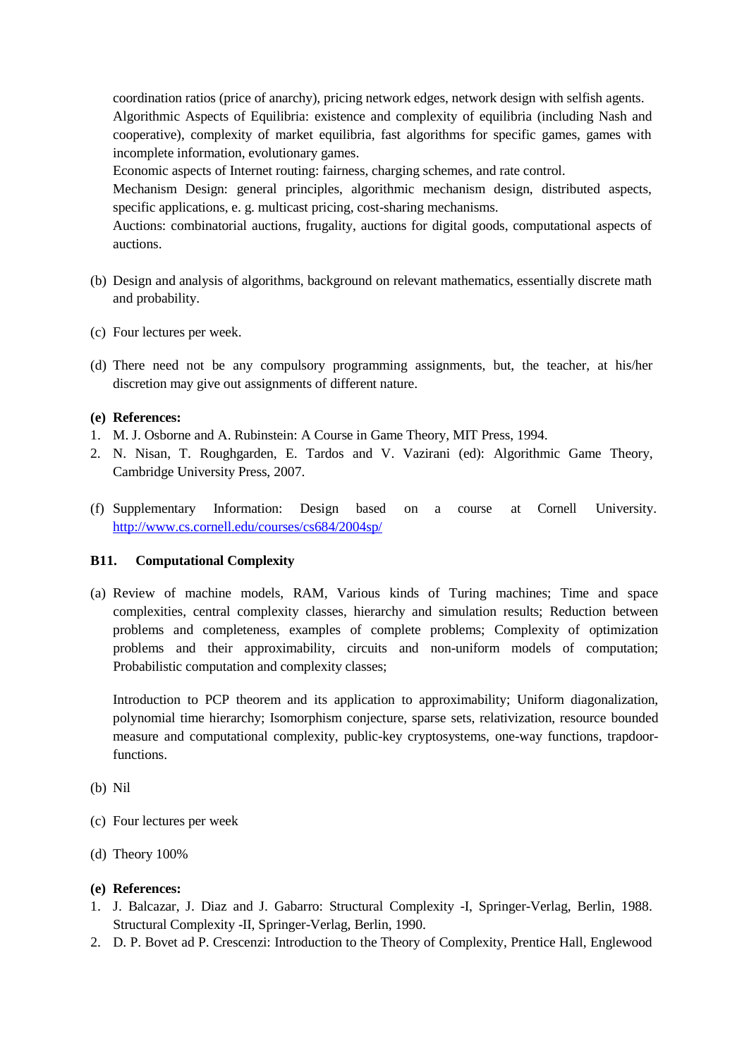coordination ratios (price of anarchy), pricing network edges, network design with selfish agents.
Algorithmic Aspects of Equilibria: existence and complexity of equilibria (including Nash and cooperative), complexity of market equilibria, fast algorithms for specific games, games with incomplete information, evolutionary games.
Economic aspects of Internet routing: fairness, charging schemes, and rate control.
Mechanism Design: general principles, algorithmic mechanism design, distributed aspects, specific applications, e. g. multicast pricing, cost-sharing mechanisms.
Auctions: combinatorial auctions, frugality, auctions for digital goods, computational aspects of auctions.

(b) Design and analysis of algorithms, background on relevant mathematics, essentially discrete math and probability.

(c) Four lectures per week.

(d) There need not be any compulsory programming assignments, but, the teacher, at his/her discretion may give out assignments of different nature.

**(e) References:**

1. M. J. Osborne and A. Rubinstein: A Course in Game Theory, MIT Press, 1994.
2. N. Nisan, T. Roughgarden, E. Tardos and V. Vazirani (ed): Algorithmic Game Theory, Cambridge University Press, 2007.

(f) Supplementary Information: Design based on a course at Cornell University. [http://www.cs.cornell.edu/courses/cs684/2004sp/](http://www.cs.cornell.edu/courses/cs684/2004sp/)

### B11. Computational Complexity

(a) Review of machine models, RAM, Various kinds of Turing machines; Time and space complexities, central complexity classes, hierarchy and simulation results; Reduction between problems and completeness, examples of complete problems; Complexity of optimization problems and their approximability, circuits and non-uniform models of computation; Probabilistic computation and complexity classes;

Introduction to PCP theorem and its application to approximability; Uniform diagonalization, polynomial time hierarchy; Isomorphism conjecture, sparse sets, relativization, resource bounded measure and computational complexity, public-key cryptosystems, one-way functions, trapdoor-functions.

(b) Nil

(c) Four lectures per week

(d) Theory 100%

**(e) References:**

1. J. Balcazar, J. Diaz and J. Gabarro: Structural Complexity -I, Springer-Verlag, Berlin, 1988. Structural Complexity -II, Springer-Verlag, Berlin, 1990.
2. D. P. Bovet ad P. Crescenzi: Introduction to the Theory of Complexity, Prentice Hall, Englewood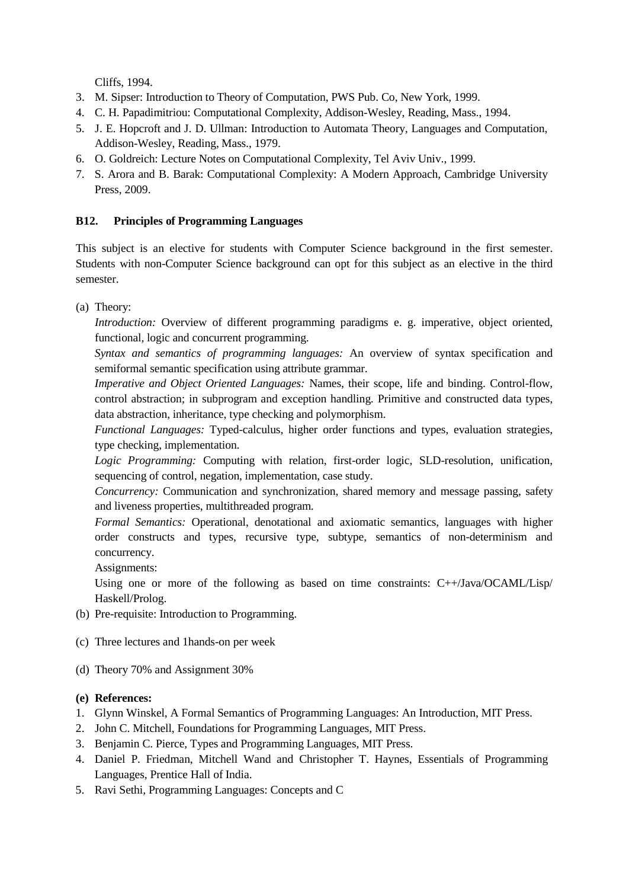Cliffs, 1994.

3. M. Sipser: Introduction to Theory of Computation, PWS Pub. Co, New York, 1999.
4. C. H. Papadimitriou: Computational Complexity, Addison-Wesley, Reading, Mass., 1994.
5. J. E. Hopcroft and J. D. Ullman: Introduction to Automata Theory, Languages and Computation, Addison-Wesley, Reading, Mass., 1979.
6. O. Goldreich: Lecture Notes on Computational Complexity, Tel Aviv Univ., 1999.
7. S. Arora and B. Barak: Computational Complexity: A Modern Approach, Cambridge University Press, 2009.

**B12. Principles of Programming Languages**

This subject is an elective for students with Computer Science background in the first semester. Students with non-Computer Science background can opt for this subject as an elective in the third semester.

(a) Theory:

*Introduction:* Overview of different programming paradigms e. g. imperative, object oriented, functional, logic and concurrent programming.

*Syntax and semantics of programming languages:* An overview of syntax specification and semiformal semantic specification using attribute grammar.

*Imperative and Object Oriented Languages:* Names, their scope, life and binding. Control-flow, control abstraction; in subprogram and exception handling. Primitive and constructed data types, data abstraction, inheritance, type checking and polymorphism.

*Functional Languages:* Typed-calculus, higher order functions and types, evaluation strategies, type checking, implementation.

*Logic Programming:* Computing with relation, first-order logic, SLD-resolution, unification, sequencing of control, negation, implementation, case study.

*Concurrency:* Communication and synchronization, shared memory and message passing, safety and liveness properties, multithreaded program.

*Formal Semantics:* Operational, denotational and axiomatic semantics, languages with higher order constructs and types, recursive type, subtype, semantics of non-determinism and concurrency.

Assignments:

Using one or more of the following as based on time constraints: C++/Java/OCAML/Lisp/ Haskell/Prolog.

(b) Pre-requisite: Introduction to Programming.

(c) Three lectures and 1hands-on per week

(d) Theory 70% and Assignment 30%

**(e) References:**

1. Glynn Winskel, A Formal Semantics of Programming Languages: An Introduction, MIT Press.
2. John C. Mitchell, Foundations for Programming Languages, MIT Press.
3. Benjamin C. Pierce, Types and Programming Languages, MIT Press.
4. Daniel P. Friedman, Mitchell Wand and Christopher T. Haynes, Essentials of Programming Languages, Prentice Hall of India.
5. Ravi Sethi, Programming Languages: Concepts and C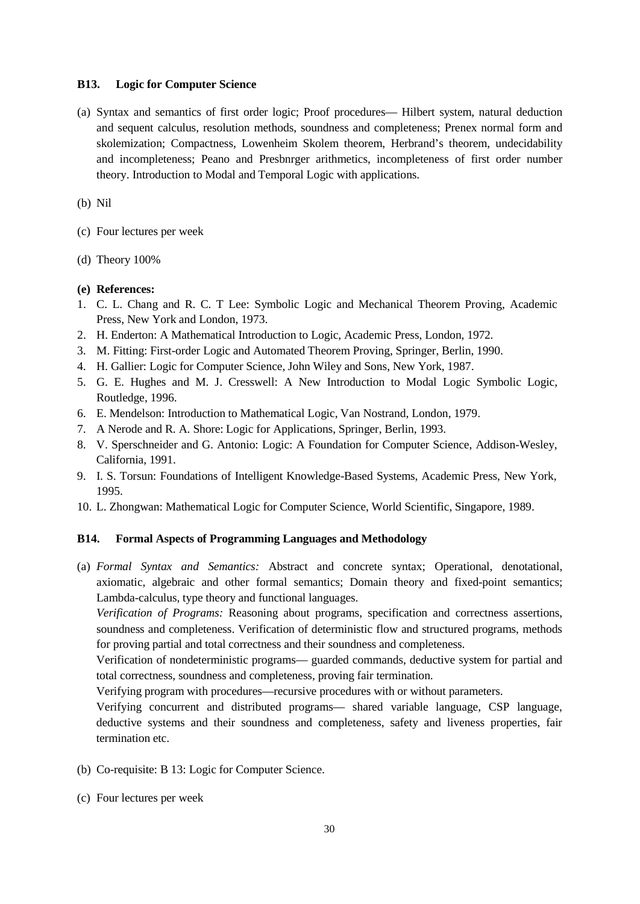### B13. Logic for Computer Science

(a) Syntax and semantics of first order logic; Proof procedures— Hilbert system, natural deduction and sequent calculus, resolution methods, soundness and completeness; Prenex normal form and skolemization; Compactness, Lowenheim Skolem theorem, Herbrand's theorem, undecidability and incompleteness; Peano and Presbnrger arithmetics, incompleteness of first order number theory. Introduction to Modal and Temporal Logic with applications.

(b) Nil

(c) Four lectures per week

(d) Theory 100%

**(e) References:**

1. C. L. Chang and R. C. T Lee: Symbolic Logic and Mechanical Theorem Proving, Academic Press, New York and London, 1973.
2. H. Enderton: A Mathematical Introduction to Logic, Academic Press, London, 1972.
3. M. Fitting: First-order Logic and Automated Theorem Proving, Springer, Berlin, 1990.
4. H. Gallier: Logic for Computer Science, John Wiley and Sons, New York, 1987.
5. G. E. Hughes and M. J. Cresswell: A New Introduction to Modal Logic Symbolic Logic, Routledge, 1996.
6. E. Mendelson: Introduction to Mathematical Logic, Van Nostrand, London, 1979.
7. A Nerode and R. A. Shore: Logic for Applications, Springer, Berlin, 1993.
8. V. Sperschneider and G. Antonio: Logic: A Foundation for Computer Science, Addison-Wesley, California, 1991.
9. I. S. Torsun: Foundations of Intelligent Knowledge-Based Systems, Academic Press, New York, 1995.
10. L. Zhongwan: Mathematical Logic for Computer Science, World Scientific, Singapore, 1989.

### B14. Formal Aspects of Programming Languages and Methodology

(a) *Formal Syntax and Semantics:* Abstract and concrete syntax; Operational, denotational, axiomatic, algebraic and other formal semantics; Domain theory and fixed-point semantics; Lambda-calculus, type theory and functional languages.

*Verification of Programs:* Reasoning about programs, specification and correctness assertions, soundness and completeness. Verification of deterministic flow and structured programs, methods for proving partial and total correctness and their soundness and completeness.

Verification of nondeterministic programs— guarded commands, deductive system for partial and total correctness, soundness and completeness, proving fair termination.

Verifying program with procedures—recursive procedures with or without parameters.

Verifying concurrent and distributed programs— shared variable language, CSP language, deductive systems and their soundness and completeness, safety and liveness properties, fair termination etc.

(b) Co-requisite: B 13: Logic for Computer Science.

(c) Four lectures per week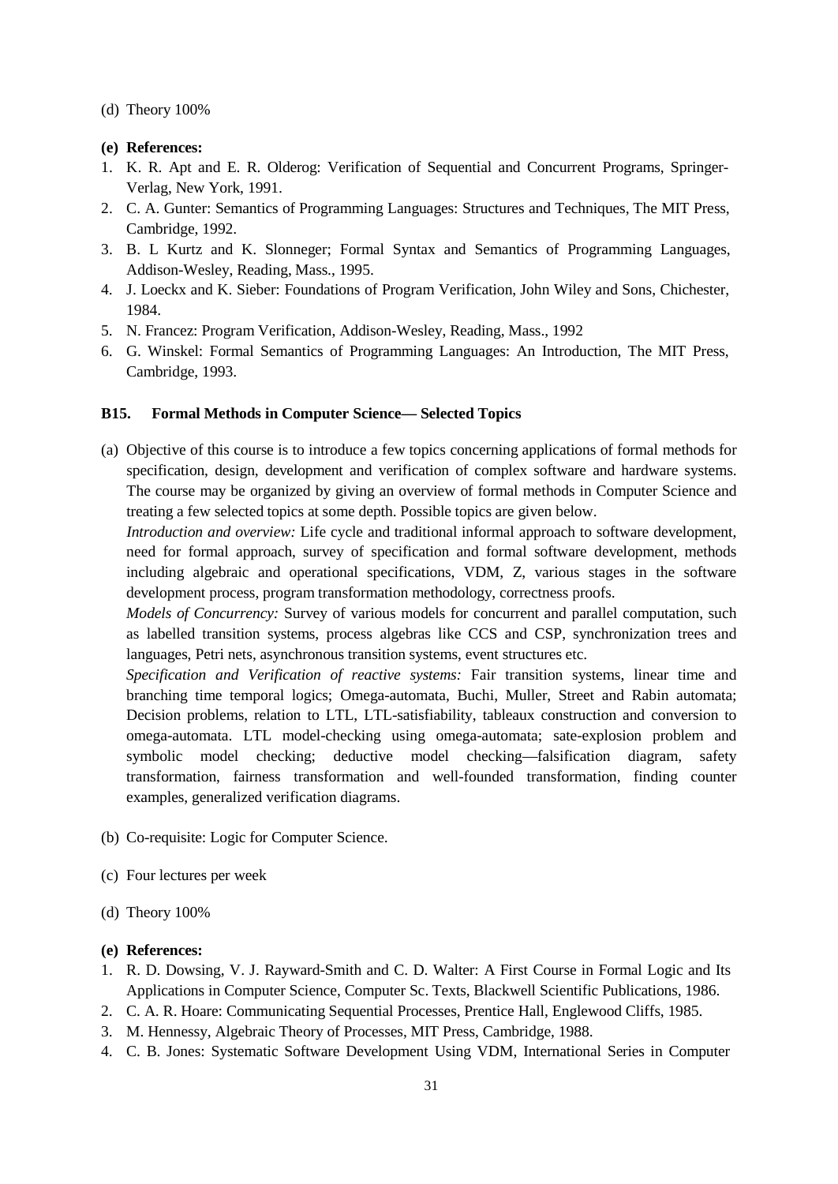(d) Theory 100%

**(e) References:**

1. K. R. Apt and E. R. Olderog: Verification of Sequential and Concurrent Programs, Springer-Verlag, New York, 1991.
2. C. A. Gunter: Semantics of Programming Languages: Structures and Techniques, The MIT Press, Cambridge, 1992.
3. B. L Kurtz and K. Slonneger; Formal Syntax and Semantics of Programming Languages, Addison-Wesley, Reading, Mass., 1995.
4. J. Loeckx and K. Sieber: Foundations of Program Verification, John Wiley and Sons, Chichester, 1984.
5. N. Francez: Program Verification, Addison-Wesley, Reading, Mass., 1992
6. G. Winskel: Formal Semantics of Programming Languages: An Introduction, The MIT Press, Cambridge, 1993.

### B15. Formal Methods in Computer Science— Selected Topics

(a) Objective of this course is to introduce a few topics concerning applications of formal methods for specification, design, development and verification of complex software and hardware systems. The course may be organized by giving an overview of formal methods in Computer Science and treating a few selected topics at some depth. Possible topics are given below.

*Introduction and overview:* Life cycle and traditional informal approach to software development, need for formal approach, survey of specification and formal software development, methods including algebraic and operational specifications, VDM, Z, various stages in the software development process, program transformation methodology, correctness proofs.

*Models of Concurrency:* Survey of various models for concurrent and parallel computation, such as labelled transition systems, process algebras like CCS and CSP, synchronization trees and languages, Petri nets, asynchronous transition systems, event structures etc.

*Specification and Verification of reactive systems:* Fair transition systems, linear time and branching time temporal logics; Omega-automata, Buchi, Muller, Street and Rabin automata; Decision problems, relation to LTL, LTL-satisfiability, tableaux construction and conversion to omega-automata. LTL model-checking using omega-automata; sate-explosion problem and symbolic model checking; deductive model checking—falsification diagram, safety transformation, fairness transformation and well-founded transformation, finding counter examples, generalized verification diagrams.

(b) Co-requisite: Logic for Computer Science.

(c) Four lectures per week

(d) Theory 100%

**(e) References:**

1. R. D. Dowsing, V. J. Rayward-Smith and C. D. Walter: A First Course in Formal Logic and Its Applications in Computer Science, Computer Sc. Texts, Blackwell Scientific Publications, 1986.
2. C. A. R. Hoare: Communicating Sequential Processes, Prentice Hall, Englewood Cliffs, 1985.
3. M. Hennessy, Algebraic Theory of Processes, MIT Press, Cambridge, 1988.
4. C. B. Jones: Systematic Software Development Using VDM, International Series in Computer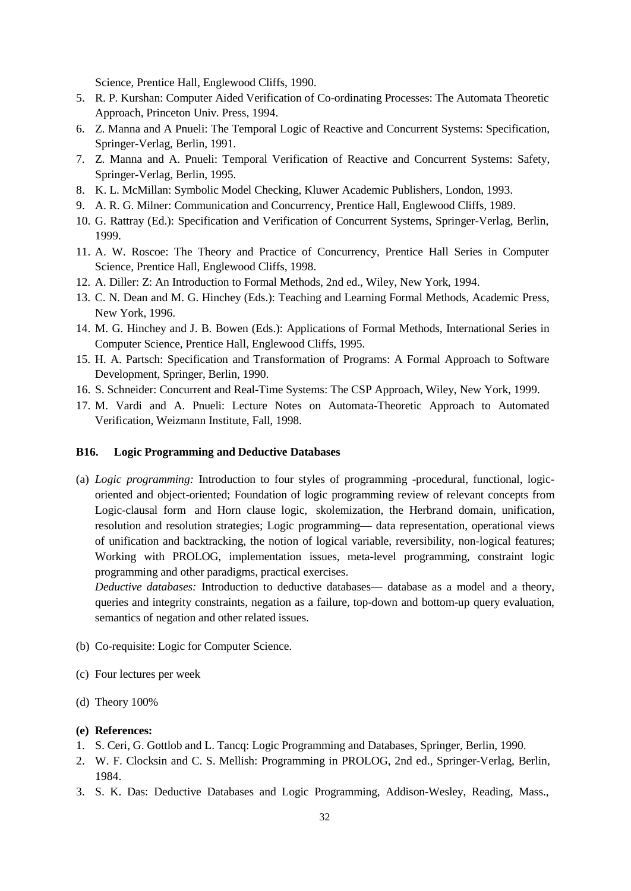Science, Prentice Hall, Englewood Cliffs, 1990.

5. R. P. Kurshan: Computer Aided Verification of Co-ordinating Processes: The Automata Theoretic Approach, Princeton Univ. Press, 1994.
6. Z. Manna and A Pnueli: The Temporal Logic of Reactive and Concurrent Systems: Specification, Springer-Verlag, Berlin, 1991.
7. Z. Manna and A. Pnueli: Temporal Verification of Reactive and Concurrent Systems: Safety, Springer-Verlag, Berlin, 1995.
8. K. L. McMillan: Symbolic Model Checking, Kluwer Academic Publishers, London, 1993.
9. A. R. G. Milner: Communication and Concurrency, Prentice Hall, Englewood Cliffs, 1989.
10. G. Rattray (Ed.): Specification and Verification of Concurrent Systems, Springer-Verlag, Berlin, 1999.
11. A. W. Roscoe: The Theory and Practice of Concurrency, Prentice Hall Series in Computer Science, Prentice Hall, Englewood Cliffs, 1998.
12. A. Diller: Z: An Introduction to Formal Methods, 2nd ed., Wiley, New York, 1994.
13. C. N. Dean and M. G. Hinchey (Eds.): Teaching and Learning Formal Methods, Academic Press, New York, 1996.
14. M. G. Hinchey and J. B. Bowen (Eds.): Applications of Formal Methods, International Series in Computer Science, Prentice Hall, Englewood Cliffs, 1995.
15. H. A. Partsch: Specification and Transformation of Programs: A Formal Approach to Software Development, Springer, Berlin, 1990.
16. S. Schneider: Concurrent and Real-Time Systems: The CSP Approach, Wiley, New York, 1999.
17. M. Vardi and A. Pnueli: Lecture Notes on Automata-Theoretic Approach to Automated Verification, Weizmann Institute, Fall, 1998.

### B16. Logic Programming and Deductive Databases

(a) *Logic programming:* Introduction to four styles of programming -procedural, functional, logic-oriented and object-oriented; Foundation of logic programming review of relevant concepts from Logic-clausal form and Horn clause logic, skolemization, the Herbrand domain, unification, resolution and resolution strategies; Logic programming— data representation, operational views of unification and backtracking, the notion of logical variable, reversibility, non-logical features; Working with PROLOG, implementation issues, meta-level programming, constraint logic programming and other paradigms, practical exercises.

*Deductive databases:* Introduction to deductive databases— database as a model and a theory, queries and integrity constraints, negation as a failure, top-down and bottom-up query evaluation, semantics of negation and other related issues.

(b) Co-requisite: Logic for Computer Science.

(c) Four lectures per week

(d) Theory 100%

**(e) References:**

1. S. Ceri, G. Gottlob and L. Tancq: Logic Programming and Databases, Springer, Berlin, 1990.
2. W. F. Clocksin and C. S. Mellish: Programming in PROLOG, 2nd ed., Springer-Verlag, Berlin, 1984.
3. S. K. Das: Deductive Databases and Logic Programming, Addison-Wesley, Reading, Mass.,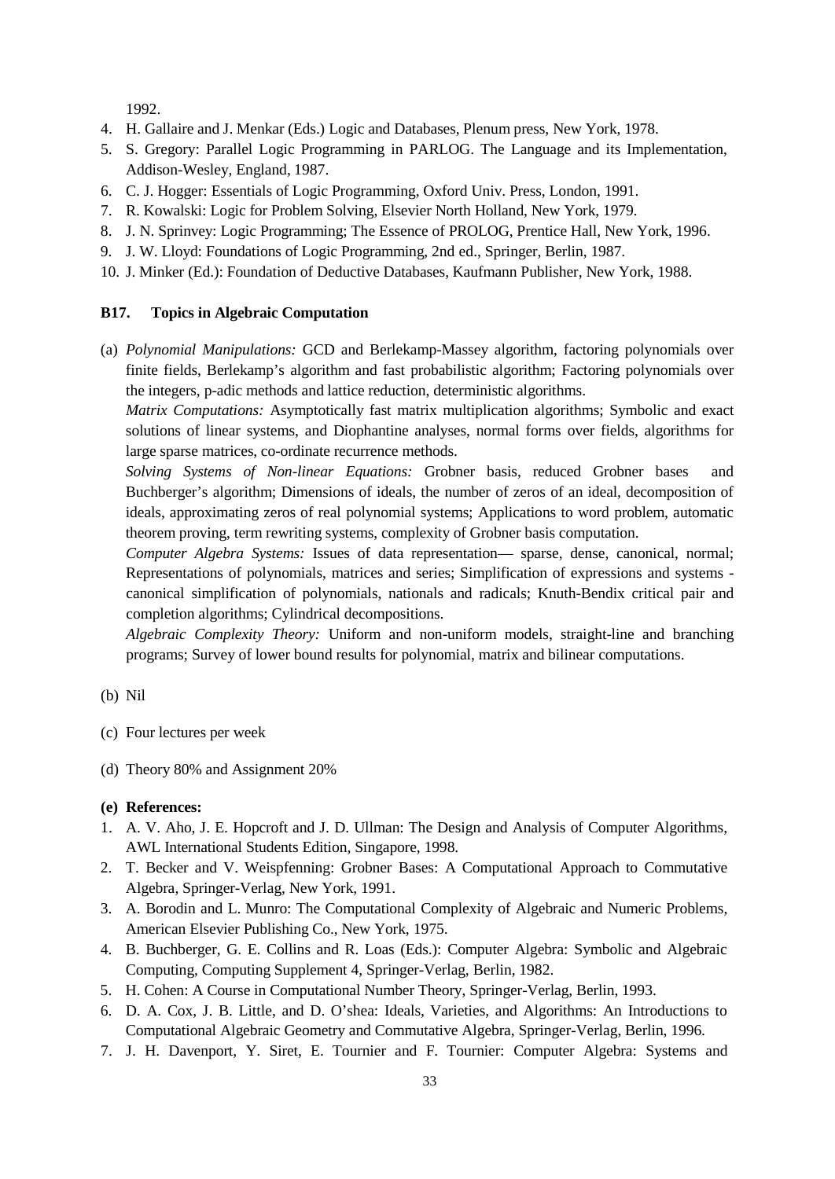1992.

4. H. Gallaire and J. Menkar (Eds.) Logic and Databases, Plenum press, New York, 1978.
5. S. Gregory: Parallel Logic Programming in PARLOG. The Language and its Implementation, Addison-Wesley, England, 1987.
6. C. J. Hogger: Essentials of Logic Programming, Oxford Univ. Press, London, 1991.
7. R. Kowalski: Logic for Problem Solving, Elsevier North Holland, New York, 1979.
8. J. N. Sprinvey: Logic Programming; The Essence of PROLOG, Prentice Hall, New York, 1996.
9. J. W. Lloyd: Foundations of Logic Programming, 2nd ed., Springer, Berlin, 1987.
10. J. Minker (Ed.): Foundation of Deductive Databases, Kaufmann Publisher, New York, 1988.

### B17. Topics in Algebraic Computation

(a) *Polynomial Manipulations:* GCD and Berlekamp-Massey algorithm, factoring polynomials over finite fields, Berlekamp's algorithm and fast probabilistic algorithm; Factoring polynomials over the integers, p-adic methods and lattice reduction, deterministic algorithms.

*Matrix Computations:* Asymptotically fast matrix multiplication algorithms; Symbolic and exact solutions of linear systems, and Diophantine analyses, normal forms over fields, algorithms for large sparse matrices, co-ordinate recurrence methods.

*Solving Systems of Non-linear Equations:* Grobner basis, reduced Grobner bases and Buchberger's algorithm; Dimensions of ideals, the number of zeros of an ideal, decomposition of ideals, approximating zeros of real polynomial systems; Applications to word problem, automatic theorem proving, term rewriting systems, complexity of Grobner basis computation.

*Computer Algebra Systems:* Issues of data representation— sparse, dense, canonical, normal; Representations of polynomials, matrices and series; Simplification of expressions and systems - canonical simplification of polynomials, nationals and radicals; Knuth-Bendix critical pair and completion algorithms; Cylindrical decompositions.

*Algebraic Complexity Theory:* Uniform and non-uniform models, straight-line and branching programs; Survey of lower bound results for polynomial, matrix and bilinear computations.

(b) Nil

(c) Four lectures per week

(d) Theory 80% and Assignment 20%

**(e) References:**

1. A. V. Aho, J. E. Hopcroft and J. D. Ullman: The Design and Analysis of Computer Algorithms, AWL International Students Edition, Singapore, 1998.
2. T. Becker and V. Weispfenning: Grobner Bases: A Computational Approach to Commutative Algebra, Springer-Verlag, New York, 1991.
3. A. Borodin and L. Munro: The Computational Complexity of Algebraic and Numeric Problems, American Elsevier Publishing Co., New York, 1975.
4. B. Buchberger, G. E. Collins and R. Loas (Eds.): Computer Algebra: Symbolic and Algebraic Computing, Computing Supplement 4, Springer-Verlag, Berlin, 1982.
5. H. Cohen: A Course in Computational Number Theory, Springer-Verlag, Berlin, 1993.
6. D. A. Cox, J. B. Little, and D. O'shea: Ideals, Varieties, and Algorithms: An Introductions to Computational Algebraic Geometry and Commutative Algebra, Springer-Verlag, Berlin, 1996.
7. J. H. Davenport, Y. Siret, E. Tournier and F. Tournier: Computer Algebra: Systems and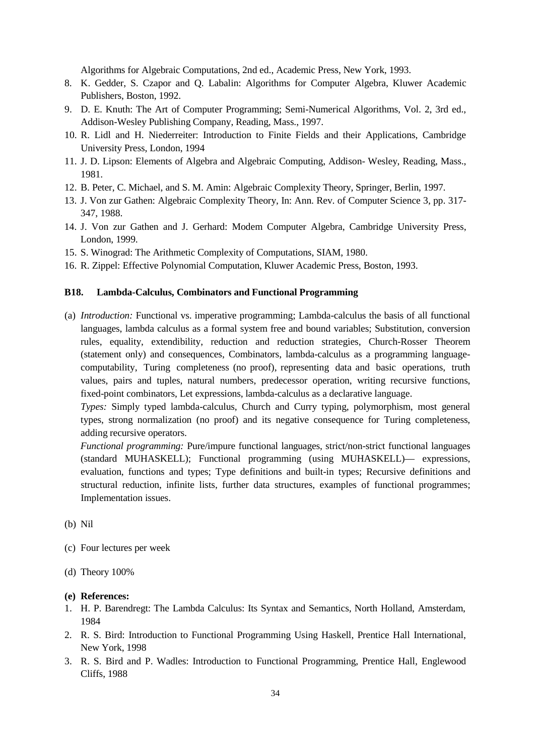Algorithms for Algebraic Computations, 2nd ed., Academic Press, New York, 1993.

8. K. Gedder, S. Czapor and Q. Labalin: Algorithms for Computer Algebra, Kluwer Academic Publishers, Boston, 1992.
9. D. E. Knuth: The Art of Computer Programming; Semi-Numerical Algorithms, Vol. 2, 3rd ed., Addison-Wesley Publishing Company, Reading, Mass., 1997.
10. R. Lidl and H. Niederreiter: Introduction to Finite Fields and their Applications, Cambridge University Press, London, 1994
11. J. D. Lipson: Elements of Algebra and Algebraic Computing, Addison- Wesley, Reading, Mass., 1981.
12. B. Peter, C. Michael, and S. M. Amin: Algebraic Complexity Theory, Springer, Berlin, 1997.
13. J. Von zur Gathen: Algebraic Complexity Theory, In: Ann. Rev. of Computer Science 3, pp. 317-347, 1988.
14. J. Von zur Gathen and J. Gerhard: Modem Computer Algebra, Cambridge University Press, London, 1999.
15. S. Winograd: The Arithmetic Complexity of Computations, SIAM, 1980.
16. R. Zippel: Effective Polynomial Computation, Kluwer Academic Press, Boston, 1993.

### B18. Lambda-Calculus, Combinators and Functional Programming

(a) *Introduction:* Functional vs. imperative programming; Lambda-calculus the basis of all functional languages, lambda calculus as a formal system free and bound variables; Substitution, conversion rules, equality, extendibility, reduction and reduction strategies, Church-Rosser Theorem (statement only) and consequences, Combinators, lambda-calculus as a programming language-computability, Turing completeness (no proof), representing data and basic operations, truth values, pairs and tuples, natural numbers, predecessor operation, writing recursive functions, fixed-point combinators, Let expressions, lambda-calculus as a declarative language.

*Types:* Simply typed lambda-calculus, Church and Curry typing, polymorphism, most general types, strong normalization (no proof) and its negative consequence for Turing completeness, adding recursive operators.

*Functional programming:* Pure/impure functional languages, strict/non-strict functional languages (standard MUHASKELL); Functional programming (using MUHASKELL)— expressions, evaluation, functions and types; Type definitions and built-in types; Recursive definitions and structural reduction, infinite lists, further data structures, examples of functional programmes; Implementation issues.

(b) Nil

(c) Four lectures per week

(d) Theory 100%

**(e) References:**

1. H. P. Barendregt: The Lambda Calculus: Its Syntax and Semantics, North Holland, Amsterdam, 1984
2. R. S. Bird: Introduction to Functional Programming Using Haskell, Prentice Hall International, New York, 1998
3. R. S. Bird and P. Wadles: Introduction to Functional Programming, Prentice Hall, Englewood Cliffs, 1988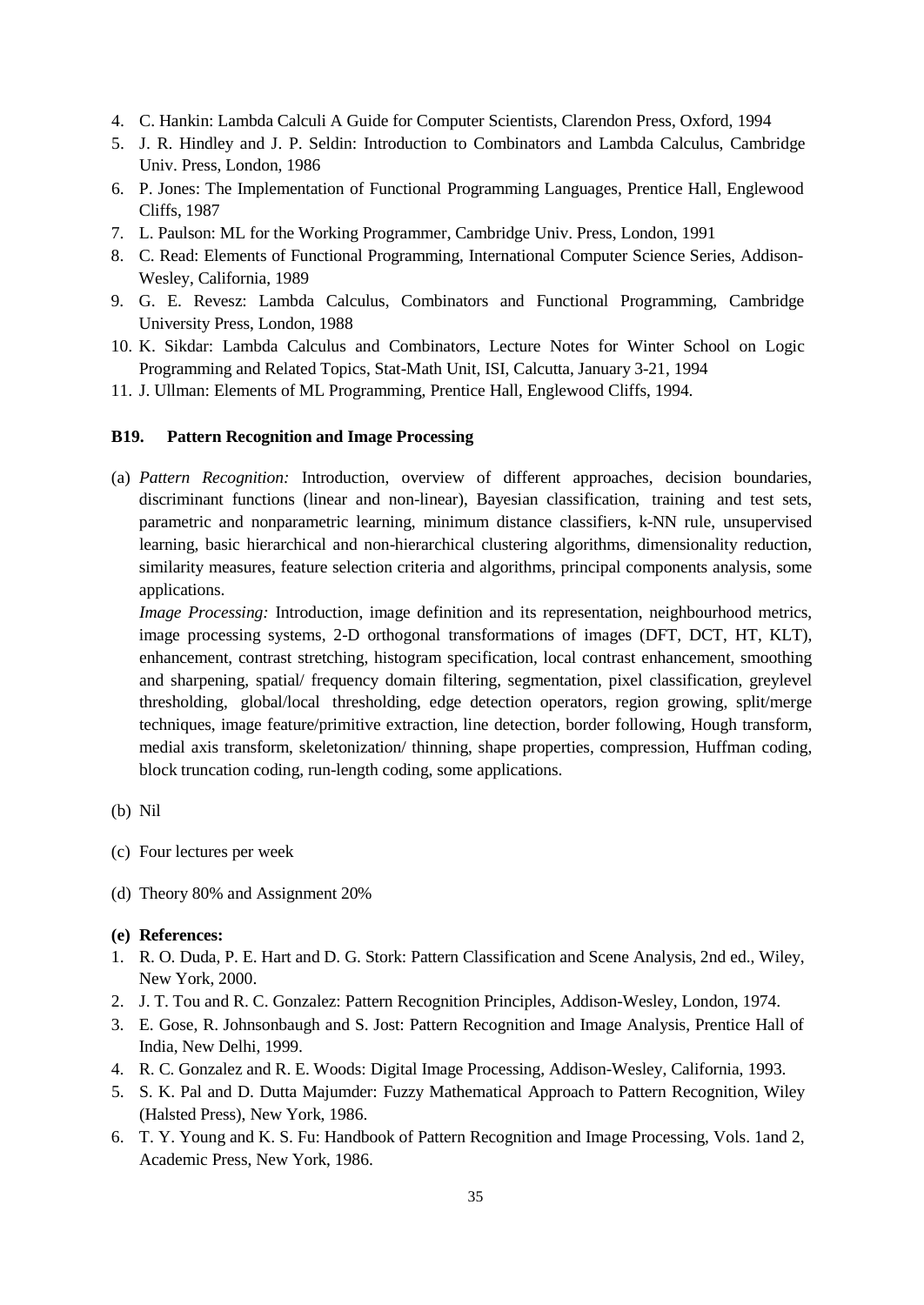4. C. Hankin: Lambda Calculi A Guide for Computer Scientists, Clarendon Press, Oxford, 1994
5. J. R. Hindley and J. P. Seldin: Introduction to Combinators and Lambda Calculus, Cambridge Univ. Press, London, 1986
6. P. Jones: The Implementation of Functional Programming Languages, Prentice Hall, Englewood Cliffs, 1987
7. L. Paulson: ML for the Working Programmer, Cambridge Univ. Press, London, 1991
8. C. Read: Elements of Functional Programming, International Computer Science Series, Addison-Wesley, California, 1989
9. G. E. Revesz: Lambda Calculus, Combinators and Functional Programming, Cambridge University Press, London, 1988
10. K. Sikdar: Lambda Calculus and Combinators, Lecture Notes for Winter School on Logic Programming and Related Topics, Stat-Math Unit, ISI, Calcutta, January 3-21, 1994
11. J. Ullman: Elements of ML Programming, Prentice Hall, Englewood Cliffs, 1994.

### B19. Pattern Recognition and Image Processing

(a) *Pattern Recognition:* Introduction, overview of different approaches, decision boundaries, discriminant functions (linear and non-linear), Bayesian classification, training and test sets, parametric and nonparametric learning, minimum distance classifiers, k-NN rule, unsupervised learning, basic hierarchical and non-hierarchical clustering algorithms, dimensionality reduction, similarity measures, feature selection criteria and algorithms, principal components analysis, some applications.

*Image Processing:* Introduction, image definition and its representation, neighbourhood metrics, image processing systems, 2-D orthogonal transformations of images (DFT, DCT, HT, KLT), enhancement, contrast stretching, histogram specification, local contrast enhancement, smoothing and sharpening, spatial/ frequency domain filtering, segmentation, pixel classification, greylevel thresholding, global/local thresholding, edge detection operators, region growing, split/merge techniques, image feature/primitive extraction, line detection, border following, Hough transform, medial axis transform, skeletonization/ thinning, shape properties, compression, Huffman coding, block truncation coding, run-length coding, some applications.

(b) Nil

(c) Four lectures per week

(d) Theory 80% and Assignment 20%

**(e) References:**

1. R. O. Duda, P. E. Hart and D. G. Stork: Pattern Classification and Scene Analysis, 2nd ed., Wiley, New York, 2000.
2. J. T. Tou and R. C. Gonzalez: Pattern Recognition Principles, Addison-Wesley, London, 1974.
3. E. Gose, R. Johnsonbaugh and S. Jost: Pattern Recognition and Image Analysis, Prentice Hall of India, New Delhi, 1999.
4. R. C. Gonzalez and R. E. Woods: Digital Image Processing, Addison-Wesley, California, 1993.
5. S. K. Pal and D. Dutta Majumder: Fuzzy Mathematical Approach to Pattern Recognition, Wiley (Halsted Press), New York, 1986.
6. T. Y. Young and K. S. Fu: Handbook of Pattern Recognition and Image Processing, Vols. 1and 2, Academic Press, New York, 1986.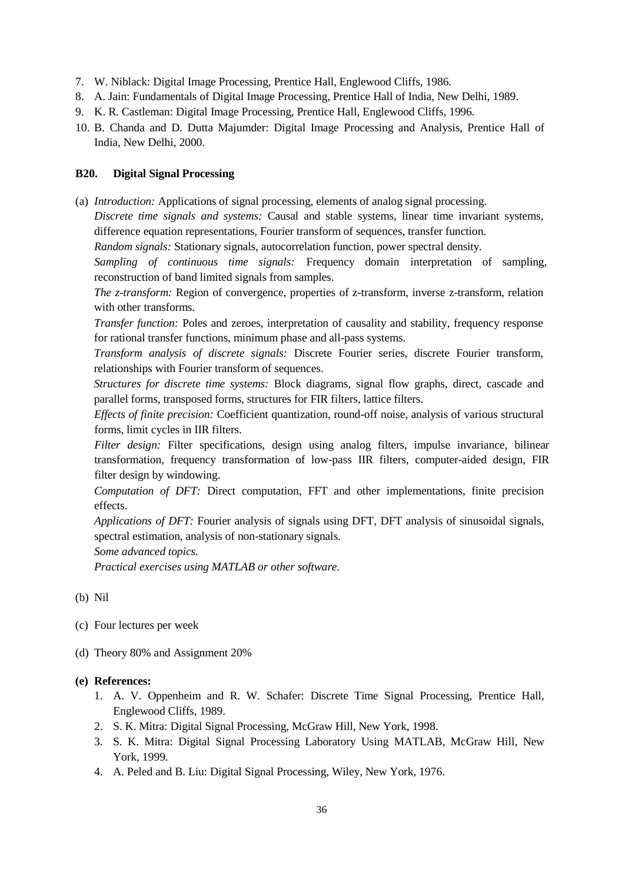7. W. Niblack: Digital Image Processing, Prentice Hall, Englewood Cliffs, 1986.
8. A. Jain: Fundamentals of Digital Image Processing, Prentice Hall of India, New Delhi, 1989.
9. K. R. Castleman: Digital Image Processing, Prentice Hall, Englewood Cliffs, 1996.
10. B. Chanda and D. Dutta Majumder: Digital Image Processing and Analysis, Prentice Hall of India, New Delhi, 2000.

### B20. Digital Signal Processing

(a) *Introduction:* Applications of signal processing, elements of analog signal processing.
*Discrete time signals and systems:* Causal and stable systems, linear time invariant systems, difference equation representations, Fourier transform of sequences, transfer function.
*Random signals:* Stationary signals, autocorrelation function, power spectral density.
*Sampling of continuous time signals:* Frequency domain interpretation of sampling, reconstruction of band limited signals from samples.
*The z-transform:* Region of convergence, properties of z-transform, inverse z-transform, relation with other transforms.
*Transfer function:* Poles and zeroes, interpretation of causality and stability, frequency response for rational transfer functions, minimum phase and all-pass systems.
*Transform analysis of discrete signals:* Discrete Fourier series, discrete Fourier transform, relationships with Fourier transform of sequences.
*Structures for discrete time systems:* Block diagrams, signal flow graphs, direct, cascade and parallel forms, transposed forms, structures for FIR filters, lattice filters.
*Effects of finite precision:* Coefficient quantization, round-off noise, analysis of various structural forms, limit cycles in IIR filters.
*Filter design:* Filter specifications, design using analog filters, impulse invariance, bilinear transformation, frequency transformation of low-pass IIR filters, computer-aided design, FIR filter design by windowing.
*Computation of DFT:* Direct computation, FFT and other implementations, finite precision effects.
*Applications of DFT:* Fourier analysis of signals using DFT, DFT analysis of sinusoidal signals, spectral estimation, analysis of non-stationary signals.
*Some advanced topics.*
*Practical exercises using MATLAB or other software.*

(b) Nil

(c) Four lectures per week

(d) Theory 80% and Assignment 20%

**(e) References:**

1. A. V. Oppenheim and R. W. Schafer: Discrete Time Signal Processing, Prentice Hall, Englewood Cliffs, 1989.
2. S. K. Mitra: Digital Signal Processing, McGraw Hill, New York, 1998.
3. S. K. Mitra: Digital Signal Processing Laboratory Using MATLAB, McGraw Hill, New York, 1999.
4. A. Peled and B. Liu: Digital Signal Processing, Wiley, New York, 1976.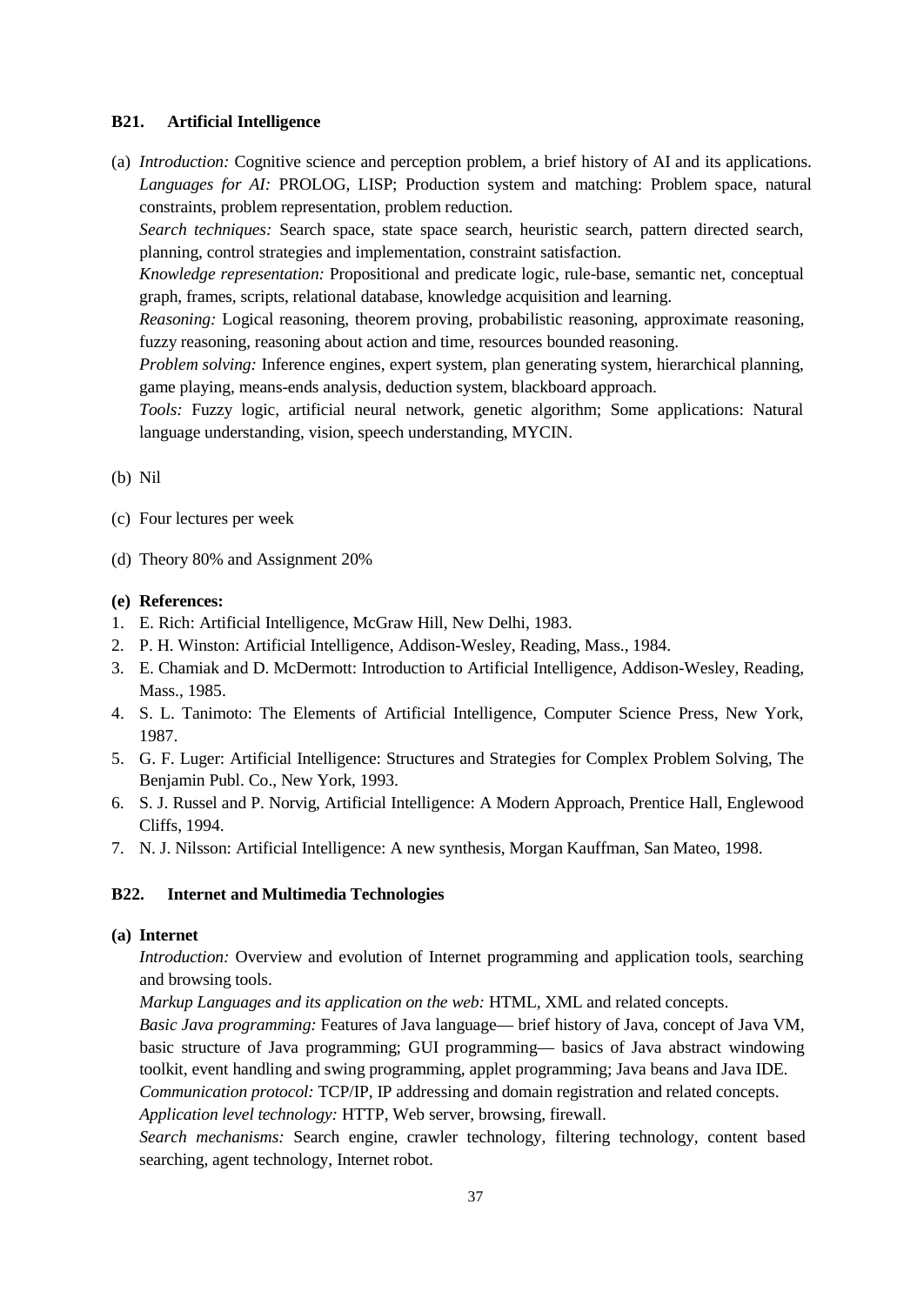### B21. Artificial Intelligence

(a) *Introduction:* Cognitive science and perception problem, a brief history of AI and its applications. *Languages for AI:* PROLOG, LISP; Production system and matching: Problem space, natural constraints, problem representation, problem reduction.
*Search techniques:* Search space, state space search, heuristic search, pattern directed search, planning, control strategies and implementation, constraint satisfaction.
*Knowledge representation:* Propositional and predicate logic, rule-base, semantic net, conceptual graph, frames, scripts, relational database, knowledge acquisition and learning.
*Reasoning:* Logical reasoning, theorem proving, probabilistic reasoning, approximate reasoning, fuzzy reasoning, reasoning about action and time, resources bounded reasoning.
*Problem solving:* Inference engines, expert system, plan generating system, hierarchical planning, game playing, means-ends analysis, deduction system, blackboard approach.
*Tools:* Fuzzy logic, artificial neural network, genetic algorithm; Some applications: Natural language understanding, vision, speech understanding, MYCIN.

(b) Nil

(c) Four lectures per week

(d) Theory 80% and Assignment 20%

**(e) References:**

1. E. Rich: Artificial Intelligence, McGraw Hill, New Delhi, 1983.
2. P. H. Winston: Artificial Intelligence, Addison-Wesley, Reading, Mass., 1984.
3. E. Chamiak and D. McDermott: Introduction to Artificial Intelligence, Addison-Wesley, Reading, Mass., 1985.
4. S. L. Tanimoto: The Elements of Artificial Intelligence, Computer Science Press, New York, 1987.
5. G. F. Luger: Artificial Intelligence: Structures and Strategies for Complex Problem Solving, The Benjamin Publ. Co., New York, 1993.
6. S. J. Russel and P. Norvig, Artificial Intelligence: A Modern Approach, Prentice Hall, Englewood Cliffs, 1994.
7. N. J. Nilsson: Artificial Intelligence: A new synthesis, Morgan Kauffman, San Mateo, 1998.

### B22. Internet and Multimedia Technologies

**(a) Internet**

*Introduction:* Overview and evolution of Internet programming and application tools, searching and browsing tools.
*Markup Languages and its application on the web:* HTML, XML and related concepts.
*Basic Java programming:* Features of Java language— brief history of Java, concept of Java VM, basic structure of Java programming; GUI programming— basics of Java abstract windowing toolkit, event handling and swing programming, applet programming; Java beans and Java IDE.
*Communication protocol:* TCP/IP, IP addressing and domain registration and related concepts.
*Application level technology:* HTTP, Web server, browsing, firewall.
*Search mechanisms:* Search engine, crawler technology, filtering technology, content based searching, agent technology, Internet robot.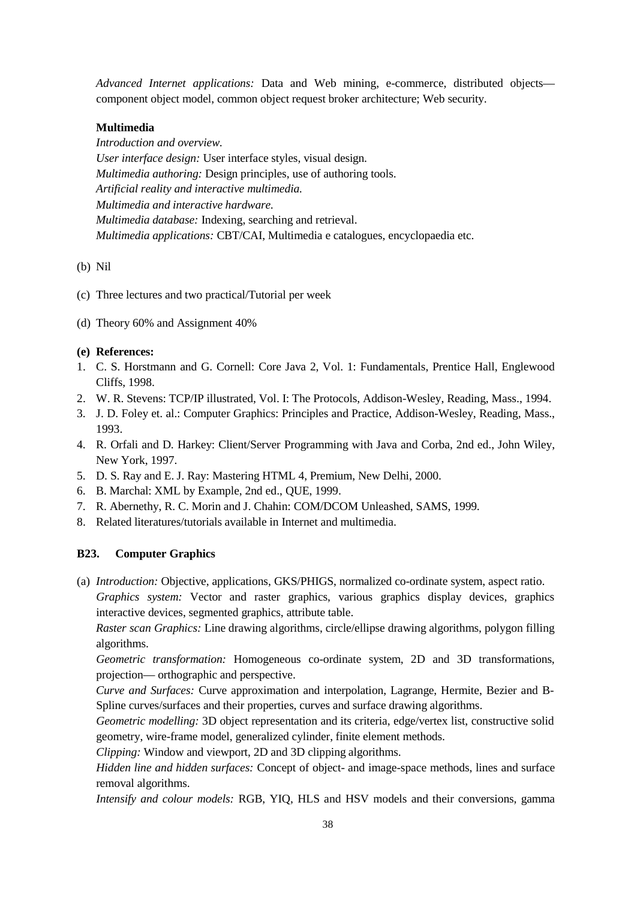*Advanced Internet applications:* Data and Web mining, e-commerce, distributed objects—component object model, common object request broker architecture; Web security.

**Multimedia**

*Introduction and overview.*
*User interface design:* User interface styles, visual design.
*Multimedia authoring:* Design principles, use of authoring tools.
*Artificial reality and interactive multimedia.*
*Multimedia and interactive hardware.*
*Multimedia database:* Indexing, searching and retrieval.
*Multimedia applications:* CBT/CAI, Multimedia e catalogues, encyclopaedia etc.

(b) Nil

(c) Three lectures and two practical/Tutorial per week

(d) Theory 60% and Assignment 40%

**(e) References:**

1. C. S. Horstmann and G. Cornell: Core Java 2, Vol. 1: Fundamentals, Prentice Hall, Englewood Cliffs, 1998.
2. W. R. Stevens: TCP/IP illustrated, Vol. I: The Protocols, Addison-Wesley, Reading, Mass., 1994.
3. J. D. Foley et. al.: Computer Graphics: Principles and Practice, Addison-Wesley, Reading, Mass., 1993.
4. R. Orfali and D. Harkey: Client/Server Programming with Java and Corba, 2nd ed., John Wiley, New York, 1997.
5. D. S. Ray and E. J. Ray: Mastering HTML 4, Premium, New Delhi, 2000.
6. B. Marchal: XML by Example, 2nd ed., QUE, 1999.
7. R. Abernethy, R. C. Morin and J. Chahin: COM/DCOM Unleashed, SAMS, 1999.
8. Related literatures/tutorials available in Internet and multimedia.

### B23. Computer Graphics

(a) *Introduction:* Objective, applications, GKS/PHIGS, normalized co-ordinate system, aspect ratio.
*Graphics system:* Vector and raster graphics, various graphics display devices, graphics interactive devices, segmented graphics, attribute table.
*Raster scan Graphics:* Line drawing algorithms, circle/ellipse drawing algorithms, polygon filling algorithms.
*Geometric transformation:* Homogeneous co-ordinate system, 2D and 3D transformations, projection— orthographic and perspective.
*Curve and Surfaces:* Curve approximation and interpolation, Lagrange, Hermite, Bezier and B-Spline curves/surfaces and their properties, curves and surface drawing algorithms.
*Geometric modelling:* 3D object representation and its criteria, edge/vertex list, constructive solid geometry, wire-frame model, generalized cylinder, finite element methods.
*Clipping:* Window and viewport, 2D and 3D clipping algorithms.
*Hidden line and hidden surfaces:* Concept of object- and image-space methods, lines and surface removal algorithms.
*Intensify and colour models:* RGB, YIQ, HLS and HSV models and their conversions, gamma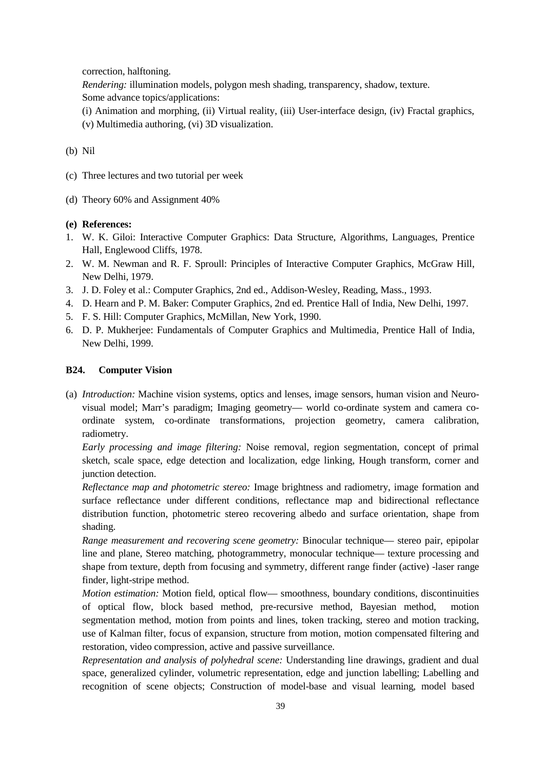correction, halftoning.

*Rendering:* illumination models, polygon mesh shading, transparency, shadow, texture.

Some advance topics/applications:

(i) Animation and morphing, (ii) Virtual reality, (iii) User-interface design, (iv) Fractal graphics, (v) Multimedia authoring, (vi) 3D visualization.

(b) Nil

(c) Three lectures and two tutorial per week

(d) Theory 60% and Assignment 40%

**(e) References:**

1. W. K. Giloi: Interactive Computer Graphics: Data Structure, Algorithms, Languages, Prentice Hall, Englewood Cliffs, 1978.
2. W. M. Newman and R. F. Sproull: Principles of Interactive Computer Graphics, McGraw Hill, New Delhi, 1979.
3. J. D. Foley et al.: Computer Graphics, 2nd ed., Addison-Wesley, Reading, Mass., 1993.
4. D. Hearn and P. M. Baker: Computer Graphics, 2nd ed. Prentice Hall of India, New Delhi, 1997.
5. F. S. Hill: Computer Graphics, McMillan, New York, 1990.
6. D. P. Mukherjee: Fundamentals of Computer Graphics and Multimedia, Prentice Hall of India, New Delhi, 1999.

### B24. Computer Vision

(a) *Introduction:* Machine vision systems, optics and lenses, image sensors, human vision and Neuro-visual model; Marr's paradigm; Imaging geometry— world co-ordinate system and camera co-ordinate system, co-ordinate transformations, projection geometry, camera calibration, radiometry.

*Early processing and image filtering:* Noise removal, region segmentation, concept of primal sketch, scale space, edge detection and localization, edge linking, Hough transform, corner and junction detection.

*Reflectance map and photometric stereo:* Image brightness and radiometry, image formation and surface reflectance under different conditions, reflectance map and bidirectional reflectance distribution function, photometric stereo recovering albedo and surface orientation, shape from shading.

*Range measurement and recovering scene geometry:* Binocular technique— stereo pair, epipolar line and plane, Stereo matching, photogrammetry, monocular technique— texture processing and shape from texture, depth from focusing and symmetry, different range finder (active) -laser range finder, light-stripe method.

*Motion estimation:* Motion field, optical flow— smoothness, boundary conditions, discontinuities of optical flow, block based method, pre-recursive method, Bayesian method, motion segmentation method, motion from points and lines, token tracking, stereo and motion tracking, use of Kalman filter, focus of expansion, structure from motion, motion compensated filtering and restoration, video compression, active and passive surveillance.

*Representation and analysis of polyhedral scene:* Understanding line drawings, gradient and dual space, generalized cylinder, volumetric representation, edge and junction labelling; Labelling and recognition of scene objects; Construction of model-base and visual learning, model based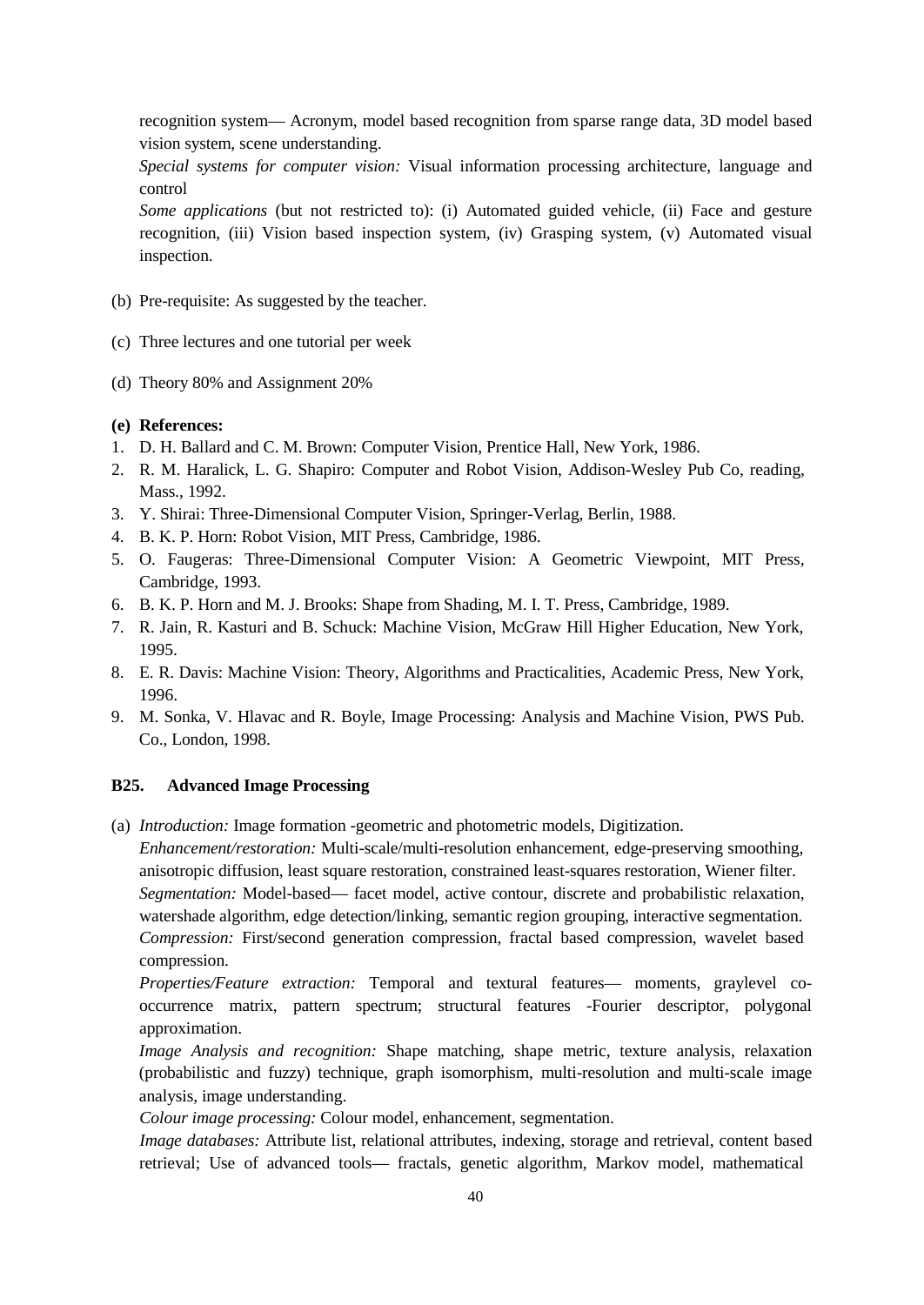recognition system— Acronym, model based recognition from sparse range data, 3D model based vision system, scene understanding.

*Special systems for computer vision:* Visual information processing architecture, language and control

*Some applications* (but not restricted to): (i) Automated guided vehicle, (ii) Face and gesture recognition, (iii) Vision based inspection system, (iv) Grasping system, (v) Automated visual inspection.

(b) Pre-requisite: As suggested by the teacher.

(c) Three lectures and one tutorial per week

(d) Theory 80% and Assignment 20%

**(e) References:**

1. D. H. Ballard and C. M. Brown: Computer Vision, Prentice Hall, New York, 1986.
2. R. M. Haralick, L. G. Shapiro: Computer and Robot Vision, Addison-Wesley Pub Co, reading, Mass., 1992.
3. Y. Shirai: Three-Dimensional Computer Vision, Springer-Verlag, Berlin, 1988.
4. B. K. P. Horn: Robot Vision, MIT Press, Cambridge, 1986.
5. O. Faugeras: Three-Dimensional Computer Vision: A Geometric Viewpoint, MIT Press, Cambridge, 1993.
6. B. K. P. Horn and M. J. Brooks: Shape from Shading, M. I. T. Press, Cambridge, 1989.
7. R. Jain, R. Kasturi and B. Schuck: Machine Vision, McGraw Hill Higher Education, New York, 1995.
8. E. R. Davis: Machine Vision: Theory, Algorithms and Practicalities, Academic Press, New York, 1996.
9. M. Sonka, V. Hlavac and R. Boyle, Image Processing: Analysis and Machine Vision, PWS Pub. Co., London, 1998.

### B25. Advanced Image Processing

(a) *Introduction:* Image formation -geometric and photometric models, Digitization.

*Enhancement/restoration:* Multi-scale/multi-resolution enhancement, edge-preserving smoothing, anisotropic diffusion, least square restoration, constrained least-squares restoration, Wiener filter.

*Segmentation:* Model-based— facet model, active contour, discrete and probabilistic relaxation, watershade algorithm, edge detection/linking, semantic region grouping, interactive segmentation.

*Compression:* First/second generation compression, fractal based compression, wavelet based compression.

*Properties/Feature extraction:* Temporal and textural features— moments, graylevel co-occurrence matrix, pattern spectrum; structural features -Fourier descriptor, polygonal approximation.

*Image Analysis and recognition:* Shape matching, shape metric, texture analysis, relaxation (probabilistic and fuzzy) technique, graph isomorphism, multi-resolution and multi-scale image analysis, image understanding.

*Colour image processing:* Colour model, enhancement, segmentation.

*Image databases:* Attribute list, relational attributes, indexing, storage and retrieval, content based retrieval; Use of advanced tools— fractals, genetic algorithm, Markov model, mathematical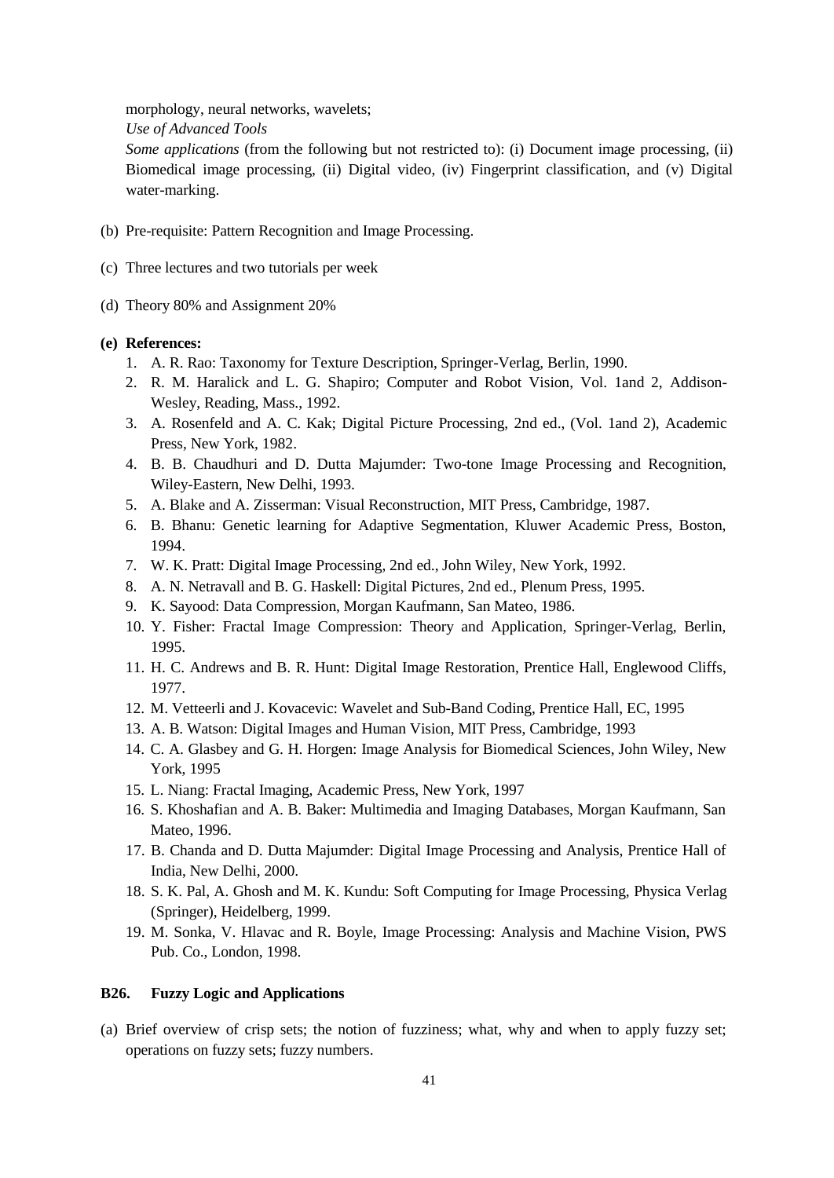morphology, neural networks, wavelets;

*Use of Advanced Tools*

*Some applications* (from the following but not restricted to): (i) Document image processing, (ii) Biomedical image processing, (ii) Digital video, (iv) Fingerprint classification, and (v) Digital water-marking.

(b) Pre-requisite: Pattern Recognition and Image Processing.

(c) Three lectures and two tutorials per week

(d) Theory 80% and Assignment 20%

**(e) References:**

1. A. R. Rao: Taxonomy for Texture Description, Springer-Verlag, Berlin, 1990.
2. R. M. Haralick and L. G. Shapiro; Computer and Robot Vision, Vol. 1and 2, Addison-Wesley, Reading, Mass., 1992.
3. A. Rosenfeld and A. C. Kak; Digital Picture Processing, 2nd ed., (Vol. 1and 2), Academic Press, New York, 1982.
4. B. B. Chaudhuri and D. Dutta Majumder: Two-tone Image Processing and Recognition, Wiley-Eastern, New Delhi, 1993.
5. A. Blake and A. Zisserman: Visual Reconstruction, MIT Press, Cambridge, 1987.
6. B. Bhanu: Genetic learning for Adaptive Segmentation, Kluwer Academic Press, Boston, 1994.
7. W. K. Pratt: Digital Image Processing, 2nd ed., John Wiley, New York, 1992.
8. A. N. Netravall and B. G. Haskell: Digital Pictures, 2nd ed., Plenum Press, 1995.
9. K. Sayood: Data Compression, Morgan Kaufmann, San Mateo, 1986.
10. Y. Fisher: Fractal Image Compression: Theory and Application, Springer-Verlag, Berlin, 1995.
11. H. C. Andrews and B. R. Hunt: Digital Image Restoration, Prentice Hall, Englewood Cliffs, 1977.
12. M. Vetteerli and J. Kovacevic: Wavelet and Sub-Band Coding, Prentice Hall, EC, 1995
13. A. B. Watson: Digital Images and Human Vision, MIT Press, Cambridge, 1993
14. C. A. Glasbey and G. H. Horgen: Image Analysis for Biomedical Sciences, John Wiley, New York, 1995
15. L. Niang: Fractal Imaging, Academic Press, New York, 1997
16. S. Khoshafian and A. B. Baker: Multimedia and Imaging Databases, Morgan Kaufmann, San Mateo, 1996.
17. B. Chanda and D. Dutta Majumder: Digital Image Processing and Analysis, Prentice Hall of India, New Delhi, 2000.
18. S. K. Pal, A. Ghosh and M. K. Kundu: Soft Computing for Image Processing, Physica Verlag (Springer), Heidelberg, 1999.
19. M. Sonka, V. Hlavac and R. Boyle, Image Processing: Analysis and Machine Vision, PWS Pub. Co., London, 1998.

### B26. Fuzzy Logic and Applications

(a) Brief overview of crisp sets; the notion of fuzziness; what, why and when to apply fuzzy set; operations on fuzzy sets; fuzzy numbers.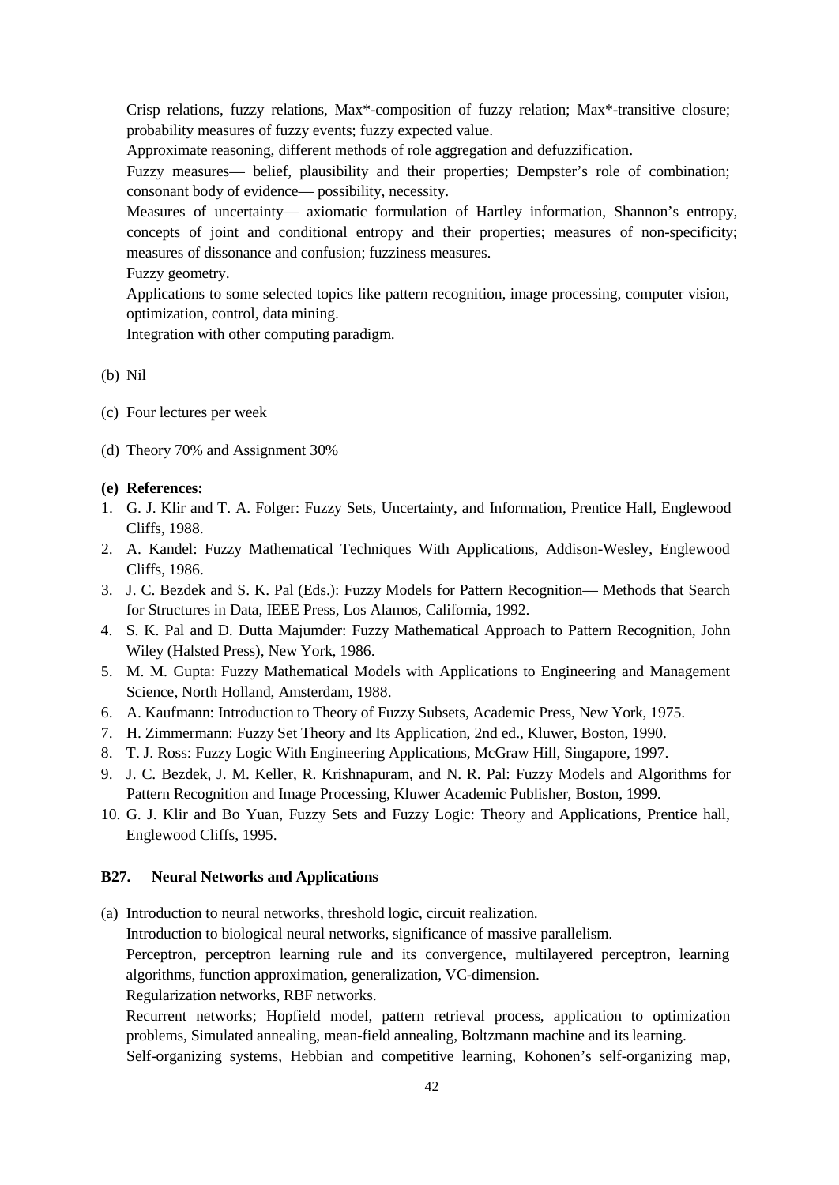Crisp relations, fuzzy relations, Max*-composition of fuzzy relation; Max*-transitive closure; probability measures of fuzzy events; fuzzy expected value.

Approximate reasoning, different methods of role aggregation and defuzzification.

Fuzzy measures— belief, plausibility and their properties; Dempster's role of combination; consonant body of evidence— possibility, necessity.

Measures of uncertainty— axiomatic formulation of Hartley information, Shannon's entropy, concepts of joint and conditional entropy and their properties; measures of non-specificity; measures of dissonance and confusion; fuzziness measures.

Fuzzy geometry.

Applications to some selected topics like pattern recognition, image processing, computer vision, optimization, control, data mining.

Integration with other computing paradigm.

(b) Nil

(c) Four lectures per week

(d) Theory 70% and Assignment 30%

**(e) References:**

1. G. J. Klir and T. A. Folger: Fuzzy Sets, Uncertainty, and Information, Prentice Hall, Englewood Cliffs, 1988.
2. A. Kandel: Fuzzy Mathematical Techniques With Applications, Addison-Wesley, Englewood Cliffs, 1986.
3. J. C. Bezdek and S. K. Pal (Eds.): Fuzzy Models for Pattern Recognition— Methods that Search for Structures in Data, IEEE Press, Los Alamos, California, 1992.
4. S. K. Pal and D. Dutta Majumder: Fuzzy Mathematical Approach to Pattern Recognition, John Wiley (Halsted Press), New York, 1986.
5. M. M. Gupta: Fuzzy Mathematical Models with Applications to Engineering and Management Science, North Holland, Amsterdam, 1988.
6. A. Kaufmann: Introduction to Theory of Fuzzy Subsets, Academic Press, New York, 1975.
7. H. Zimmermann: Fuzzy Set Theory and Its Application, 2nd ed., Kluwer, Boston, 1990.
8. T. J. Ross: Fuzzy Logic With Engineering Applications, McGraw Hill, Singapore, 1997.
9. J. C. Bezdek, J. M. Keller, R. Krishnapuram, and N. R. Pal: Fuzzy Models and Algorithms for Pattern Recognition and Image Processing, Kluwer Academic Publisher, Boston, 1999.
10. G. J. Klir and Bo Yuan, Fuzzy Sets and Fuzzy Logic: Theory and Applications, Prentice hall, Englewood Cliffs, 1995.

### B27. Neural Networks and Applications

(a) Introduction to neural networks, threshold logic, circuit realization.

Introduction to biological neural networks, significance of massive parallelism.

Perceptron, perceptron learning rule and its convergence, multilayered perceptron, learning algorithms, function approximation, generalization, VC-dimension.

Regularization networks, RBF networks.

Recurrent networks; Hopfield model, pattern retrieval process, application to optimization problems, Simulated annealing, mean-field annealing, Boltzmann machine and its learning.

Self-organizing systems, Hebbian and competitive learning, Kohonen's self-organizing map,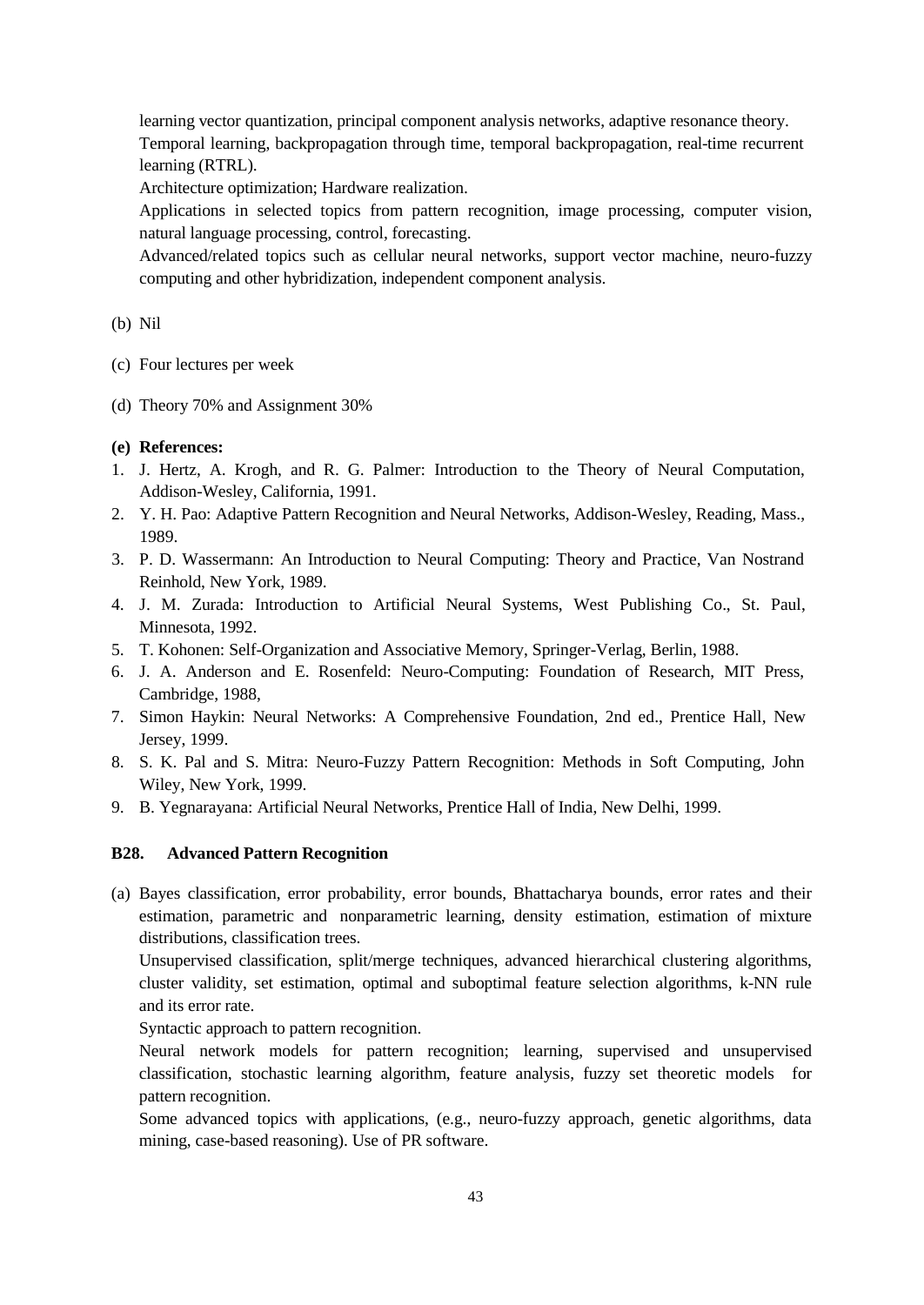learning vector quantization, principal component analysis networks, adaptive resonance theory.
Temporal learning, backpropagation through time, temporal backpropagation, real-time recurrent learning (RTRL).
Architecture optimization; Hardware realization.
Applications in selected topics from pattern recognition, image processing, computer vision, natural language processing, control, forecasting.
Advanced/related topics such as cellular neural networks, support vector machine, neuro-fuzzy computing and other hybridization, independent component analysis.

(b) Nil

(c) Four lectures per week

(d) Theory 70% and Assignment 30%

**(e) References:**

1. J. Hertz, A. Krogh, and R. G. Palmer: Introduction to the Theory of Neural Computation, Addison-Wesley, California, 1991.
2. Y. H. Pao: Adaptive Pattern Recognition and Neural Networks, Addison-Wesley, Reading, Mass., 1989.
3. P. D. Wassermann: An Introduction to Neural Computing: Theory and Practice, Van Nostrand Reinhold, New York, 1989.
4. J. M. Zurada: Introduction to Artificial Neural Systems, West Publishing Co., St. Paul, Minnesota, 1992.
5. T. Kohonen: Self-Organization and Associative Memory, Springer-Verlag, Berlin, 1988.
6. J. A. Anderson and E. Rosenfeld: Neuro-Computing: Foundation of Research, MIT Press, Cambridge, 1988,
7. Simon Haykin: Neural Networks: A Comprehensive Foundation, 2nd ed., Prentice Hall, New Jersey, 1999.
8. S. K. Pal and S. Mitra: Neuro-Fuzzy Pattern Recognition: Methods in Soft Computing, John Wiley, New York, 1999.
9. B. Yegnarayana: Artificial Neural Networks, Prentice Hall of India, New Delhi, 1999.

### B28. Advanced Pattern Recognition

(a) Bayes classification, error probability, error bounds, Bhattacharya bounds, error rates and their estimation, parametric and nonparametric learning, density estimation, estimation of mixture distributions, classification trees.
Unsupervised classification, split/merge techniques, advanced hierarchical clustering algorithms, cluster validity, set estimation, optimal and suboptimal feature selection algorithms, k-NN rule and its error rate.
Syntactic approach to pattern recognition.
Neural network models for pattern recognition; learning, supervised and unsupervised classification, stochastic learning algorithm, feature analysis, fuzzy set theoretic models for pattern recognition.
Some advanced topics with applications, (e.g., neuro-fuzzy approach, genetic algorithms, data mining, case-based reasoning). Use of PR software.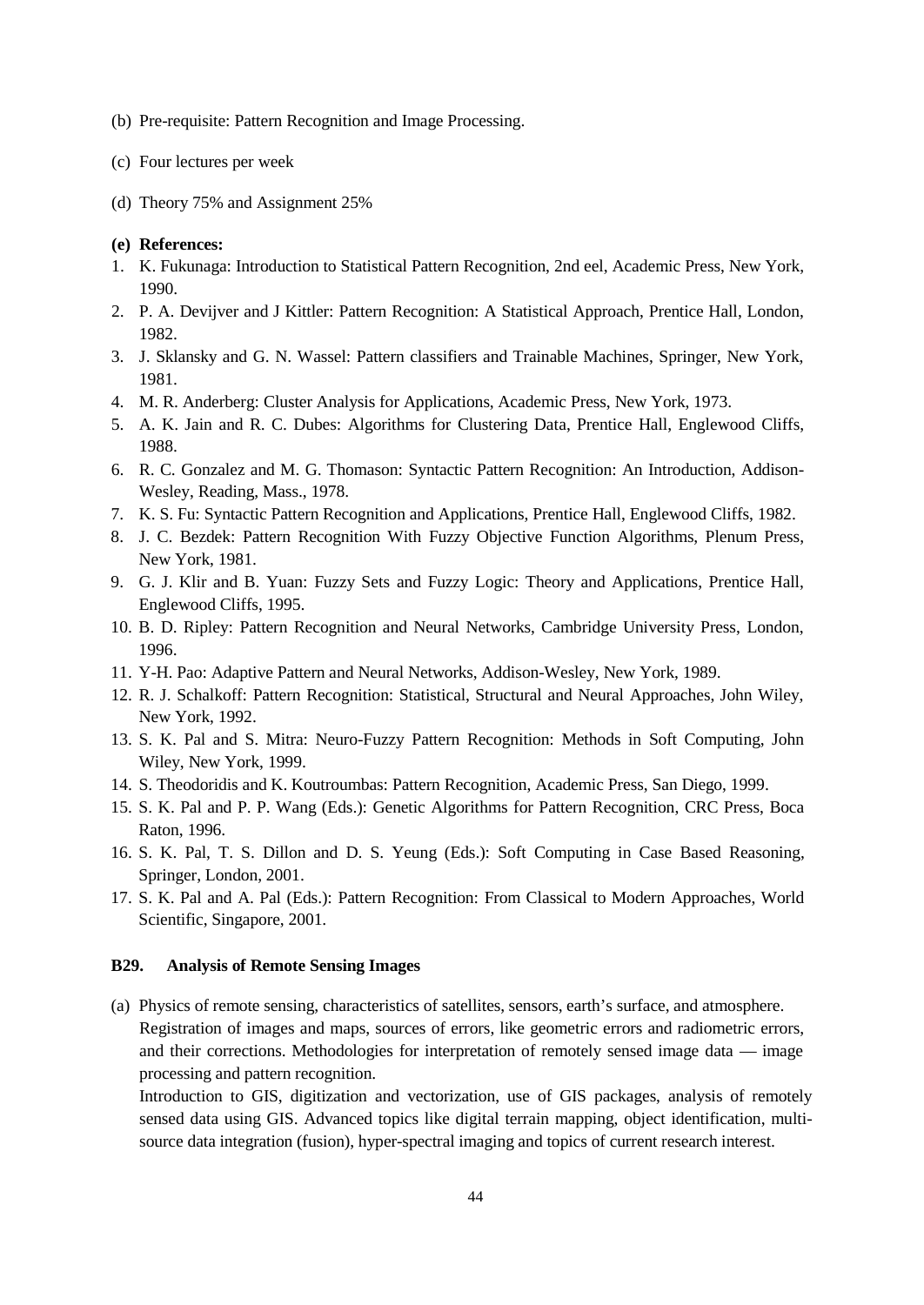(b) Pre-requisite: Pattern Recognition and Image Processing.

(c) Four lectures per week

(d) Theory 75% and Assignment 25%

**(e) References:**

1. K. Fukunaga: Introduction to Statistical Pattern Recognition, 2nd eel, Academic Press, New York, 1990.
2. P. A. Devijver and J Kittler: Pattern Recognition: A Statistical Approach, Prentice Hall, London, 1982.
3. J. Sklansky and G. N. Wassel: Pattern classifiers and Trainable Machines, Springer, New York, 1981.
4. M. R. Anderberg: Cluster Analysis for Applications, Academic Press, New York, 1973.
5. A. K. Jain and R. C. Dubes: Algorithms for Clustering Data, Prentice Hall, Englewood Cliffs, 1988.
6. R. C. Gonzalez and M. G. Thomason: Syntactic Pattern Recognition: An Introduction, Addison-Wesley, Reading, Mass., 1978.
7. K. S. Fu: Syntactic Pattern Recognition and Applications, Prentice Hall, Englewood Cliffs, 1982.
8. J. C. Bezdek: Pattern Recognition With Fuzzy Objective Function Algorithms, Plenum Press, New York, 1981.
9. G. J. Klir and B. Yuan: Fuzzy Sets and Fuzzy Logic: Theory and Applications, Prentice Hall, Englewood Cliffs, 1995.
10. B. D. Ripley: Pattern Recognition and Neural Networks, Cambridge University Press, London, 1996.
11. Y-H. Pao: Adaptive Pattern and Neural Networks, Addison-Wesley, New York, 1989.
12. R. J. Schalkoff: Pattern Recognition: Statistical, Structural and Neural Approaches, John Wiley, New York, 1992.
13. S. K. Pal and S. Mitra: Neuro-Fuzzy Pattern Recognition: Methods in Soft Computing, John Wiley, New York, 1999.
14. S. Theodoridis and K. Koutroumbas: Pattern Recognition, Academic Press, San Diego, 1999.
15. S. K. Pal and P. P. Wang (Eds.): Genetic Algorithms for Pattern Recognition, CRC Press, Boca Raton, 1996.
16. S. K. Pal, T. S. Dillon and D. S. Yeung (Eds.): Soft Computing in Case Based Reasoning, Springer, London, 2001.
17. S. K. Pal and A. Pal (Eds.): Pattern Recognition: From Classical to Modern Approaches, World Scientific, Singapore, 2001.

### B29. Analysis of Remote Sensing Images

(a) Physics of remote sensing, characteristics of satellites, sensors, earth's surface, and atmosphere. Registration of images and maps, sources of errors, like geometric errors and radiometric errors, and their corrections. Methodologies for interpretation of remotely sensed image data — image processing and pattern recognition.

Introduction to GIS, digitization and vectorization, use of GIS packages, analysis of remotely sensed data using GIS. Advanced topics like digital terrain mapping, object identification, multi-source data integration (fusion), hyper-spectral imaging and topics of current research interest.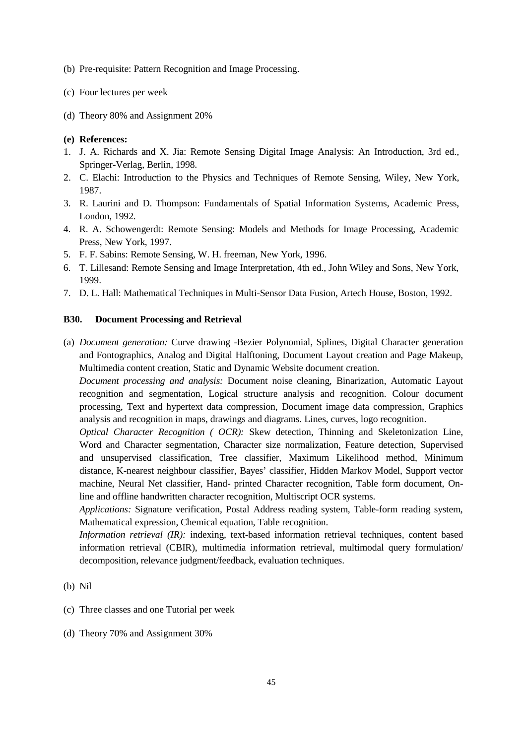(b) Pre-requisite: Pattern Recognition and Image Processing.

(c) Four lectures per week

(d) Theory 80% and Assignment 20%

**(e) References:**

1. J. A. Richards and X. Jia: Remote Sensing Digital Image Analysis: An Introduction, 3rd ed., Springer-Verlag, Berlin, 1998.
2. C. Elachi: Introduction to the Physics and Techniques of Remote Sensing, Wiley, New York, 1987.
3. R. Laurini and D. Thompson: Fundamentals of Spatial Information Systems, Academic Press, London, 1992.
4. R. A. Schowengerdt: Remote Sensing: Models and Methods for Image Processing, Academic Press, New York, 1997.
5. F. F. Sabins: Remote Sensing, W. H. freeman, New York, 1996.
6. T. Lillesand: Remote Sensing and Image Interpretation, 4th ed., John Wiley and Sons, New York, 1999.
7. D. L. Hall: Mathematical Techniques in Multi-Sensor Data Fusion, Artech House, Boston, 1992.

### B30. Document Processing and Retrieval

(a) *Document generation:* Curve drawing -Bezier Polynomial, Splines, Digital Character generation and Fontographics, Analog and Digital Halftoning, Document Layout creation and Page Makeup, Multimedia content creation, Static and Dynamic Website document creation.

*Document processing and analysis:* Document noise cleaning, Binarization, Automatic Layout recognition and segmentation, Logical structure analysis and recognition. Colour document processing, Text and hypertext data compression, Document image data compression, Graphics analysis and recognition in maps, drawings and diagrams. Lines, curves, logo recognition.

*Optical Character Recognition ( OCR):* Skew detection, Thinning and Skeletonization Line, Word and Character segmentation, Character size normalization, Feature detection, Supervised and unsupervised classification, Tree classifier, Maximum Likelihood method, Minimum distance, K-nearest neighbour classifier, Bayes' classifier, Hidden Markov Model, Support vector machine, Neural Net classifier, Hand- printed Character recognition, Table form document, On-line and offline handwritten character recognition, Multiscript OCR systems.

*Applications:* Signature verification, Postal Address reading system, Table-form reading system, Mathematical expression, Chemical equation, Table recognition.

*Information retrieval (IR):* indexing, text-based information retrieval techniques, content based information retrieval (CBIR), multimedia information retrieval, multimodal query formulation/ decomposition, relevance judgment/feedback, evaluation techniques.

(b) Nil

(c) Three classes and one Tutorial per week

(d) Theory 70% and Assignment 30%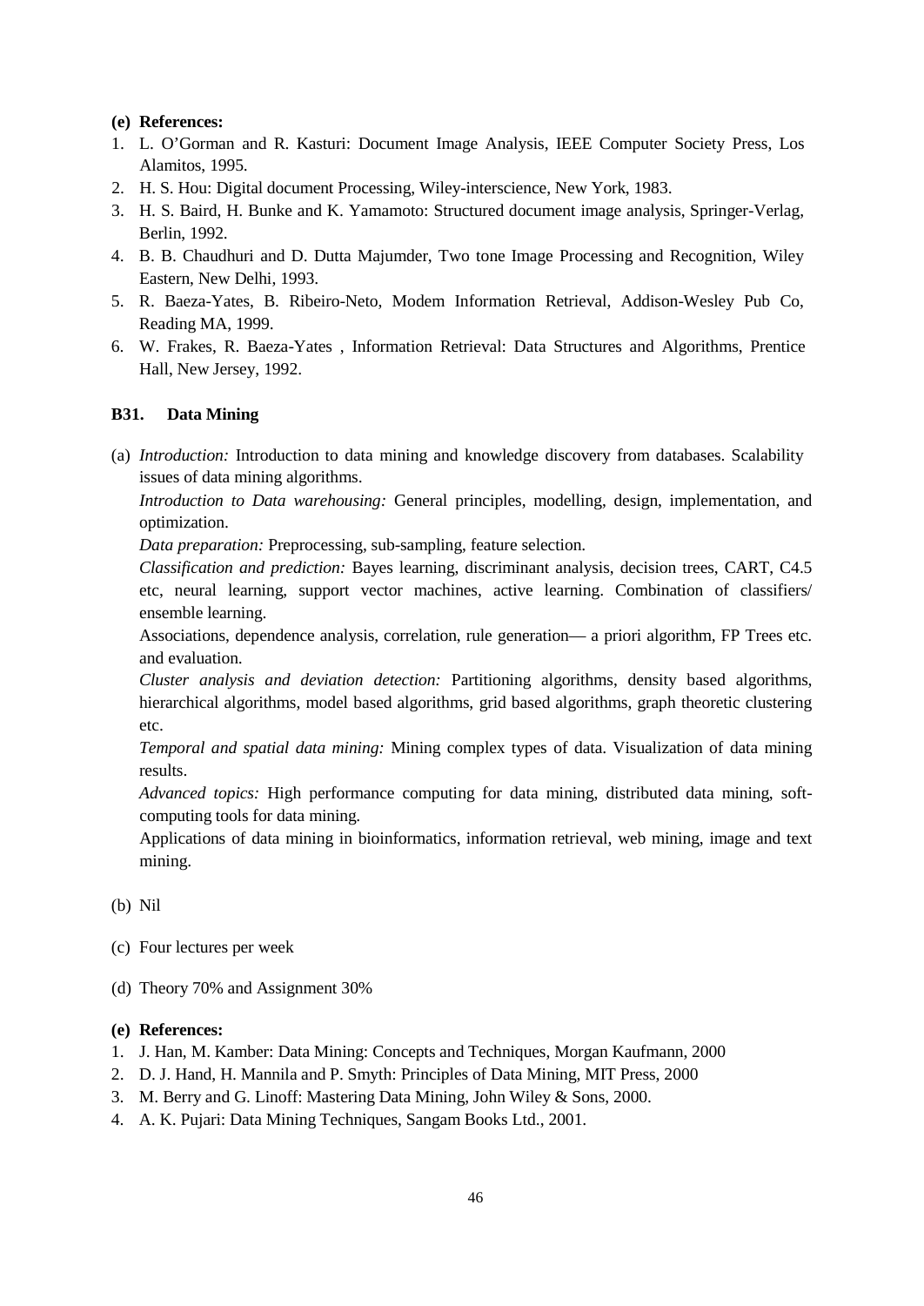**(e) References:**

1. L. O'Gorman and R. Kasturi: Document Image Analysis, IEEE Computer Society Press, Los Alamitos, 1995.
2. H. S. Hou: Digital document Processing, Wiley-interscience, New York, 1983.
3. H. S. Baird, H. Bunke and K. Yamamoto: Structured document image analysis, Springer-Verlag, Berlin, 1992.
4. B. B. Chaudhuri and D. Dutta Majumder, Two tone Image Processing and Recognition, Wiley Eastern, New Delhi, 1993.
5. R. Baeza-Yates, B. Ribeiro-Neto, Modem Information Retrieval, Addison-Wesley Pub Co, Reading MA, 1999.
6. W. Frakes, R. Baeza-Yates , Information Retrieval: Data Structures and Algorithms, Prentice Hall, New Jersey, 1992.

### B31. Data Mining

(a) *Introduction:* Introduction to data mining and knowledge discovery from databases. Scalability issues of data mining algorithms.

*Introduction to Data warehousing:* General principles, modelling, design, implementation, and optimization.

*Data preparation:* Preprocessing, sub-sampling, feature selection.

*Classification and prediction:* Bayes learning, discriminant analysis, decision trees, CART, C4.5 etc, neural learning, support vector machines, active learning. Combination of classifiers/ ensemble learning.

Associations, dependence analysis, correlation, rule generation— a priori algorithm, FP Trees etc. and evaluation.

*Cluster analysis and deviation detection:* Partitioning algorithms, density based algorithms, hierarchical algorithms, model based algorithms, grid based algorithms, graph theoretic clustering etc.

*Temporal and spatial data mining:* Mining complex types of data. Visualization of data mining results.

*Advanced topics:* High performance computing for data mining, distributed data mining, soft-computing tools for data mining.

Applications of data mining in bioinformatics, information retrieval, web mining, image and text mining.

(b) Nil

(c) Four lectures per week

(d) Theory 70% and Assignment 30%

**(e) References:**

1. J. Han, M. Kamber: Data Mining: Concepts and Techniques, Morgan Kaufmann, 2000
2. D. J. Hand, H. Mannila and P. Smyth: Principles of Data Mining, MIT Press, 2000
3. M. Berry and G. Linoff: Mastering Data Mining, John Wiley & Sons, 2000.
4. A. K. Pujari: Data Mining Techniques, Sangam Books Ltd., 2001.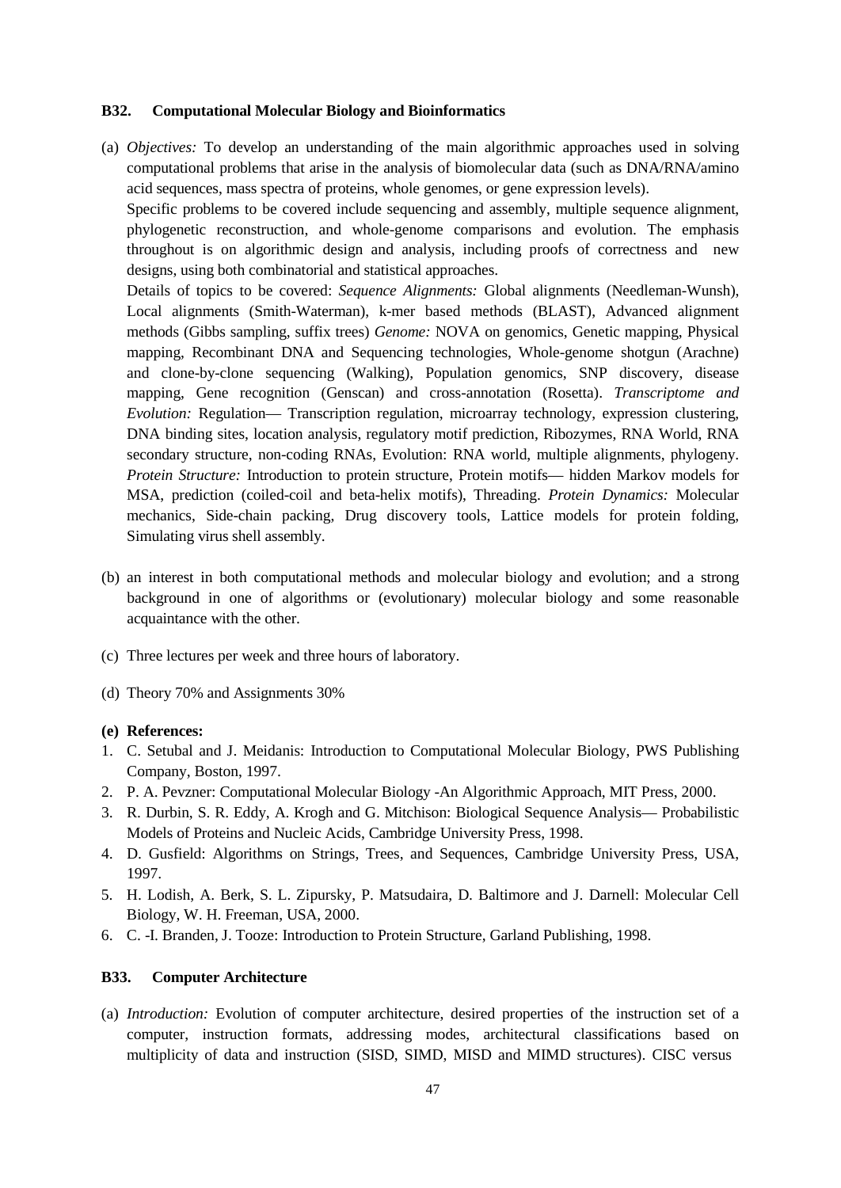**B32. Computational Molecular Biology and Bioinformatics**

(a) *Objectives:* To develop an understanding of the main algorithmic approaches used in solving computational problems that arise in the analysis of biomolecular data (such as DNA/RNA/amino acid sequences, mass spectra of proteins, whole genomes, or gene expression levels).

Specific problems to be covered include sequencing and assembly, multiple sequence alignment, phylogenetic reconstruction, and whole-genome comparisons and evolution. The emphasis throughout is on algorithmic design and analysis, including proofs of correctness and new designs, using both combinatorial and statistical approaches.

Details of topics to be covered: *Sequence Alignments:* Global alignments (Needleman-Wunsh), Local alignments (Smith-Waterman), k-mer based methods (BLAST), Advanced alignment methods (Gibbs sampling, suffix trees) *Genome:* NOVA on genomics, Genetic mapping, Physical mapping, Recombinant DNA and Sequencing technologies, Whole-genome shotgun (Arachne) and clone-by-clone sequencing (Walking), Population genomics, SNP discovery, disease mapping, Gene recognition (Genscan) and cross-annotation (Rosetta). *Transcriptome and Evolution:* Regulation— Transcription regulation, microarray technology, expression clustering, DNA binding sites, location analysis, regulatory motif prediction, Ribozymes, RNA World, RNA secondary structure, non-coding RNAs, Evolution: RNA world, multiple alignments, phylogeny. *Protein Structure:* Introduction to protein structure, Protein motifs— hidden Markov models for MSA, prediction (coiled-coil and beta-helix motifs), Threading. *Protein Dynamics:* Molecular mechanics, Side-chain packing, Drug discovery tools, Lattice models for protein folding, Simulating virus shell assembly.

(b) an interest in both computational methods and molecular biology and evolution; and a strong background in one of algorithms or (evolutionary) molecular biology and some reasonable acquaintance with the other.

(c) Three lectures per week and three hours of laboratory.

(d) Theory 70% and Assignments 30%

**(e) References:**

1. C. Setubal and J. Meidanis: Introduction to Computational Molecular Biology, PWS Publishing Company, Boston, 1997.
2. P. A. Pevzner: Computational Molecular Biology -An Algorithmic Approach, MIT Press, 2000.
3. R. Durbin, S. R. Eddy, A. Krogh and G. Mitchison: Biological Sequence Analysis— Probabilistic Models of Proteins and Nucleic Acids, Cambridge University Press, 1998.
4. D. Gusfield: Algorithms on Strings, Trees, and Sequences, Cambridge University Press, USA, 1997.
5. H. Lodish, A. Berk, S. L. Zipursky, P. Matsudaira, D. Baltimore and J. Darnell: Molecular Cell Biology, W. H. Freeman, USA, 2000.
6. C. -I. Branden, J. Tooze: Introduction to Protein Structure, Garland Publishing, 1998.

**B33. Computer Architecture**

(a) *Introduction:* Evolution of computer architecture, desired properties of the instruction set of a computer, instruction formats, addressing modes, architectural classifications based on multiplicity of data and instruction (SISD, SIMD, MISD and MIMD structures). CISC versus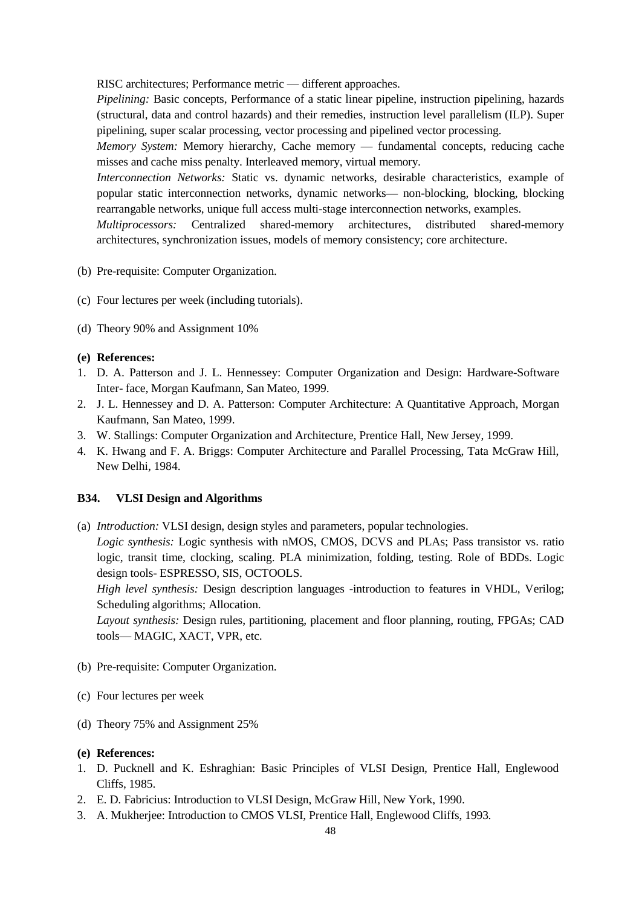RISC architectures; Performance metric — different approaches.

*Pipelining:* Basic concepts, Performance of a static linear pipeline, instruction pipelining, hazards (structural, data and control hazards) and their remedies, instruction level parallelism (ILP). Super pipelining, super scalar processing, vector processing and pipelined vector processing.

*Memory System:* Memory hierarchy, Cache memory — fundamental concepts, reducing cache misses and cache miss penalty. Interleaved memory, virtual memory.

*Interconnection Networks:* Static vs. dynamic networks, desirable characteristics, example of popular static interconnection networks, dynamic networks— non-blocking, blocking, blocking rearrangable networks, unique full access multi-stage interconnection networks, examples.

*Multiprocessors:* Centralized shared-memory architectures, distributed shared-memory architectures, synchronization issues, models of memory consistency; core architecture.

(b) Pre-requisite: Computer Organization.

(c) Four lectures per week (including tutorials).

(d) Theory 90% and Assignment 10%

**(e) References:**

1. D. A. Patterson and J. L. Hennessey: Computer Organization and Design: Hardware-Software Inter- face, Morgan Kaufmann, San Mateo, 1999.
2. J. L. Hennessey and D. A. Patterson: Computer Architecture: A Quantitative Approach, Morgan Kaufmann, San Mateo, 1999.
3. W. Stallings: Computer Organization and Architecture, Prentice Hall, New Jersey, 1999.
4. K. Hwang and F. A. Briggs: Computer Architecture and Parallel Processing, Tata McGraw Hill, New Delhi, 1984.

### B34. VLSI Design and Algorithms

(a) *Introduction:* VLSI design, design styles and parameters, popular technologies.

*Logic synthesis:* Logic synthesis with nMOS, CMOS, DCVS and PLAs; Pass transistor vs. ratio logic, transit time, clocking, scaling. PLA minimization, folding, testing. Role of BDDs. Logic design tools- ESPRESSO, SIS, OCTOOLS.

*High level synthesis:* Design description languages -introduction to features in VHDL, Verilog; Scheduling algorithms; Allocation.

*Layout synthesis:* Design rules, partitioning, placement and floor planning, routing, FPGAs; CAD tools— MAGIC, XACT, VPR, etc.

(b) Pre-requisite: Computer Organization.

(c) Four lectures per week

(d) Theory 75% and Assignment 25%

**(e) References:**

1. D. Pucknell and K. Eshraghian: Basic Principles of VLSI Design, Prentice Hall, Englewood Cliffs, 1985.
2. E. D. Fabricius: Introduction to VLSI Design, McGraw Hill, New York, 1990.
3. A. Mukherjee: Introduction to CMOS VLSI, Prentice Hall, Englewood Cliffs, 1993.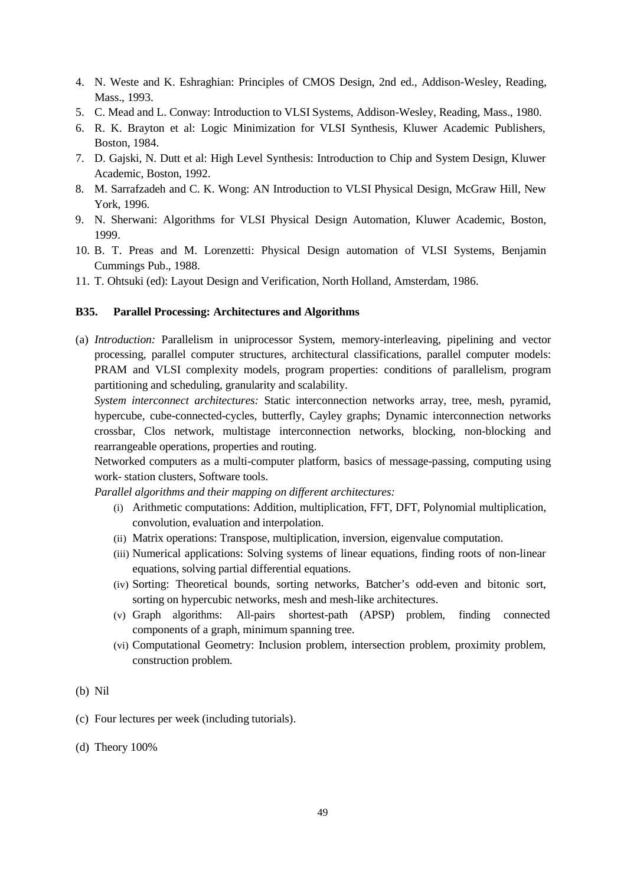4. N. Weste and K. Eshraghian: Principles of CMOS Design, 2nd ed., Addison-Wesley, Reading, Mass., 1993.
5. C. Mead and L. Conway: Introduction to VLSI Systems, Addison-Wesley, Reading, Mass., 1980.
6. R. K. Brayton et al: Logic Minimization for VLSI Synthesis, Kluwer Academic Publishers, Boston, 1984.
7. D. Gajski, N. Dutt et al: High Level Synthesis: Introduction to Chip and System Design, Kluwer Academic, Boston, 1992.
8. M. Sarrafzadeh and C. K. Wong: AN Introduction to VLSI Physical Design, McGraw Hill, New York, 1996.
9. N. Sherwani: Algorithms for VLSI Physical Design Automation, Kluwer Academic, Boston, 1999.
10. B. T. Preas and M. Lorenzetti: Physical Design automation of VLSI Systems, Benjamin Cummings Pub., 1988.
11. T. Ohtsuki (ed): Layout Design and Verification, North Holland, Amsterdam, 1986.

### B35. Parallel Processing: Architectures and Algorithms

(a) *Introduction:* Parallelism in uniprocessor System, memory-interleaving, pipelining and vector processing, parallel computer structures, architectural classifications, parallel computer models: PRAM and VLSI complexity models, program properties: conditions of parallelism, program partitioning and scheduling, granularity and scalability.

*System interconnect architectures:* Static interconnection networks array, tree, mesh, pyramid, hypercube, cube-connected-cycles, butterfly, Cayley graphs; Dynamic interconnection networks crossbar, Clos network, multistage interconnection networks, blocking, non-blocking and rearrangeable operations, properties and routing.

Networked computers as a multi-computer platform, basics of message-passing, computing using work- station clusters, Software tools.

*Parallel algorithms and their mapping on different architectures:*

(i) Arithmetic computations: Addition, multiplication, FFT, DFT, Polynomial multiplication, convolution, evaluation and interpolation.

(ii) Matrix operations: Transpose, multiplication, inversion, eigenvalue computation.

(iii) Numerical applications: Solving systems of linear equations, finding roots of non-linear equations, solving partial differential equations.

(iv) Sorting: Theoretical bounds, sorting networks, Batcher's odd-even and bitonic sort, sorting on hypercubic networks, mesh and mesh-like architectures.

(v) Graph algorithms: All-pairs shortest-path (APSP) problem, finding connected components of a graph, minimum spanning tree.

(vi) Computational Geometry: Inclusion problem, intersection problem, proximity problem, construction problem.

(b) Nil

(c) Four lectures per week (including tutorials).

(d) Theory 100%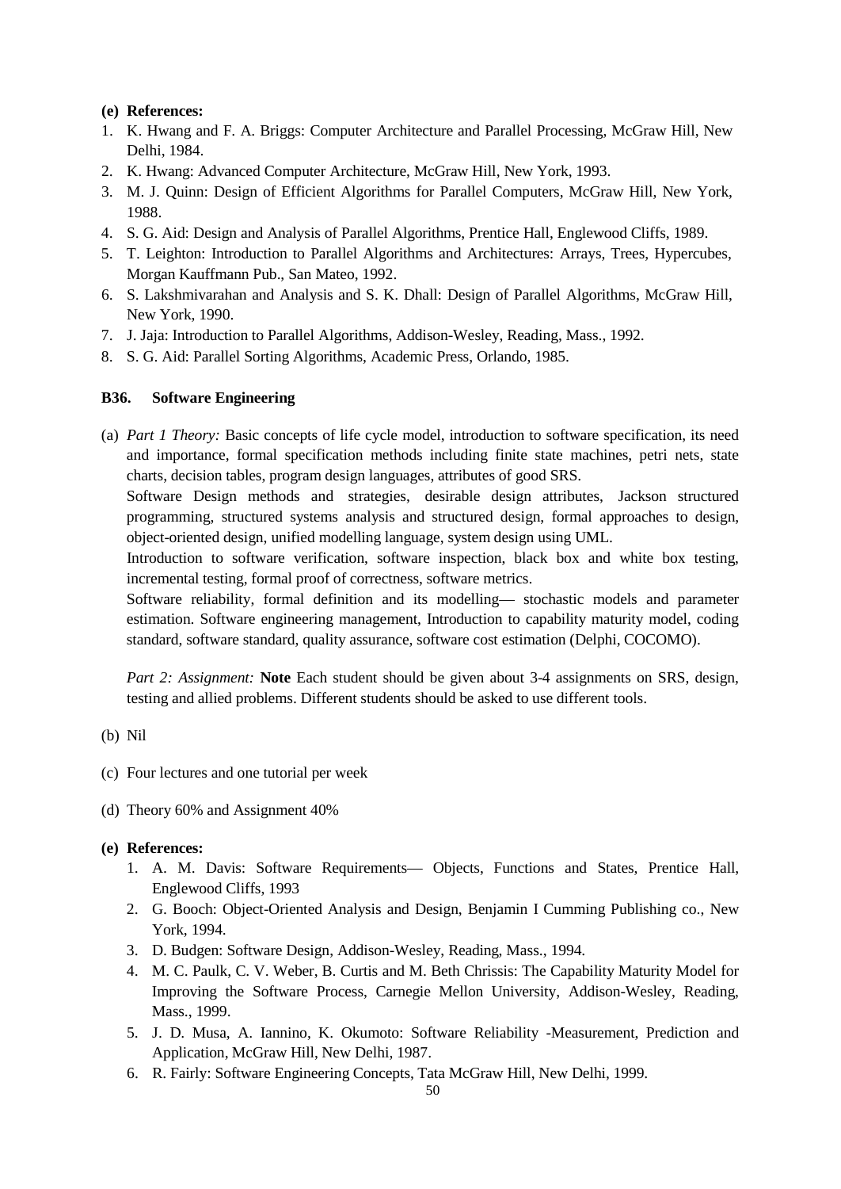**(e) References:**

1. K. Hwang and F. A. Briggs: Computer Architecture and Parallel Processing, McGraw Hill, New Delhi, 1984.
2. K. Hwang: Advanced Computer Architecture, McGraw Hill, New York, 1993.
3. M. J. Quinn: Design of Efficient Algorithms for Parallel Computers, McGraw Hill, New York, 1988.
4. S. G. Aid: Design and Analysis of Parallel Algorithms, Prentice Hall, Englewood Cliffs, 1989.
5. T. Leighton: Introduction to Parallel Algorithms and Architectures: Arrays, Trees, Hypercubes, Morgan Kauffmann Pub., San Mateo, 1992.
6. S. Lakshmivarahan and Analysis and S. K. Dhall: Design of Parallel Algorithms, McGraw Hill, New York, 1990.
7. J. Jaja: Introduction to Parallel Algorithms, Addison-Wesley, Reading, Mass., 1992.
8. S. G. Aid: Parallel Sorting Algorithms, Academic Press, Orlando, 1985.

### B36. Software Engineering

(a) *Part 1 Theory:* Basic concepts of life cycle model, introduction to software specification, its need and importance, formal specification methods including finite state machines, petri nets, state charts, decision tables, program design languages, attributes of good SRS.

Software Design methods and strategies, desirable design attributes, Jackson structured programming, structured systems analysis and structured design, formal approaches to design, object-oriented design, unified modelling language, system design using UML.

Introduction to software verification, software inspection, black box and white box testing, incremental testing, formal proof of correctness, software metrics.

Software reliability, formal definition and its modelling— stochastic models and parameter estimation. Software engineering management, Introduction to capability maturity model, coding standard, software standard, quality assurance, software cost estimation (Delphi, COCOMO).

*Part 2: Assignment:* **Note** Each student should be given about 3-4 assignments on SRS, design, testing and allied problems. Different students should be asked to use different tools.

(b) Nil

(c) Four lectures and one tutorial per week

(d) Theory 60% and Assignment 40%

**(e) References:**

1. A. M. Davis: Software Requirements— Objects, Functions and States, Prentice Hall, Englewood Cliffs, 1993
2. G. Booch: Object-Oriented Analysis and Design, Benjamin I Cumming Publishing co., New York, 1994.
3. D. Budgen: Software Design, Addison-Wesley, Reading, Mass., 1994.
4. M. C. Paulk, C. V. Weber, B. Curtis and M. Beth Chrissis: The Capability Maturity Model for Improving the Software Process, Carnegie Mellon University, Addison-Wesley, Reading, Mass., 1999.
5. J. D. Musa, A. Iannino, K. Okumoto: Software Reliability -Measurement, Prediction and Application, McGraw Hill, New Delhi, 1987.
6. R. Fairly: Software Engineering Concepts, Tata McGraw Hill, New Delhi, 1999.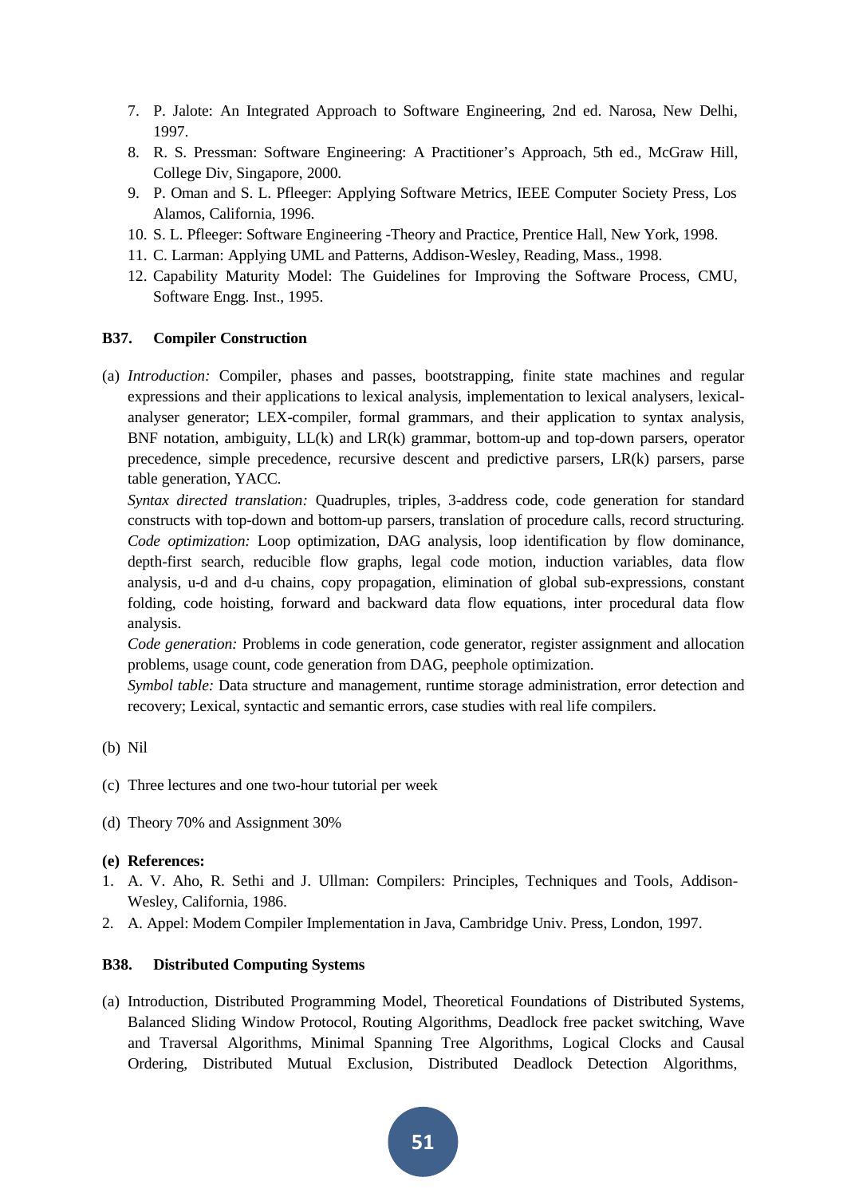7. P. Jalote: An Integrated Approach to Software Engineering, 2nd ed. Narosa, New Delhi, 1997.
8. R. S. Pressman: Software Engineering: A Practitioner's Approach, 5th ed., McGraw Hill, College Div, Singapore, 2000.
9. P. Oman and S. L. Pfleeger: Applying Software Metrics, IEEE Computer Society Press, Los Alamos, California, 1996.
10. S. L. Pfleeger: Software Engineering -Theory and Practice, Prentice Hall, New York, 1998.
11. C. Larman: Applying UML and Patterns, Addison-Wesley, Reading, Mass., 1998.
12. Capability Maturity Model: The Guidelines for Improving the Software Process, CMU, Software Engg. Inst., 1995.

### B37. Compiler Construction

(a) *Introduction:* Compiler, phases and passes, bootstrapping, finite state machines and regular expressions and their applications to lexical analysis, implementation to lexical analysers, lexical-analyser generator; LEX-compiler, formal grammars, and their application to syntax analysis, BNF notation, ambiguity, LL(k) and LR(k) grammar, bottom-up and top-down parsers, operator precedence, simple precedence, recursive descent and predictive parsers, LR(k) parsers, parse table generation, YACC.

*Syntax directed translation:* Quadruples, triples, 3-address code, code generation for standard constructs with top-down and bottom-up parsers, translation of procedure calls, record structuring.

*Code optimization:* Loop optimization, DAG analysis, loop identification by flow dominance, depth-first search, reducible flow graphs, legal code motion, induction variables, data flow analysis, u-d and d-u chains, copy propagation, elimination of global sub-expressions, constant folding, code hoisting, forward and backward data flow equations, inter procedural data flow analysis.

*Code generation:* Problems in code generation, code generator, register assignment and allocation problems, usage count, code generation from DAG, peephole optimization.

*Symbol table:* Data structure and management, runtime storage administration, error detection and recovery; Lexical, syntactic and semantic errors, case studies with real life compilers.

(b) Nil

(c) Three lectures and one two-hour tutorial per week

(d) Theory 70% and Assignment 30%

**(e) References:**

1. A. V. Aho, R. Sethi and J. Ullman: Compilers: Principles, Techniques and Tools, Addison-Wesley, California, 1986.
2. A. Appel: Modem Compiler Implementation in Java, Cambridge Univ. Press, London, 1997.

### B38. Distributed Computing Systems

(a) Introduction, Distributed Programming Model, Theoretical Foundations of Distributed Systems, Balanced Sliding Window Protocol, Routing Algorithms, Deadlock free packet switching, Wave and Traversal Algorithms, Minimal Spanning Tree Algorithms, Logical Clocks and Causal Ordering, Distributed Mutual Exclusion, Distributed Deadlock Detection Algorithms,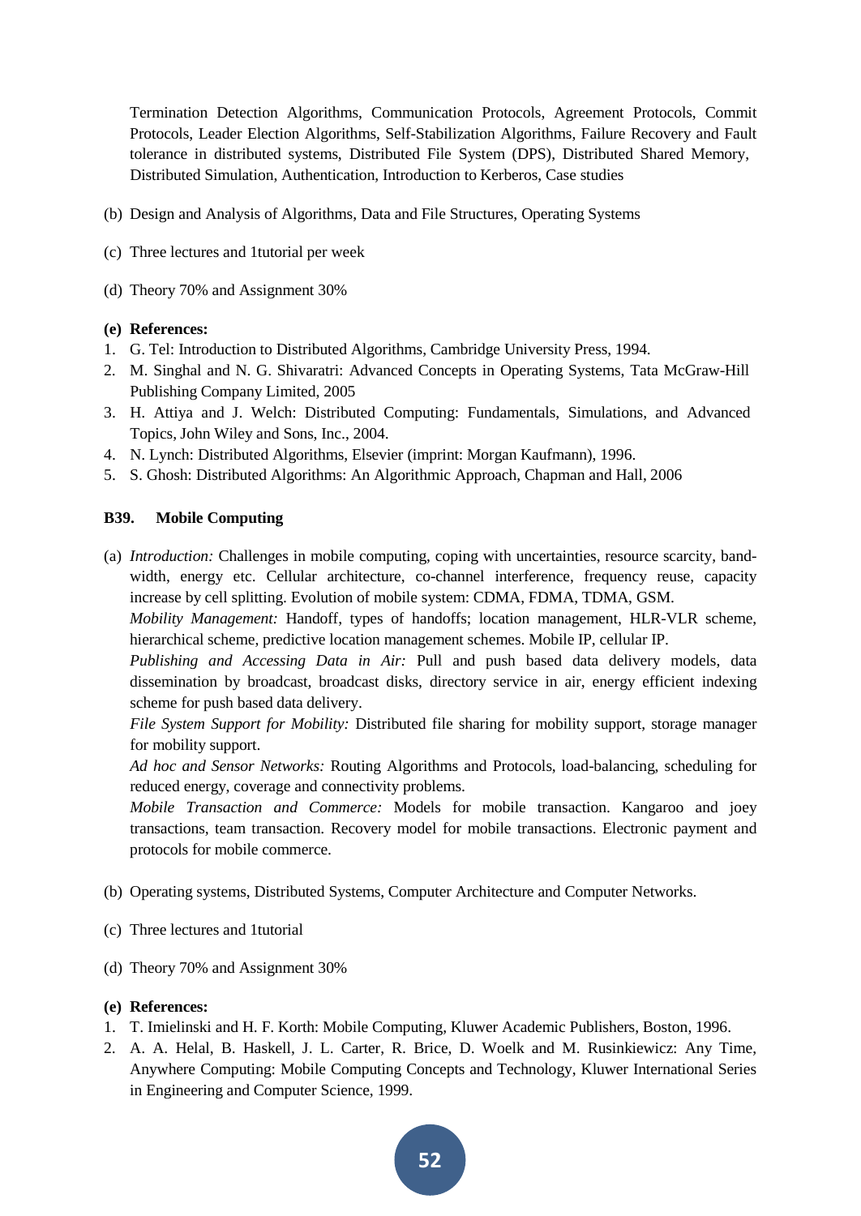Termination Detection Algorithms, Communication Protocols, Agreement Protocols, Commit Protocols, Leader Election Algorithms, Self-Stabilization Algorithms, Failure Recovery and Fault tolerance in distributed systems, Distributed File System (DPS), Distributed Shared Memory, Distributed Simulation, Authentication, Introduction to Kerberos, Case studies

(b) Design and Analysis of Algorithms, Data and File Structures, Operating Systems

(c) Three lectures and 1tutorial per week

(d) Theory 70% and Assignment 30%

**(e) References:**

1. G. Tel: Introduction to Distributed Algorithms, Cambridge University Press, 1994.
2. M. Singhal and N. G. Shivaratri: Advanced Concepts in Operating Systems, Tata McGraw-Hill Publishing Company Limited, 2005
3. H. Attiya and J. Welch: Distributed Computing: Fundamentals, Simulations, and Advanced Topics, John Wiley and Sons, Inc., 2004.
4. N. Lynch: Distributed Algorithms, Elsevier (imprint: Morgan Kaufmann), 1996.
5. S. Ghosh: Distributed Algorithms: An Algorithmic Approach, Chapman and Hall, 2006

### B39. Mobile Computing

(a) *Introduction:* Challenges in mobile computing, coping with uncertainties, resource scarcity, bandwidth, energy etc. Cellular architecture, co-channel interference, frequency reuse, capacity increase by cell splitting. Evolution of mobile system: CDMA, FDMA, TDMA, GSM.

*Mobility Management:* Handoff, types of handoffs; location management, HLR-VLR scheme, hierarchical scheme, predictive location management schemes. Mobile IP, cellular IP.

*Publishing and Accessing Data in Air:* Pull and push based data delivery models, data dissemination by broadcast, broadcast disks, directory service in air, energy efficient indexing scheme for push based data delivery.

*File System Support for Mobility:* Distributed file sharing for mobility support, storage manager for mobility support.

*Ad hoc and Sensor Networks:* Routing Algorithms and Protocols, load-balancing, scheduling for reduced energy, coverage and connectivity problems.

*Mobile Transaction and Commerce:* Models for mobile transaction. Kangaroo and joey transactions, team transaction. Recovery model for mobile transactions. Electronic payment and protocols for mobile commerce.

(b) Operating systems, Distributed Systems, Computer Architecture and Computer Networks.

(c) Three lectures and 1tutorial

(d) Theory 70% and Assignment 30%

**(e) References:**

1. T. Imielinski and H. F. Korth: Mobile Computing, Kluwer Academic Publishers, Boston, 1996.
2. A. A. Helal, B. Haskell, J. L. Carter, R. Brice, D. Woelk and M. Rusinkiewicz: Any Time, Anywhere Computing: Mobile Computing Concepts and Technology, Kluwer International Series in Engineering and Computer Science, 1999.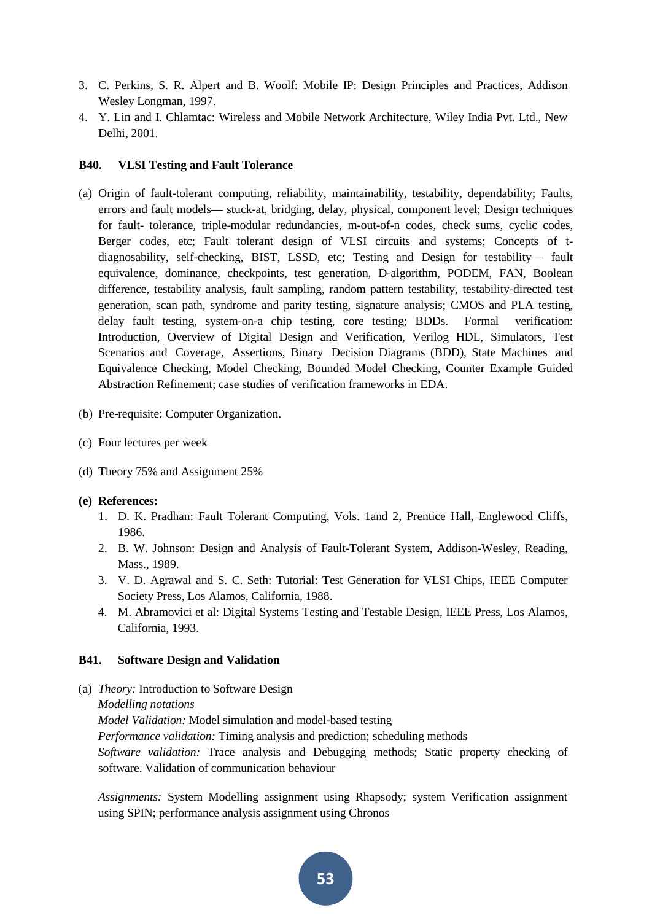3. C. Perkins, S. R. Alpert and B. Woolf: Mobile IP: Design Principles and Practices, Addison Wesley Longman, 1997.
4. Y. Lin and I. Chlamtac: Wireless and Mobile Network Architecture, Wiley India Pvt. Ltd., New Delhi, 2001.

### B40. VLSI Testing and Fault Tolerance

(a) Origin of fault-tolerant computing, reliability, maintainability, testability, dependability; Faults, errors and fault models— stuck-at, bridging, delay, physical, component level; Design techniques for fault- tolerance, triple-modular redundancies, m-out-of-n codes, check sums, cyclic codes, Berger codes, etc; Fault tolerant design of VLSI circuits and systems; Concepts of t-diagnosability, self-checking, BIST, LSSD, etc; Testing and Design for testability— fault equivalence, dominance, checkpoints, test generation, D-algorithm, PODEM, FAN, Boolean difference, testability analysis, fault sampling, random pattern testability, testability-directed test generation, scan path, syndrome and parity testing, signature analysis; CMOS and PLA testing, delay fault testing, system-on-a chip testing, core testing; BDDs. Formal verification: Introduction, Overview of Digital Design and Verification, Verilog HDL, Simulators, Test Scenarios and Coverage, Assertions, Binary Decision Diagrams (BDD), State Machines and Equivalence Checking, Model Checking, Bounded Model Checking, Counter Example Guided Abstraction Refinement; case studies of verification frameworks in EDA.

(b) Pre-requisite: Computer Organization.

(c) Four lectures per week

(d) Theory 75% and Assignment 25%

**(e) References:**

1. D. K. Pradhan: Fault Tolerant Computing, Vols. 1and 2, Prentice Hall, Englewood Cliffs, 1986.
2. B. W. Johnson: Design and Analysis of Fault-Tolerant System, Addison-Wesley, Reading, Mass., 1989.
3. V. D. Agrawal and S. C. Seth: Tutorial: Test Generation for VLSI Chips, IEEE Computer Society Press, Los Alamos, California, 1988.
4. M. Abramovici et al: Digital Systems Testing and Testable Design, IEEE Press, Los Alamos, California, 1993.

### B41. Software Design and Validation

(a) *Theory:* Introduction to Software Design
*Modelling notations*
*Model Validation:* Model simulation and model-based testing
*Performance validation:* Timing analysis and prediction; scheduling methods
*Software validation:* Trace analysis and Debugging methods; Static property checking of software. Validation of communication behaviour

*Assignments:* System Modelling assignment using Rhapsody; system Verification assignment using SPIN; performance analysis assignment using Chronos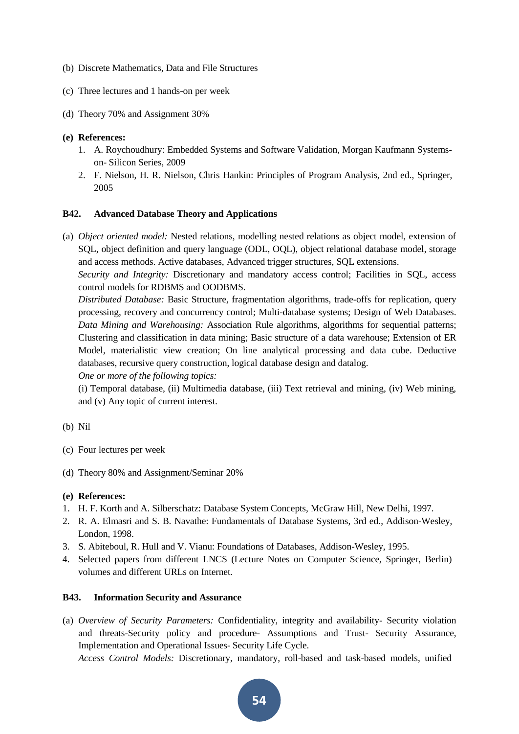(b) Discrete Mathematics, Data and File Structures

(c) Three lectures and 1 hands-on per week

(d) Theory 70% and Assignment 30%

**(e) References:**

1. A. Roychoudhury: Embedded Systems and Software Validation, Morgan Kaufmann Systems-on- Silicon Series, 2009
2. F. Nielson, H. R. Nielson, Chris Hankin: Principles of Program Analysis, 2nd ed., Springer, 2005

### B42. Advanced Database Theory and Applications

(a) *Object oriented model:* Nested relations, modelling nested relations as object model, extension of SQL, object definition and query language (ODL, OQL), object relational database model, storage and access methods. Active databases, Advanced trigger structures, SQL extensions.
*Security and Integrity:* Discretionary and mandatory access control; Facilities in SQL, access control models for RDBMS and OODBMS.
*Distributed Database:* Basic Structure, fragmentation algorithms, trade-offs for replication, query processing, recovery and concurrency control; Multi-database systems; Design of Web Databases.
*Data Mining and Warehousing:* Association Rule algorithms, algorithms for sequential patterns; Clustering and classification in data mining; Basic structure of a data warehouse; Extension of ER Model, materialistic view creation; On line analytical processing and data cube. Deductive databases, recursive query construction, logical database design and datalog.
*One or more of the following topics:*
(i) Temporal database, (ii) Multimedia database, (iii) Text retrieval and mining, (iv) Web mining, and (v) Any topic of current interest.

(b) Nil

(c) Four lectures per week

(d) Theory 80% and Assignment/Seminar 20%

**(e) References:**

1. H. F. Korth and A. Silberschatz: Database System Concepts, McGraw Hill, New Delhi, 1997.
2. R. A. Elmasri and S. B. Navathe: Fundamentals of Database Systems, 3rd ed., Addison-Wesley, London, 1998.
3. S. Abiteboul, R. Hull and V. Vianu: Foundations of Databases, Addison-Wesley, 1995.
4. Selected papers from different LNCS (Lecture Notes on Computer Science, Springer, Berlin) volumes and different URLs on Internet.

### B43. Information Security and Assurance

(a) *Overview of Security Parameters:* Confidentiality, integrity and availability- Security violation and threats-Security policy and procedure- Assumptions and Trust- Security Assurance, Implementation and Operational Issues- Security Life Cycle.
*Access Control Models:* Discretionary, mandatory, roll-based and task-based models, unified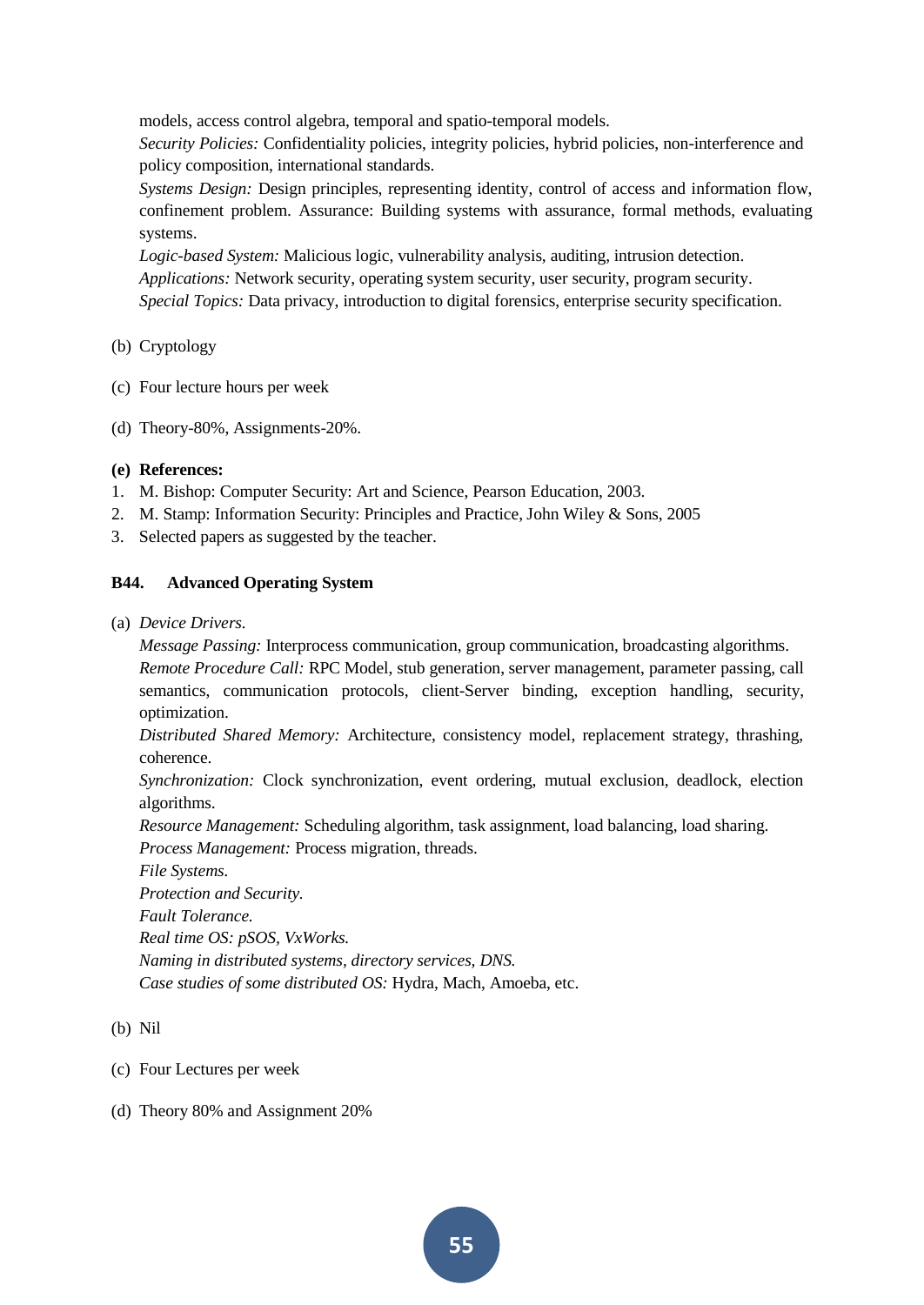models, access control algebra, temporal and spatio-temporal models.
*Security Policies:* Confidentiality policies, integrity policies, hybrid policies, non-interference and policy composition, international standards.
*Systems Design:* Design principles, representing identity, control of access and information flow, confinement problem. Assurance: Building systems with assurance, formal methods, evaluating systems.
*Logic-based System:* Malicious logic, vulnerability analysis, auditing, intrusion detection.
*Applications:* Network security, operating system security, user security, program security.
*Special Topics:* Data privacy, introduction to digital forensics, enterprise security specification.

(b) Cryptology

(c) Four lecture hours per week

(d) Theory-80%, Assignments-20%.

**(e) References:**

1. M. Bishop: Computer Security: Art and Science, Pearson Education, 2003.
2. M. Stamp: Information Security: Principles and Practice, John Wiley & Sons, 2005
3. Selected papers as suggested by the teacher.

### B44. Advanced Operating System

(a) *Device Drivers.*
*Message Passing:* Interprocess communication, group communication, broadcasting algorithms.
*Remote Procedure Call:* RPC Model, stub generation, server management, parameter passing, call semantics, communication protocols, client-Server binding, exception handling, security, optimization.
*Distributed Shared Memory:* Architecture, consistency model, replacement strategy, thrashing, coherence.
*Synchronization:* Clock synchronization, event ordering, mutual exclusion, deadlock, election algorithms.
*Resource Management:* Scheduling algorithm, task assignment, load balancing, load sharing.
*Process Management:* Process migration, threads.
*File Systems.*
*Protection and Security.*
*Fault Tolerance.*
*Real time OS: pSOS, VxWorks.*
*Naming in distributed systems, directory services, DNS.*
*Case studies of some distributed OS:* Hydra, Mach, Amoeba, etc.

(b) Nil

(c) Four Lectures per week

(d) Theory 80% and Assignment 20%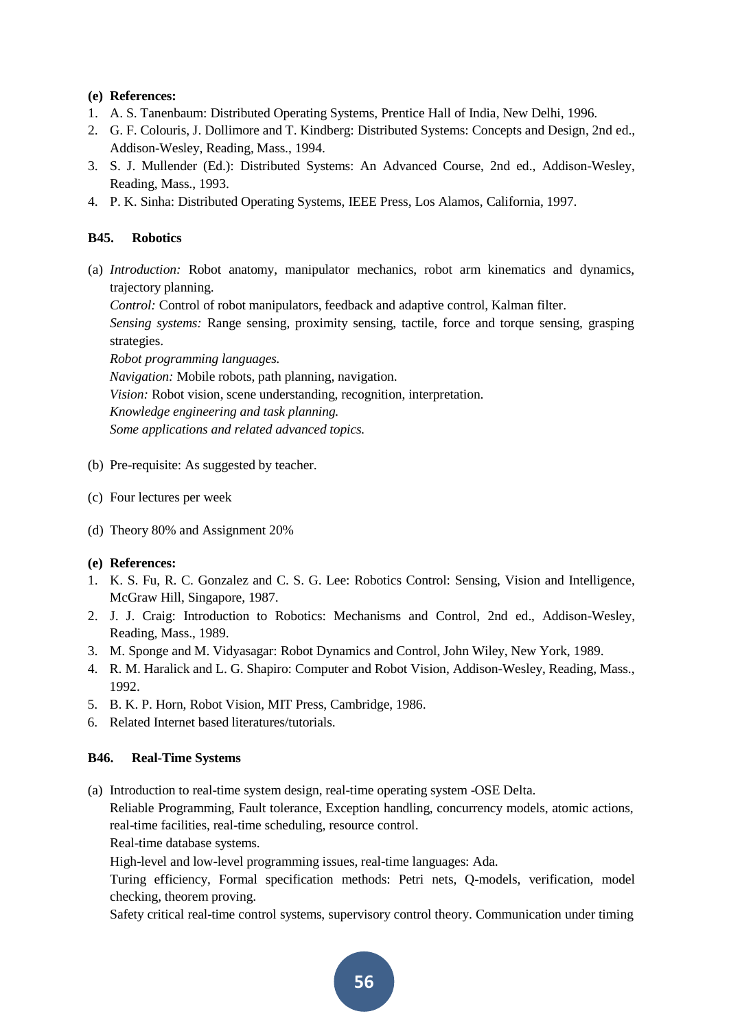**(e) References:**

1. A. S. Tanenbaum: Distributed Operating Systems, Prentice Hall of India, New Delhi, 1996.
2. G. F. Colouris, J. Dollimore and T. Kindberg: Distributed Systems: Concepts and Design, 2nd ed., Addison-Wesley, Reading, Mass., 1994.
3. S. J. Mullender (Ed.): Distributed Systems: An Advanced Course, 2nd ed., Addison-Wesley, Reading, Mass., 1993.
4. P. K. Sinha: Distributed Operating Systems, IEEE Press, Los Alamos, California, 1997.

### B45. Robotics

(a) *Introduction:* Robot anatomy, manipulator mechanics, robot arm kinematics and dynamics, trajectory planning.
*Control:* Control of robot manipulators, feedback and adaptive control, Kalman filter.
*Sensing systems:* Range sensing, proximity sensing, tactile, force and torque sensing, grasping strategies.
*Robot programming languages.*
*Navigation:* Mobile robots, path planning, navigation.
*Vision:* Robot vision, scene understanding, recognition, interpretation.
*Knowledge engineering and task planning.*
*Some applications and related advanced topics.*

(b) Pre-requisite: As suggested by teacher.

(c) Four lectures per week

(d) Theory 80% and Assignment 20%

**(e) References:**

1. K. S. Fu, R. C. Gonzalez and C. S. G. Lee: Robotics Control: Sensing, Vision and Intelligence, McGraw Hill, Singapore, 1987.
2. J. J. Craig: Introduction to Robotics: Mechanisms and Control, 2nd ed., Addison-Wesley, Reading, Mass., 1989.
3. M. Sponge and M. Vidyasagar: Robot Dynamics and Control, John Wiley, New York, 1989.
4. R. M. Haralick and L. G. Shapiro: Computer and Robot Vision, Addison-Wesley, Reading, Mass., 1992.
5. B. K. P. Horn, Robot Vision, MIT Press, Cambridge, 1986.
6. Related Internet based literatures/tutorials.

### B46. Real-Time Systems

(a) Introduction to real-time system design, real-time operating system -OSE Delta.
Reliable Programming, Fault tolerance, Exception handling, concurrency models, atomic actions, real-time facilities, real-time scheduling, resource control.
Real-time database systems.
High-level and low-level programming issues, real-time languages: Ada.
Turing efficiency, Formal specification methods: Petri nets, Q-models, verification, model checking, theorem proving.
Safety critical real-time control systems, supervisory control theory. Communication under timing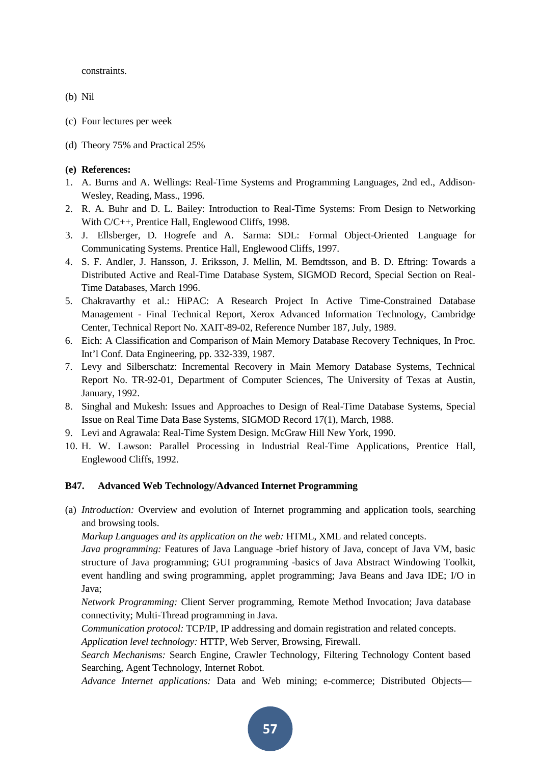constraints.

(b) Nil

(c) Four lectures per week

(d) Theory 75% and Practical 25%

**(e) References:**

1. A. Burns and A. Wellings: Real-Time Systems and Programming Languages, 2nd ed., Addison-Wesley, Reading, Mass., 1996.
2. R. A. Buhr and D. L. Bailey: Introduction to Real-Time Systems: From Design to Networking With C/C++, Prentice Hall, Englewood Cliffs, 1998.
3. J. Ellsberger, D. Hogrefe and A. Sarma: SDL: Formal Object-Oriented Language for Communicating Systems. Prentice Hall, Englewood Cliffs, 1997.
4. S. F. Andler, J. Hansson, J. Eriksson, J. Mellin, M. Bemdtsson, and B. D. Eftring: Towards a Distributed Active and Real-Time Database System, SIGMOD Record, Special Section on Real-Time Databases, March 1996.
5. Chakravarthy et al.: HiPAC: A Research Project In Active Time-Constrained Database Management - Final Technical Report, Xerox Advanced Information Technology, Cambridge Center, Technical Report No. XAIT-89-02, Reference Number 187, July, 1989.
6. Eich: A Classification and Comparison of Main Memory Database Recovery Techniques, In Proc. Int'l Conf. Data Engineering, pp. 332-339, 1987.
7. Levy and Silberschatz: Incremental Recovery in Main Memory Database Systems, Technical Report No. TR-92-01, Department of Computer Sciences, The University of Texas at Austin, January, 1992.
8. Singhal and Mukesh: Issues and Approaches to Design of Real-Time Database Systems, Special Issue on Real Time Data Base Systems, SIGMOD Record 17(1), March, 1988.
9. Levi and Agrawala: Real-Time System Design. McGraw Hill New York, 1990.
10. H. W. Lawson: Parallel Processing in Industrial Real-Time Applications, Prentice Hall, Englewood Cliffs, 1992.

**B47. Advanced Web Technology/Advanced Internet Programming**

(a) *Introduction:* Overview and evolution of Internet programming and application tools, searching and browsing tools.
*Markup Languages and its application on the web:* HTML, XML and related concepts.
*Java programming:* Features of Java Language -brief history of Java, concept of Java VM, basic structure of Java programming; GUI programming -basics of Java Abstract Windowing Toolkit, event handling and swing programming, applet programming; Java Beans and Java IDE; I/O in Java;
*Network Programming:* Client Server programming, Remote Method Invocation; Java database connectivity; Multi-Thread programming in Java.
*Communication protocol:* TCP/IP, IP addressing and domain registration and related concepts.
*Application level technology:* HTTP, Web Server, Browsing, Firewall.
*Search Mechanisms:* Search Engine, Crawler Technology, Filtering Technology Content based Searching, Agent Technology, Internet Robot.
*Advance Internet applications:* Data and Web mining; e-commerce; Distributed Objects—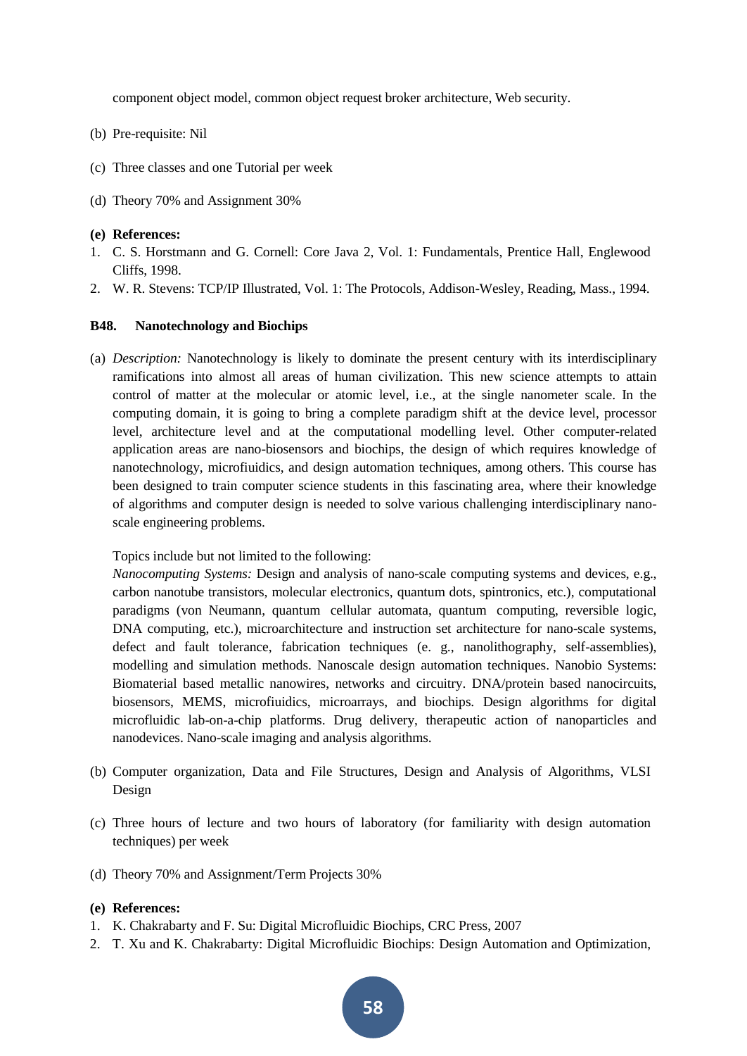component object model, common object request broker architecture, Web security.

(b) Pre-requisite: Nil

(c) Three classes and one Tutorial per week

(d) Theory 70% and Assignment 30%

**(e) References:**

1. C. S. Horstmann and G. Cornell: Core Java 2, Vol. 1: Fundamentals, Prentice Hall, Englewood Cliffs, 1998.
2. W. R. Stevens: TCP/IP Illustrated, Vol. 1: The Protocols, Addison-Wesley, Reading, Mass., 1994.

### B48. Nanotechnology and Biochips

(a) *Description:* Nanotechnology is likely to dominate the present century with its interdisciplinary ramifications into almost all areas of human civilization. This new science attempts to attain control of matter at the molecular or atomic level, i.e., at the single nanometer scale. In the computing domain, it is going to bring a complete paradigm shift at the device level, processor level, architecture level and at the computational modelling level. Other computer-related application areas are nano-biosensors and biochips, the design of which requires knowledge of nanotechnology, microfiuidics, and design automation techniques, among others. This course has been designed to train computer science students in this fascinating area, where their knowledge of algorithms and computer design is needed to solve various challenging interdisciplinary nano-scale engineering problems.

Topics include but not limited to the following:
*Nanocomputing Systems:* Design and analysis of nano-scale computing systems and devices, e.g., carbon nanotube transistors, molecular electronics, quantum dots, spintronics, etc.), computational paradigms (von Neumann, quantum cellular automata, quantum computing, reversible logic, DNA computing, etc.), microarchitecture and instruction set architecture for nano-scale systems, defect and fault tolerance, fabrication techniques (e. g., nanolithography, self-assemblies), modelling and simulation methods. Nanoscale design automation techniques. Nanobio Systems: Biomaterial based metallic nanowires, networks and circuitry. DNA/protein based nanocircuits, biosensors, MEMS, microfiuidics, microarrays, and biochips. Design algorithms for digital microfluidic lab-on-a-chip platforms. Drug delivery, therapeutic action of nanoparticles and nanodevices. Nano-scale imaging and analysis algorithms.

(b) Computer organization, Data and File Structures, Design and Analysis of Algorithms, VLSI Design

(c) Three hours of lecture and two hours of laboratory (for familiarity with design automation techniques) per week

(d) Theory 70% and Assignment/Term Projects 30%

**(e) References:**

1. K. Chakrabarty and F. Su: Digital Microfluidic Biochips, CRC Press, 2007
2. T. Xu and K. Chakrabarty: Digital Microfluidic Biochips: Design Automation and Optimization,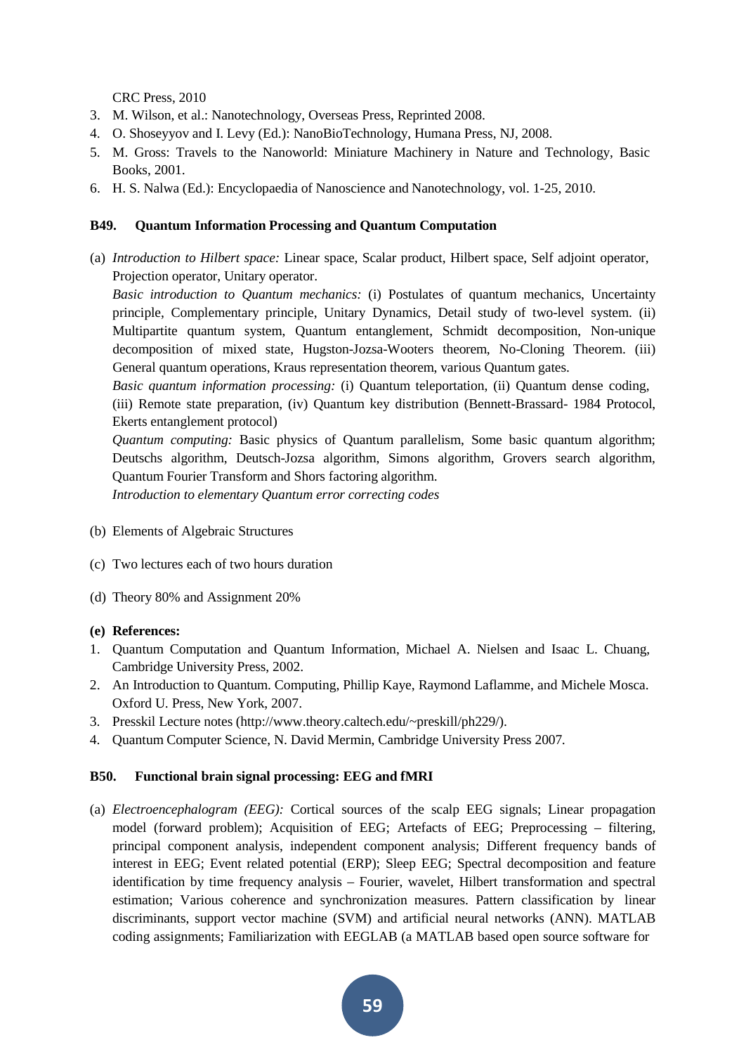CRC Press, 2010

3. M. Wilson, et al.: Nanotechnology, Overseas Press, Reprinted 2008.
4. O. Shoseyyov and I. Levy (Ed.): NanoBioTechnology, Humana Press, NJ, 2008.
5. M. Gross: Travels to the Nanoworld: Miniature Machinery in Nature and Technology, Basic Books, 2001.
6. H. S. Nalwa (Ed.): Encyclopaedia of Nanoscience and Nanotechnology, vol. 1-25, 2010.

### B49. Quantum Information Processing and Quantum Computation

(a) *Introduction to Hilbert space:* Linear space, Scalar product, Hilbert space, Self adjoint operator, Projection operator, Unitary operator.

*Basic introduction to Quantum mechanics:* (i) Postulates of quantum mechanics, Uncertainty principle, Complementary principle, Unitary Dynamics, Detail study of two-level system. (ii) Multipartite quantum system, Quantum entanglement, Schmidt decomposition, Non-unique decomposition of mixed state, Hugston-Jozsa-Wooters theorem, No-Cloning Theorem. (iii) General quantum operations, Kraus representation theorem, various Quantum gates.

*Basic quantum information processing:* (i) Quantum teleportation, (ii) Quantum dense coding, (iii) Remote state preparation, (iv) Quantum key distribution (Bennett-Brassard- 1984 Protocol, Ekerts entanglement protocol)

*Quantum computing:* Basic physics of Quantum parallelism, Some basic quantum algorithm; Deutschs algorithm, Deutsch-Jozsa algorithm, Simons algorithm, Grovers search algorithm, Quantum Fourier Transform and Shors factoring algorithm.

*Introduction to elementary Quantum error correcting codes*

(b) Elements of Algebraic Structures

(c) Two lectures each of two hours duration

(d) Theory 80% and Assignment 20%

**(e) References:**

1. Quantum Computation and Quantum Information, Michael A. Nielsen and Isaac L. Chuang, Cambridge University Press, 2002.
2. An Introduction to Quantum. Computing, Phillip Kaye, Raymond Laflamme, and Michele Mosca. Oxford U. Press, New York, 2007.
3. Presskil Lecture notes (http://www.theory.caltech.edu/~preskill/ph229/).
4. Quantum Computer Science, N. David Mermin, Cambridge University Press 2007.

### B50. Functional brain signal processing: EEG and fMRI

(a) *Electroencephalogram (EEG):* Cortical sources of the scalp EEG signals; Linear propagation model (forward problem); Acquisition of EEG; Artefacts of EEG; Preprocessing – filtering, principal component analysis, independent component analysis; Different frequency bands of interest in EEG; Event related potential (ERP); Sleep EEG; Spectral decomposition and feature identification by time frequency analysis – Fourier, wavelet, Hilbert transformation and spectral estimation; Various coherence and synchronization measures. Pattern classification by linear discriminants, support vector machine (SVM) and artificial neural networks (ANN). MATLAB coding assignments; Familiarization with EEGLAB (a MATLAB based open source software for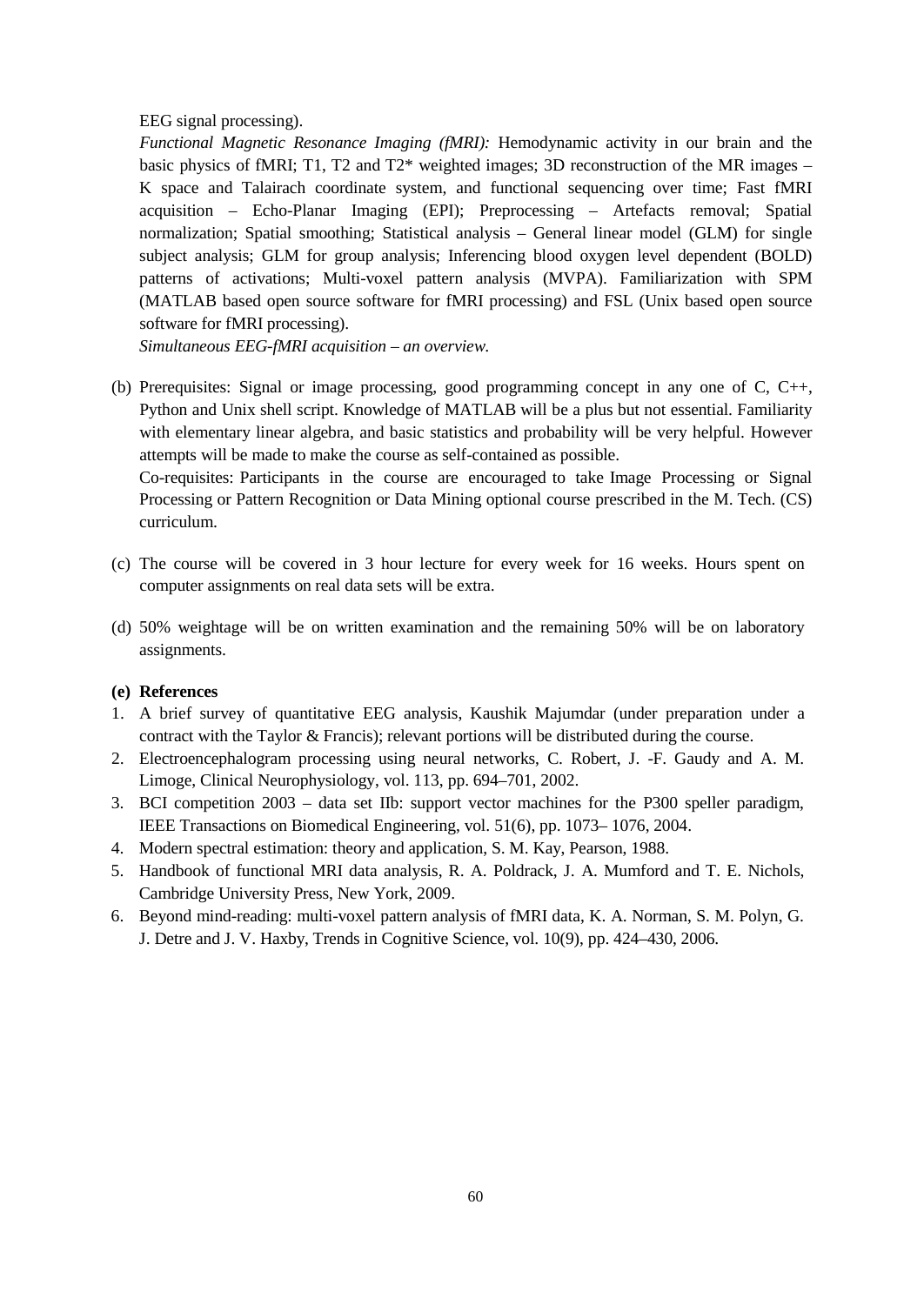EEG signal processing).

*Functional Magnetic Resonance Imaging (fMRI):* Hemodynamic activity in our brain and the basic physics of fMRI; T1, T2 and T2* weighted images; 3D reconstruction of the MR images – K space and Talairach coordinate system, and functional sequencing over time; Fast fMRI acquisition – Echo-Planar Imaging (EPI); Preprocessing – Artefacts removal; Spatial normalization; Spatial smoothing; Statistical analysis – General linear model (GLM) for single subject analysis; GLM for group analysis; Inferencing blood oxygen level dependent (BOLD) patterns of activations; Multi-voxel pattern analysis (MVPA). Familiarization with SPM (MATLAB based open source software for fMRI processing) and FSL (Unix based open source software for fMRI processing).

*Simultaneous EEG-fMRI acquisition – an overview.*

(b) Prerequisites: Signal or image processing, good programming concept in any one of C, C++, Python and Unix shell script. Knowledge of MATLAB will be a plus but not essential. Familiarity with elementary linear algebra, and basic statistics and probability will be very helpful. However attempts will be made to make the course as self-contained as possible.
Co-requisites: Participants in the course are encouraged to take Image Processing or Signal Processing or Pattern Recognition or Data Mining optional course prescribed in the M. Tech. (CS) curriculum.

(c) The course will be covered in 3 hour lecture for every week for 16 weeks. Hours spent on computer assignments on real data sets will be extra.

(d) 50% weightage will be on written examination and the remaining 50% will be on laboratory assignments.

**(e) References**

1. A brief survey of quantitative EEG analysis, Kaushik Majumdar (under preparation under a contract with the Taylor & Francis); relevant portions will be distributed during the course.
2. Electroencephalogram processing using neural networks, C. Robert, J. -F. Gaudy and A. M. Limoge, Clinical Neurophysiology, vol. 113, pp. 694–701, 2002.
3. BCI competition 2003 – data set IIb: support vector machines for the P300 speller paradigm, IEEE Transactions on Biomedical Engineering, vol. 51(6), pp. 1073– 1076, 2004.
4. Modern spectral estimation: theory and application, S. M. Kay, Pearson, 1988.
5. Handbook of functional MRI data analysis, R. A. Poldrack, J. A. Mumford and T. E. Nichols, Cambridge University Press, New York, 2009.
6. Beyond mind-reading: multi-voxel pattern analysis of fMRI data, K. A. Norman, S. M. Polyn, G. J. Detre and J. V. Haxby, Trends in Cognitive Science, vol. 10(9), pp. 424–430, 2006.